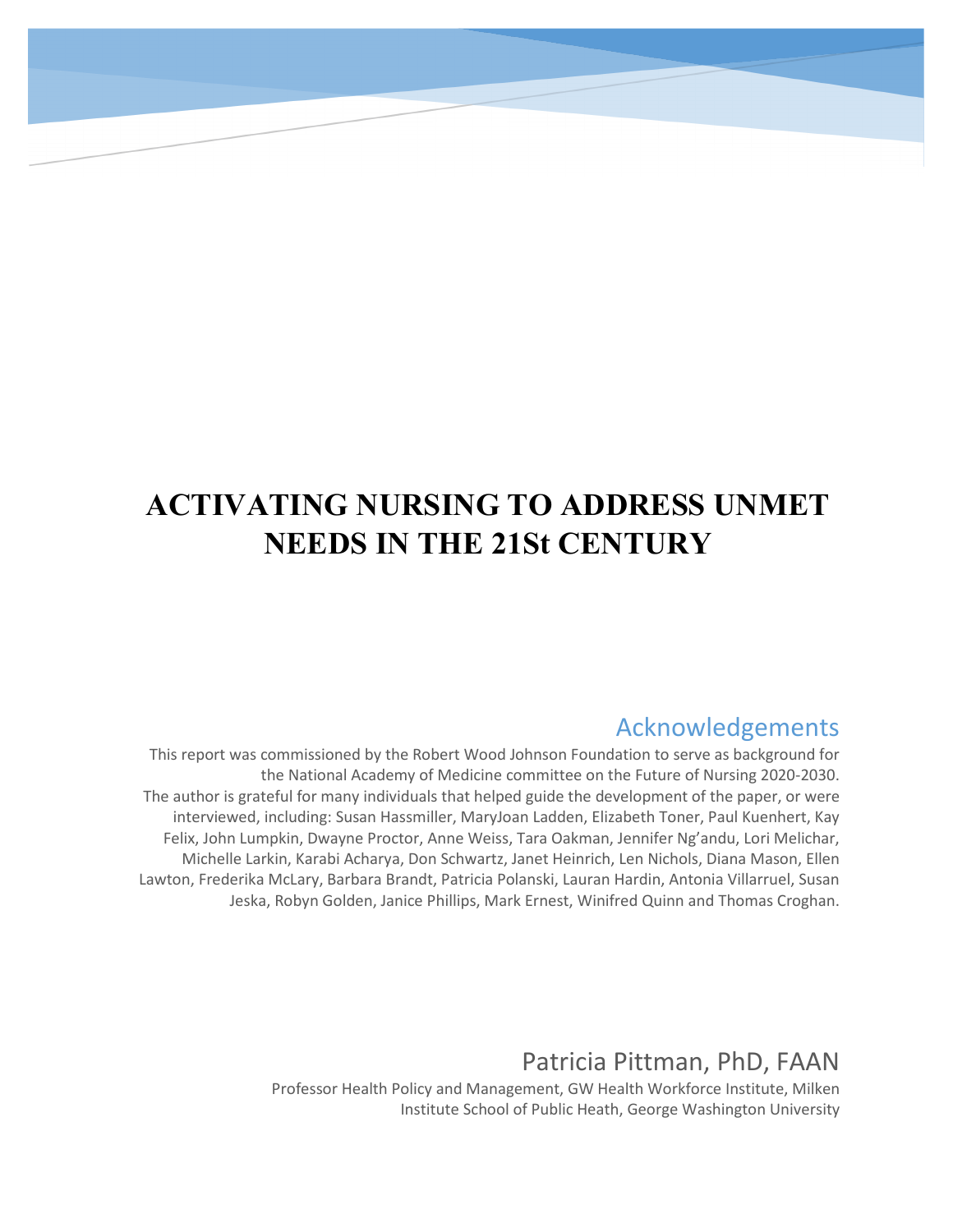# ACTIVATING NURSING TO ADDRESS UNMET NEEDS IN THE 21St CENTURY

## Acknowledgements

This report was commissioned by the Robert Wood Johnson Foundation to serve as background for the National Academy of Medicine committee on the Future of Nursing 2020-2030. The author is grateful for many individuals that helped guide the development of the paper, or were interviewed, including: Susan Hassmiller, MaryJoan Ladden, Elizabeth Toner, Paul Kuenhert, Kay Felix, John Lumpkin, Dwayne Proctor, Anne Weiss, Tara Oakman, Jennifer Ng'andu, Lori Melichar, Michelle Larkin, Karabi Acharya, Don Schwartz, Janet Heinrich, Len Nichols, Diana Mason, Ellen Lawton, Frederika McLary, Barbara Brandt, Patricia Polanski, Lauran Hardin, Antonia Villarruel, Susan Jeska, Robyn Golden, Janice Phillips, Mark Ernest, Winifred Quinn and Thomas Croghan.

Patricia Pittman, PhD, FAAN

Professor Health Policy and Management, GW Health Workforce Institute, Milken Institute School of Public Heath, George Washington University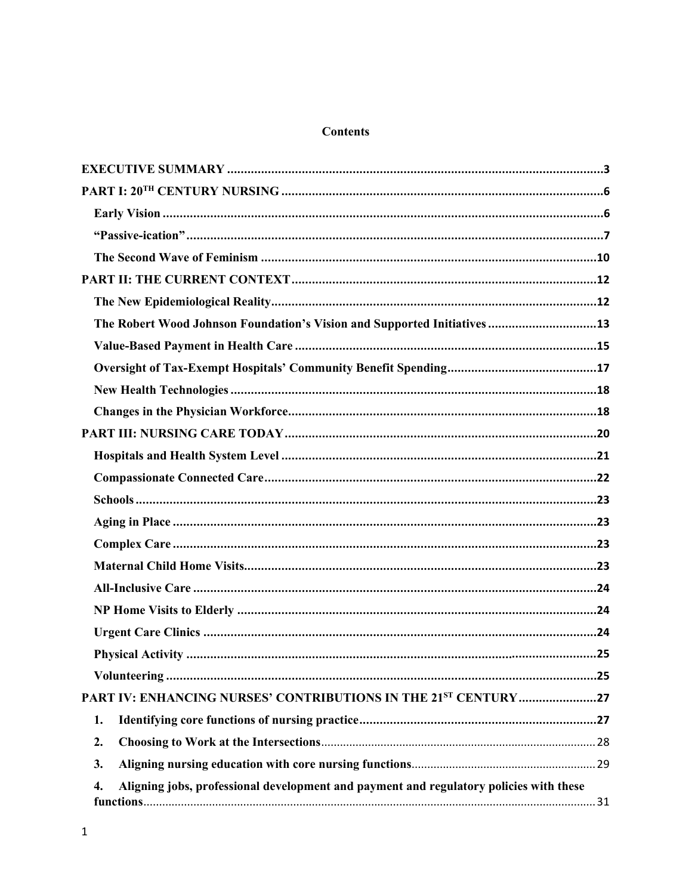# Contents

- EXECUTIVE SUMMARY ..... 3
- PART I: 20TH CENTURY NURSING ..... 6
  - Early Vision ..... 6
  - "Passive-ication" ..... 7
  - The Second Wave of Feminism ..... 10
- PART II: THE CURRENT CONTEXT ..... 12
  - The New Epidemiological Reality ..... 12
  - The Robert Wood Johnson Foundation's Vision and Supported Initiatives ..... 13
  - Value-Based Payment in Health Care ..... 15
  - Oversight of Tax-Exempt Hospitals' Community Benefit Spending ..... 17
  - New Health Technologies ..... 18
  - Changes in the Physician Workforce ..... 18
- PART III: NURSING CARE TODAY ..... 20
  - Hospitals and Health System Level ..... 21
  - Compassionate Connected Care ..... 22
  - Schools ..... 23
  - Aging in Place ..... 23
  - Complex Care ..... 23
  - Maternal Child Home Visits ..... 23
  - All-Inclusive Care ..... 24
  - NP Home Visits to Elderly ..... 24
  - Urgent Care Clinics ..... 24
  - Physical Activity ..... 25
  - Volunteering ..... 25
- PART IV: ENHANCING NURSES' CONTRIBUTIONS IN THE 21ST CENTURY ..... 27
  1. Identifying core functions of nursing practice ..... 27
  2. Choosing to Work at the Intersections ..... 28
  3. Aligning nursing education with core nursing functions ..... 29
  4. Aligning jobs, professional development and payment and regulatory policies with these functions ..... 31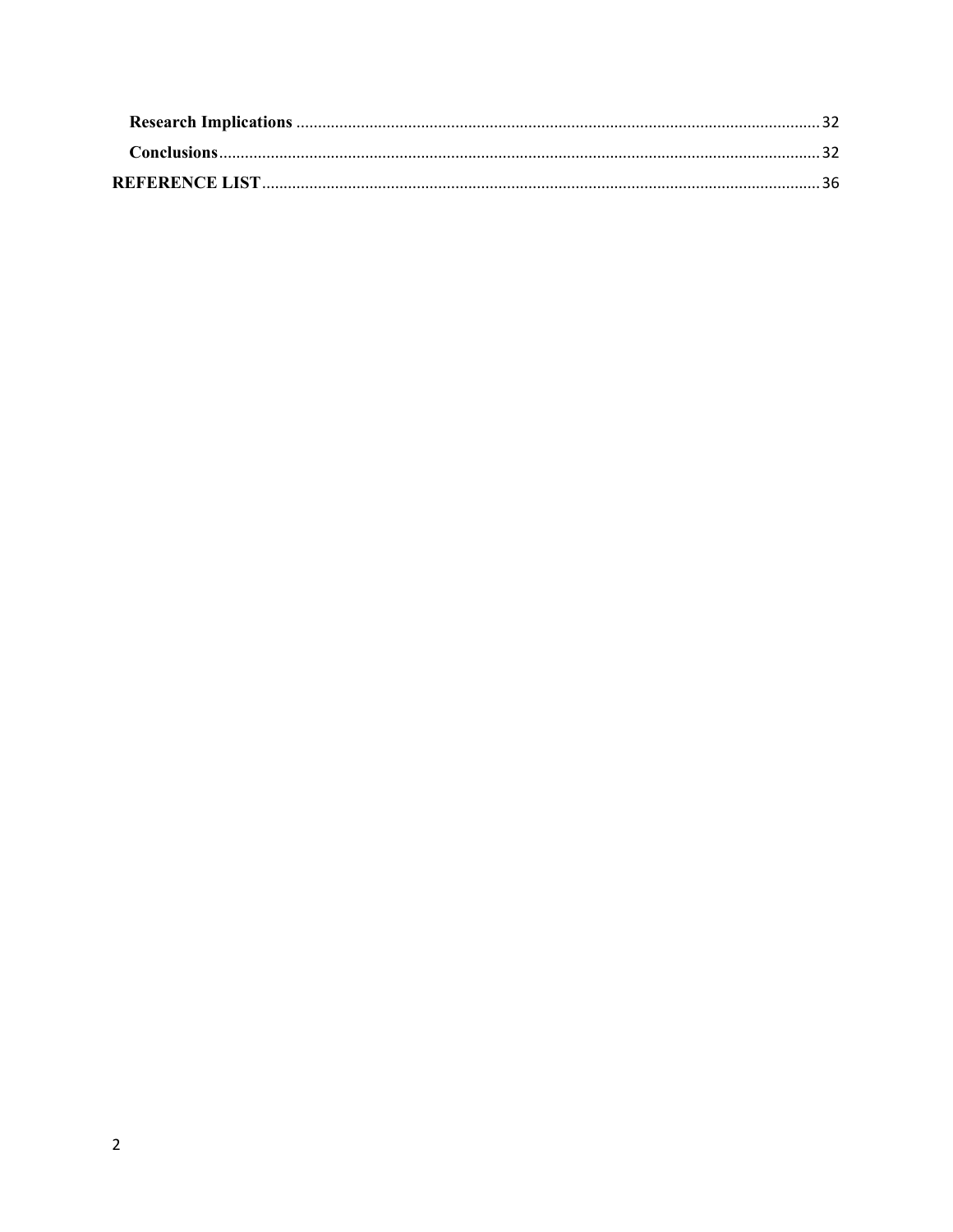**Research Implications** .......................................................................................................................... 32

**Conclusions** ........................................................................................................................................ 32

**REFERENCE LIST** ................................................................................................................................. 36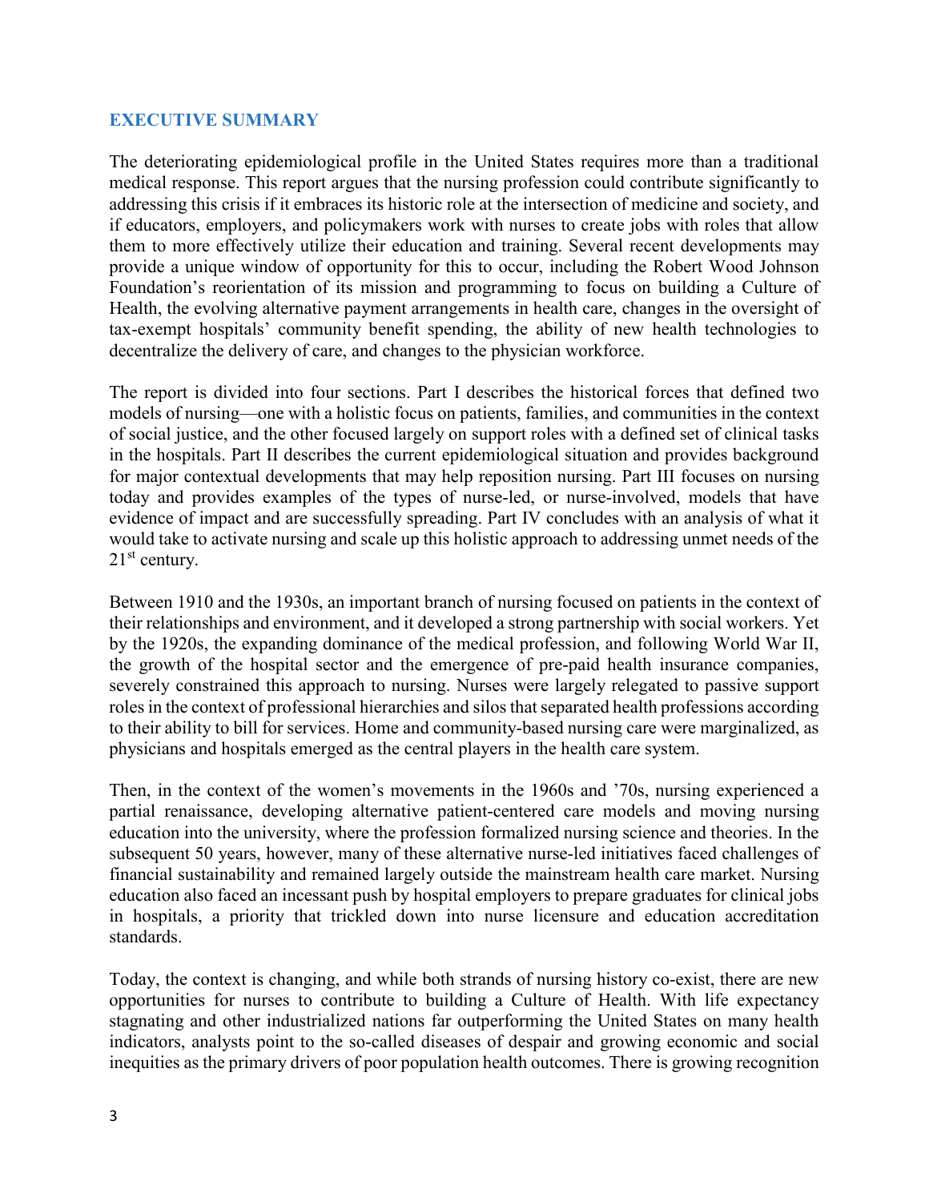## EXECUTIVE SUMMARY

The deteriorating epidemiological profile in the United States requires more than a traditional medical response. This report argues that the nursing profession could contribute significantly to addressing this crisis if it embraces its historic role at the intersection of medicine and society, and if educators, employers, and policymakers work with nurses to create jobs with roles that allow them to more effectively utilize their education and training. Several recent developments may provide a unique window of opportunity for this to occur, including the Robert Wood Johnson Foundation's reorientation of its mission and programming to focus on building a Culture of Health, the evolving alternative payment arrangements in health care, changes in the oversight of tax-exempt hospitals' community benefit spending, the ability of new health technologies to decentralize the delivery of care, and changes to the physician workforce.

The report is divided into four sections. Part I describes the historical forces that defined two models of nursing—one with a holistic focus on patients, families, and communities in the context of social justice, and the other focused largely on support roles with a defined set of clinical tasks in the hospitals. Part II describes the current epidemiological situation and provides background for major contextual developments that may help reposition nursing. Part III focuses on nursing today and provides examples of the types of nurse-led, or nurse-involved, models that have evidence of impact and are successfully spreading. Part IV concludes with an analysis of what it would take to activate nursing and scale up this holistic approach to addressing unmet needs of the 21st century.

Between 1910 and the 1930s, an important branch of nursing focused on patients in the context of their relationships and environment, and it developed a strong partnership with social workers. Yet by the 1920s, the expanding dominance of the medical profession, and following World War II, the growth of the hospital sector and the emergence of pre-paid health insurance companies, severely constrained this approach to nursing. Nurses were largely relegated to passive support roles in the context of professional hierarchies and silos that separated health professions according to their ability to bill for services. Home and community-based nursing care were marginalized, as physicians and hospitals emerged as the central players in the health care system.

Then, in the context of the women's movements in the 1960s and '70s, nursing experienced a partial renaissance, developing alternative patient-centered care models and moving nursing education into the university, where the profession formalized nursing science and theories. In the subsequent 50 years, however, many of these alternative nurse-led initiatives faced challenges of financial sustainability and remained largely outside the mainstream health care market. Nursing education also faced an incessant push by hospital employers to prepare graduates for clinical jobs in hospitals, a priority that trickled down into nurse licensure and education accreditation standards.

Today, the context is changing, and while both strands of nursing history co-exist, there are new opportunities for nurses to contribute to building a Culture of Health. With life expectancy stagnating and other industrialized nations far outperforming the United States on many health indicators, analysts point to the so-called diseases of despair and growing economic and social inequities as the primary drivers of poor population health outcomes. There is growing recognition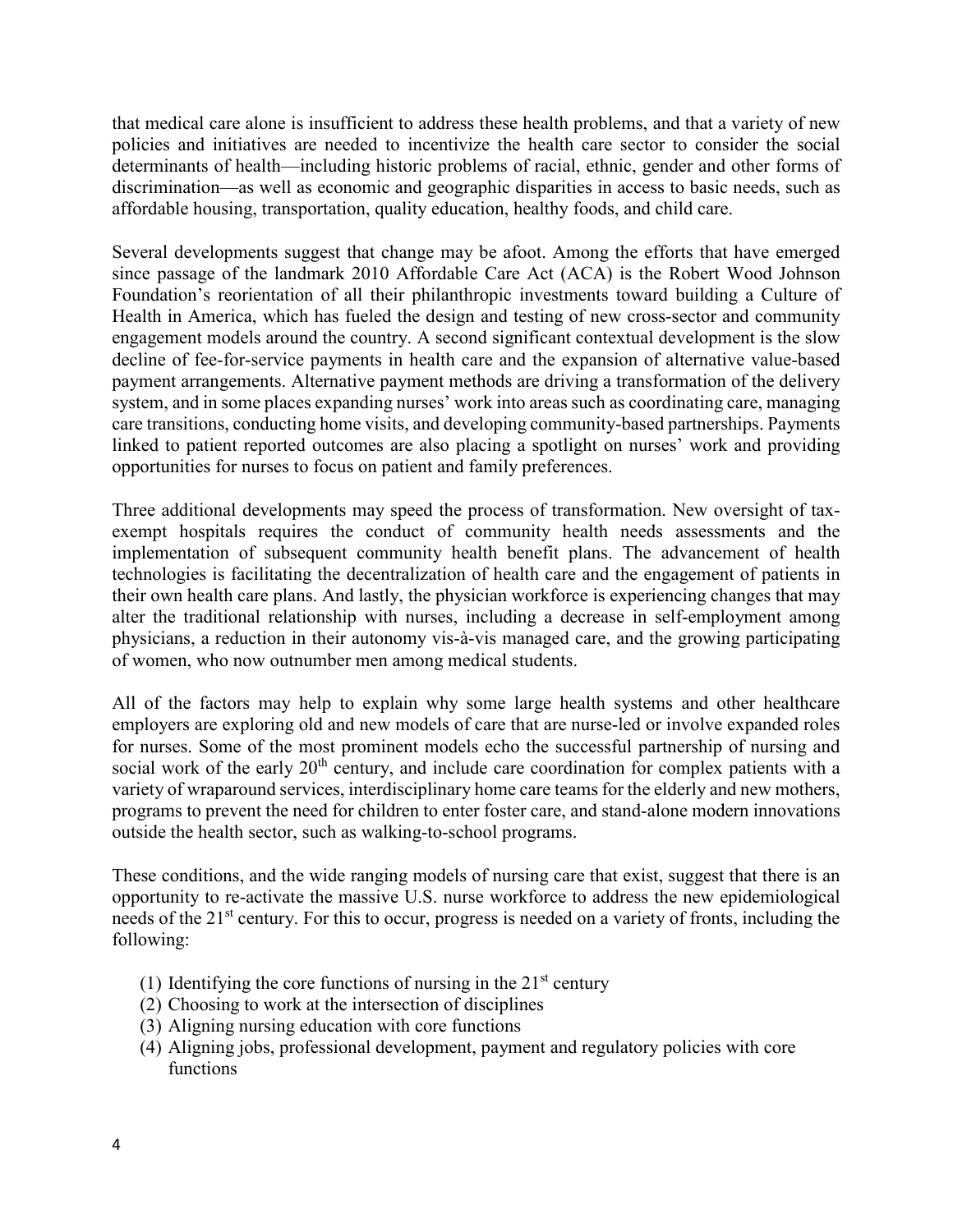that medical care alone is insufficient to address these health problems, and that a variety of new policies and initiatives are needed to incentivize the health care sector to consider the social determinants of health—including historic problems of racial, ethnic, gender and other forms of discrimination—as well as economic and geographic disparities in access to basic needs, such as affordable housing, transportation, quality education, healthy foods, and child care.

Several developments suggest that change may be afoot. Among the efforts that have emerged since passage of the landmark 2010 Affordable Care Act (ACA) is the Robert Wood Johnson Foundation's reorientation of all their philanthropic investments toward building a Culture of Health in America, which has fueled the design and testing of new cross-sector and community engagement models around the country. A second significant contextual development is the slow decline of fee-for-service payments in health care and the expansion of alternative value-based payment arrangements. Alternative payment methods are driving a transformation of the delivery system, and in some places expanding nurses' work into areas such as coordinating care, managing care transitions, conducting home visits, and developing community-based partnerships. Payments linked to patient reported outcomes are also placing a spotlight on nurses' work and providing opportunities for nurses to focus on patient and family preferences.

Three additional developments may speed the process of transformation. New oversight of tax-exempt hospitals requires the conduct of community health needs assessments and the implementation of subsequent community health benefit plans. The advancement of health technologies is facilitating the decentralization of health care and the engagement of patients in their own health care plans. And lastly, the physician workforce is experiencing changes that may alter the traditional relationship with nurses, including a decrease in self-employment among physicians, a reduction in their autonomy vis-à-vis managed care, and the growing participating of women, who now outnumber men among medical students.

All of the factors may help to explain why some large health systems and other healthcare employers are exploring old and new models of care that are nurse-led or involve expanded roles for nurses. Some of the most prominent models echo the successful partnership of nursing and social work of the early 20th century, and include care coordination for complex patients with a variety of wraparound services, interdisciplinary home care teams for the elderly and new mothers, programs to prevent the need for children to enter foster care, and stand-alone modern innovations outside the health sector, such as walking-to-school programs.

These conditions, and the wide ranging models of nursing care that exist, suggest that there is an opportunity to re-activate the massive U.S. nurse workforce to address the new epidemiological needs of the 21st century. For this to occur, progress is needed on a variety of fronts, including the following:

(1) Identifying the core functions of nursing in the 21st century
(2) Choosing to work at the intersection of disciplines
(3) Aligning nursing education with core functions
(4) Aligning jobs, professional development, payment and regulatory policies with core functions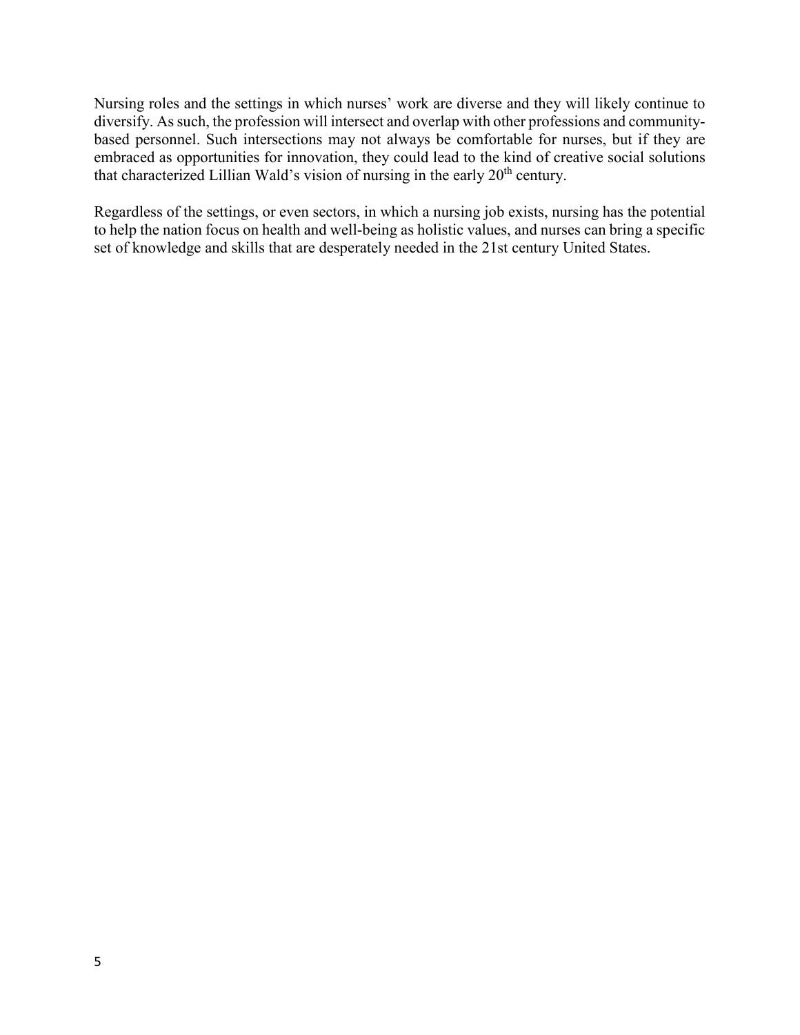Nursing roles and the settings in which nurses' work are diverse and they will likely continue to diversify. As such, the profession will intersect and overlap with other professions and community-based personnel. Such intersections may not always be comfortable for nurses, but if they are embraced as opportunities for innovation, they could lead to the kind of creative social solutions that characterized Lillian Wald's vision of nursing in the early 20th century.

Regardless of the settings, or even sectors, in which a nursing job exists, nursing has the potential to help the nation focus on health and well-being as holistic values, and nurses can bring a specific set of knowledge and skills that are desperately needed in the 21st century United States.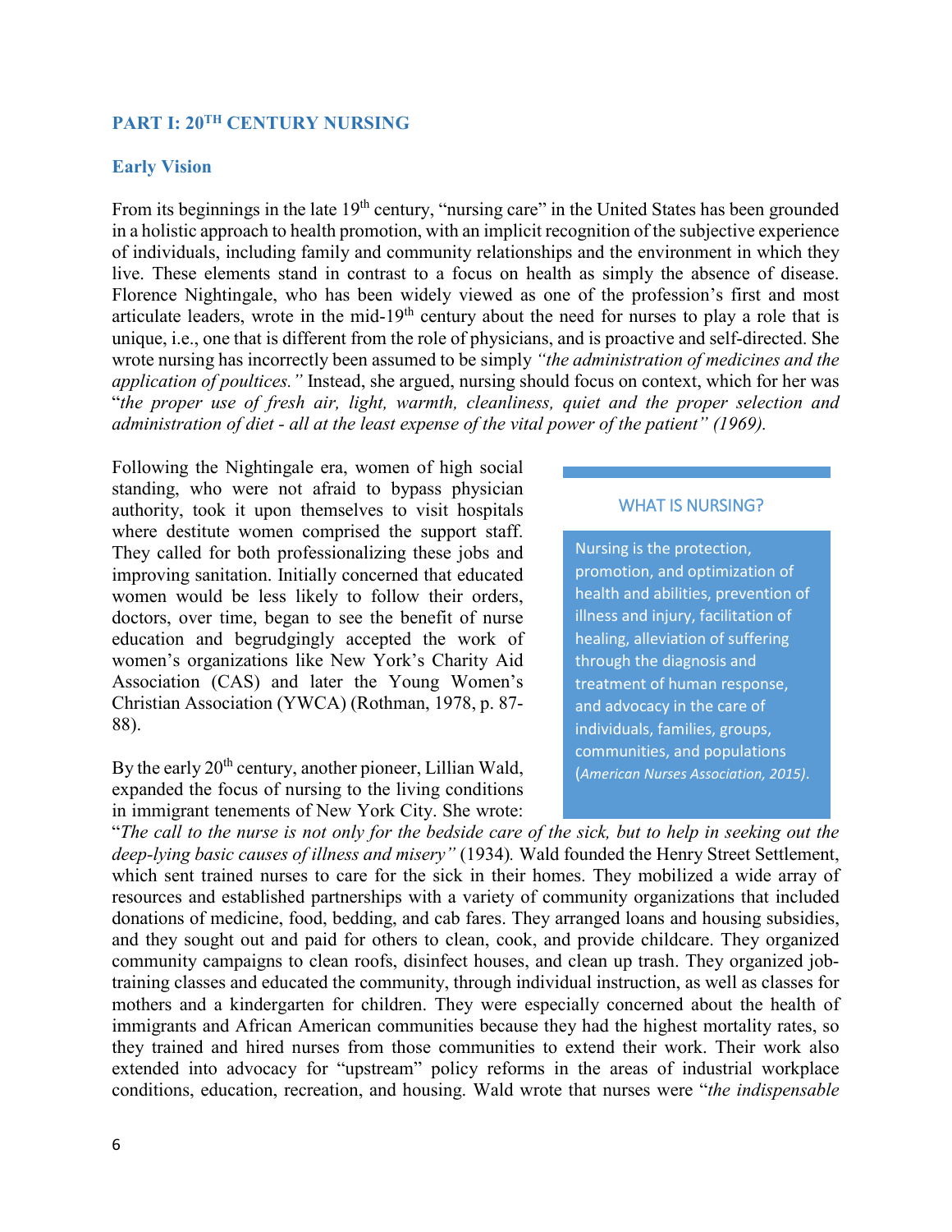## PART I: 20TH CENTURY NURSING

### Early Vision

From its beginnings in the late 19th century, "nursing care" in the United States has been grounded in a holistic approach to health promotion, with an implicit recognition of the subjective experience of individuals, including family and community relationships and the environment in which they live. These elements stand in contrast to a focus on health as simply the absence of disease. Florence Nightingale, who has been widely viewed as one of the profession's first and most articulate leaders, wrote in the mid-19th century about the need for nurses to play a role that is unique, i.e., one that is different from the role of physicians, and is proactive and self-directed. She wrote nursing has incorrectly been assumed to be simply *"the administration of medicines and the application of poultices."* Instead, she argued, nursing should focus on context, which for her was "*the proper use of fresh air, light, warmth, cleanliness, quiet and the proper selection and administration of diet - all at the least expense of the vital power of the patient" (1969).*

Following the Nightingale era, women of high social standing, who were not afraid to bypass physician authority, took it upon themselves to visit hospitals where destitute women comprised the support staff. They called for both professionalizing these jobs and improving sanitation. Initially concerned that educated women would be less likely to follow their orders, doctors, over time, began to see the benefit of nurse education and begrudgingly accepted the work of women's organizations like New York's Charity Aid Association (CAS) and later the Young Women's Christian Association (YWCA) (Rothman, 1978, p. 87-88).

> **WHAT IS NURSING?**
>
> Nursing is the protection, promotion, and optimization of health and abilities, prevention of illness and injury, facilitation of healing, alleviation of suffering through the diagnosis and treatment of human response, and advocacy in the care of individuals, families, groups, communities, and populations (*American Nurses Association, 2015)*.

By the early 20th century, another pioneer, Lillian Wald, expanded the focus of nursing to the living conditions in immigrant tenements of New York City. She wrote: "*The call to the nurse is not only for the bedside care of the sick, but to help in seeking out the deep-lying basic causes of illness and misery"* (1934). Wald founded the Henry Street Settlement, which sent trained nurses to care for the sick in their homes. They mobilized a wide array of resources and established partnerships with a variety of community organizations that included donations of medicine, food, bedding, and cab fares. They arranged loans and housing subsidies, and they sought out and paid for others to clean, cook, and provide childcare. They organized community campaigns to clean roofs, disinfect houses, and clean up trash. They organized job-training classes and educated the community, through individual instruction, as well as classes for mothers and a kindergarten for children. They were especially concerned about the health of immigrants and African American communities because they had the highest mortality rates, so they trained and hired nurses from those communities to extend their work. Their work also extended into advocacy for "upstream" policy reforms in the areas of industrial workplace conditions, education, recreation, and housing. Wald wrote that nurses were "*the indispensable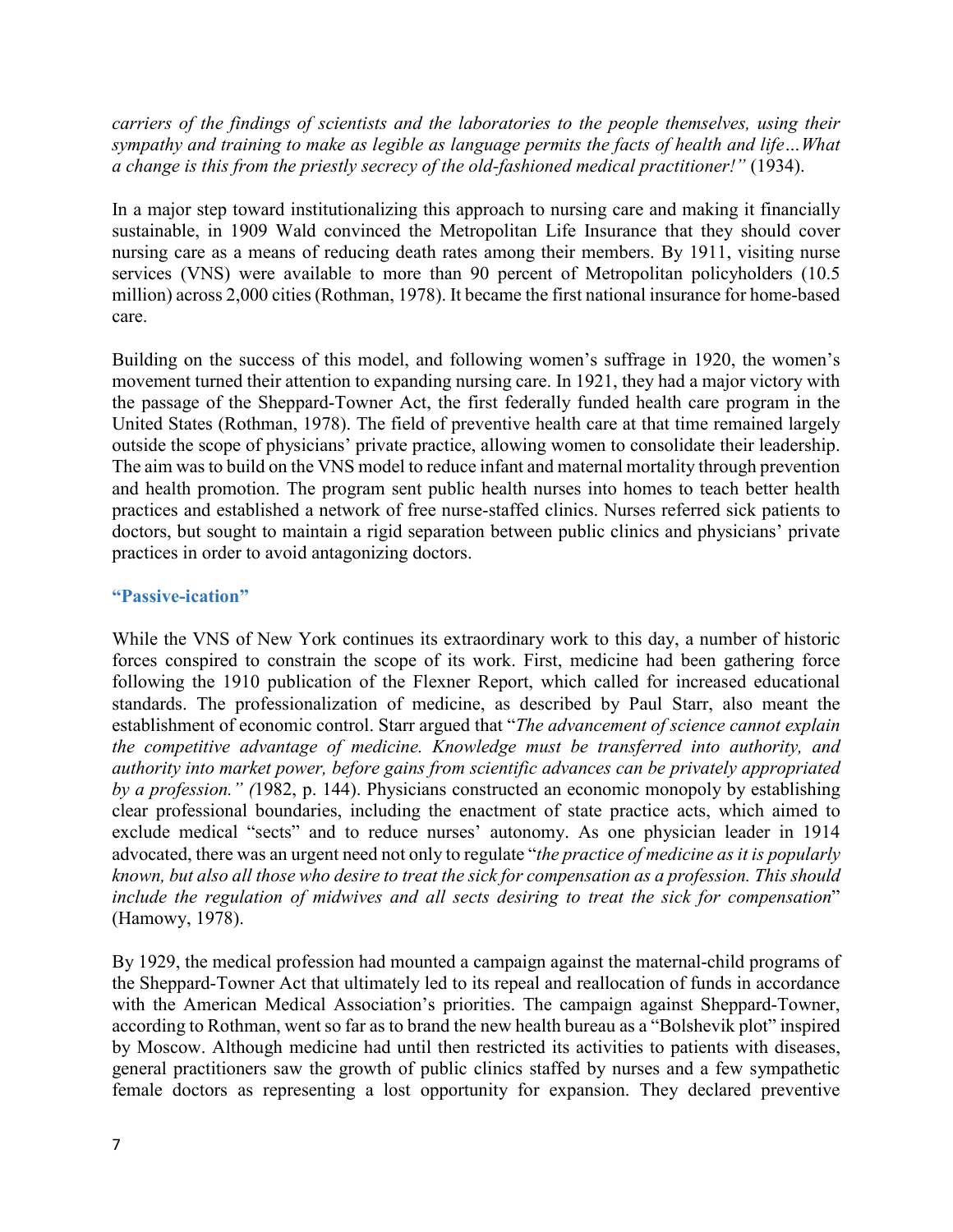*carriers of the findings of scientists and the laboratories to the people themselves, using their sympathy and training to make as legible as language permits the facts of health and life…What a change is this from the priestly secrecy of the old-fashioned medical practitioner!"* (1934).

In a major step toward institutionalizing this approach to nursing care and making it financially sustainable, in 1909 Wald convinced the Metropolitan Life Insurance that they should cover nursing care as a means of reducing death rates among their members. By 1911, visiting nurse services (VNS) were available to more than 90 percent of Metropolitan policyholders (10.5 million) across 2,000 cities (Rothman, 1978). It became the first national insurance for home-based care.

Building on the success of this model, and following women's suffrage in 1920, the women's movement turned their attention to expanding nursing care. In 1921, they had a major victory with the passage of the Sheppard-Towner Act, the first federally funded health care program in the United States (Rothman, 1978). The field of preventive health care at that time remained largely outside the scope of physicians' private practice, allowing women to consolidate their leadership. The aim was to build on the VNS model to reduce infant and maternal mortality through prevention and health promotion. The program sent public health nurses into homes to teach better health practices and established a network of free nurse-staffed clinics. Nurses referred sick patients to doctors, but sought to maintain a rigid separation between public clinics and physicians' private practices in order to avoid antagonizing doctors.

### "Passive-ication"

While the VNS of New York continues its extraordinary work to this day, a number of historic forces conspired to constrain the scope of its work. First, medicine had been gathering force following the 1910 publication of the Flexner Report, which called for increased educational standards. The professionalization of medicine, as described by Paul Starr, also meant the establishment of economic control. Starr argued that "*The advancement of science cannot explain the competitive advantage of medicine. Knowledge must be transferred into authority, and authority into market power, before gains from scientific advances can be privately appropriated by a profession." (*1982, p. 144). Physicians constructed an economic monopoly by establishing clear professional boundaries, including the enactment of state practice acts, which aimed to exclude medical "sects" and to reduce nurses' autonomy. As one physician leader in 1914 advocated, there was an urgent need not only to regulate "*the practice of medicine as it is popularly known, but also all those who desire to treat the sick for compensation as a profession. This should include the regulation of midwives and all sects desiring to treat the sick for compensation*" (Hamowy, 1978).

By 1929, the medical profession had mounted a campaign against the maternal-child programs of the Sheppard-Towner Act that ultimately led to its repeal and reallocation of funds in accordance with the American Medical Association's priorities. The campaign against Sheppard-Towner, according to Rothman, went so far as to brand the new health bureau as a "Bolshevik plot" inspired by Moscow. Although medicine had until then restricted its activities to patients with diseases, general practitioners saw the growth of public clinics staffed by nurses and a few sympathetic female doctors as representing a lost opportunity for expansion. They declared preventive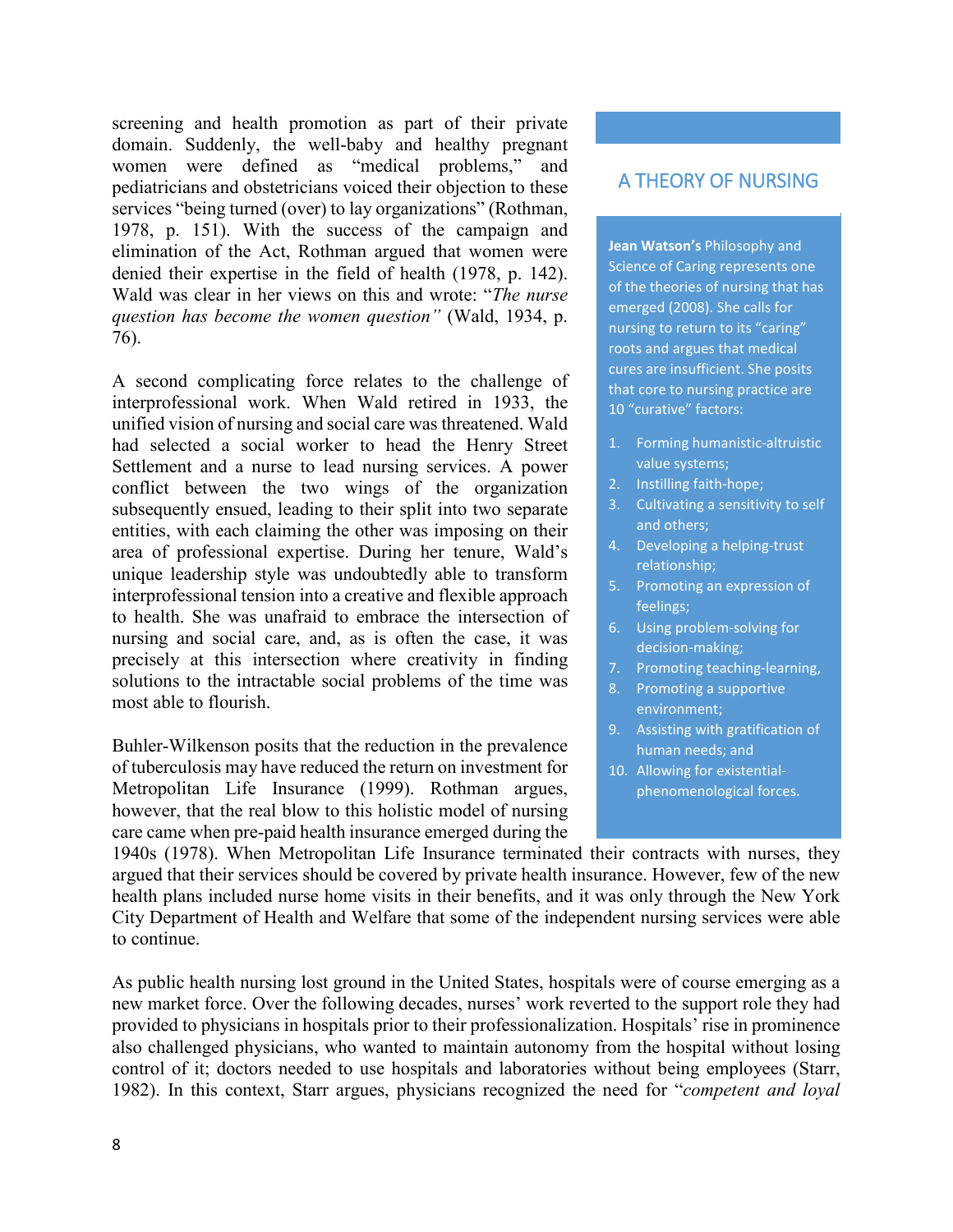screening and health promotion as part of their private domain. Suddenly, the well-baby and healthy pregnant women were defined as "medical problems," and pediatricians and obstetricians voiced their objection to these services "being turned (over) to lay organizations" (Rothman, 1978, p. 151). With the success of the campaign and elimination of the Act, Rothman argued that women were denied their expertise in the field of health (1978, p. 142). Wald was clear in her views on this and wrote: "*The nurse question has become the women question"* (Wald, 1934, p. 76).

A second complicating force relates to the challenge of interprofessional work. When Wald retired in 1933, the unified vision of nursing and social care was threatened. Wald had selected a social worker to head the Henry Street Settlement and a nurse to lead nursing services. A power conflict between the two wings of the organization subsequently ensued, leading to their split into two separate entities, with each claiming the other was imposing on their area of professional expertise. During her tenure, Wald's unique leadership style was undoubtedly able to transform interprofessional tension into a creative and flexible approach to health. She was unafraid to embrace the intersection of nursing and social care, and, as is often the case, it was precisely at this intersection where creativity in finding solutions to the intractable social problems of the time was most able to flourish.

Buhler-Wilkenson posits that the reduction in the prevalence of tuberculosis may have reduced the return on investment for Metropolitan Life Insurance (1999). Rothman argues, however, that the real blow to this holistic model of nursing care came when pre-paid health insurance emerged during the 1940s (1978). When Metropolitan Life Insurance terminated their contracts with nurses, they argued that their services should be covered by private health insurance. However, few of the new health plans included nurse home visits in their benefits, and it was only through the New York City Department of Health and Welfare that some of the independent nursing services were able to continue.

## A THEORY OF NURSING

**Jean Watson's** Philosophy and Science of Caring represents one of the theories of nursing that has emerged (2008). She calls for nursing to return to its "caring" roots and argues that medical cures are insufficient. She posits that core to nursing practice are 10 "curative" factors:

1. Forming humanistic-altruistic value systems;
2. Instilling faith-hope;
3. Cultivating a sensitivity to self and others;
4. Developing a helping-trust relationship;
5. Promoting an expression of feelings;
6. Using problem-solving for decision-making;
7. Promoting teaching-learning,
8. Promoting a supportive environment;
9. Assisting with gratification of human needs; and
10. Allowing for existential-phenomenological forces.

As public health nursing lost ground in the United States, hospitals were of course emerging as a new market force. Over the following decades, nurses' work reverted to the support role they had provided to physicians in hospitals prior to their professionalization. Hospitals' rise in prominence also challenged physicians, who wanted to maintain autonomy from the hospital without losing control of it; doctors needed to use hospitals and laboratories without being employees (Starr, 1982). In this context, Starr argues, physicians recognized the need for "*competent and loyal*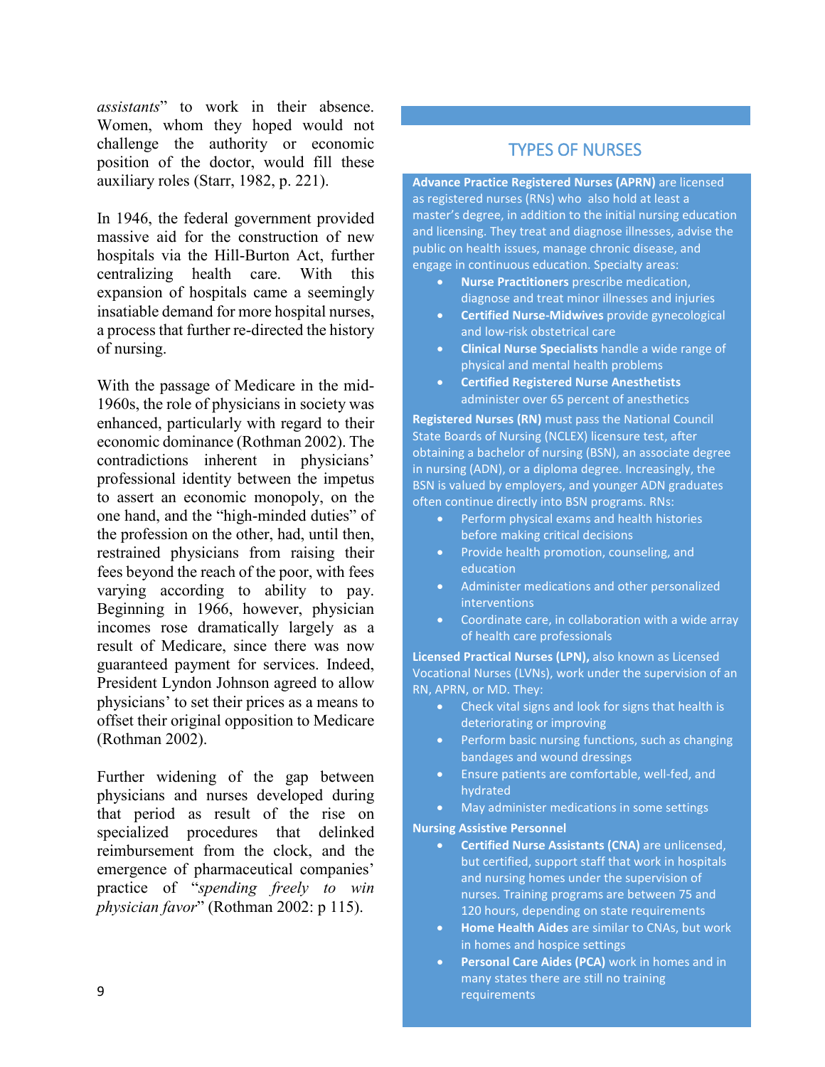*assistants*" to work in their absence. Women, whom they hoped would not challenge the authority or economic position of the doctor, would fill these auxiliary roles (Starr, 1982, p. 221).

In 1946, the federal government provided massive aid for the construction of new hospitals via the Hill-Burton Act, further centralizing health care. With this expansion of hospitals came a seemingly insatiable demand for more hospital nurses, a process that further re-directed the history of nursing.

With the passage of Medicare in the mid-1960s, the role of physicians in society was enhanced, particularly with regard to their economic dominance (Rothman 2002). The contradictions inherent in physicians' professional identity between the impetus to assert an economic monopoly, on the one hand, and the "high-minded duties" of the profession on the other, had, until then, restrained physicians from raising their fees beyond the reach of the poor, with fees varying according to ability to pay. Beginning in 1966, however, physician incomes rose dramatically largely as a result of Medicare, since there was now guaranteed payment for services. Indeed, President Lyndon Johnson agreed to allow physicians' to set their prices as a means to offset their original opposition to Medicare (Rothman 2002).

Further widening of the gap between physicians and nurses developed during that period as result of the rise on specialized procedures that delinked reimbursement from the clock, and the emergence of pharmaceutical companies' practice of "*spending freely to win physician favor*" (Rothman 2002: p 115).

## TYPES OF NURSES

**Advance Practice Registered Nurses (APRN)** are licensed as registered nurses (RNs) who also hold at least a master's degree, in addition to the initial nursing education and licensing. They treat and diagnose illnesses, advise the public on health issues, manage chronic disease, and engage in continuous education. Specialty areas:

- **Nurse Practitioners** prescribe medication, diagnose and treat minor illnesses and injuries
- **Certified Nurse-Midwives** provide gynecological and low-risk obstetrical care
- **Clinical Nurse Specialists** handle a wide range of physical and mental health problems
- **Certified Registered Nurse Anesthetists** administer over 65 percent of anesthetics

**Registered Nurses (RN)** must pass the National Council State Boards of Nursing (NCLEX) licensure test, after obtaining a bachelor of nursing (BSN), an associate degree in nursing (ADN), or a diploma degree. Increasingly, the BSN is valued by employers, and younger ADN graduates often continue directly into BSN programs. RNs:

- Perform physical exams and health histories before making critical decisions
- Provide health promotion, counseling, and education
- Administer medications and other personalized interventions
- Coordinate care, in collaboration with a wide array of health care professionals

**Licensed Practical Nurses (LPN),** also known as Licensed Vocational Nurses (LVNs), work under the supervision of an RN, APRN, or MD. They:

- Check vital signs and look for signs that health is deteriorating or improving
- Perform basic nursing functions, such as changing bandages and wound dressings
- Ensure patients are comfortable, well-fed, and hydrated
- May administer medications in some settings

**Nursing Assistive Personnel**

- **Certified Nurse Assistants (CNA)** are unlicensed, but certified, support staff that work in hospitals and nursing homes under the supervision of nurses. Training programs are between 75 and 120 hours, depending on state requirements
- **Home Health Aides** are similar to CNAs, but work in homes and hospice settings
- **Personal Care Aides (PCA)** work in homes and in many states there are still no training requirements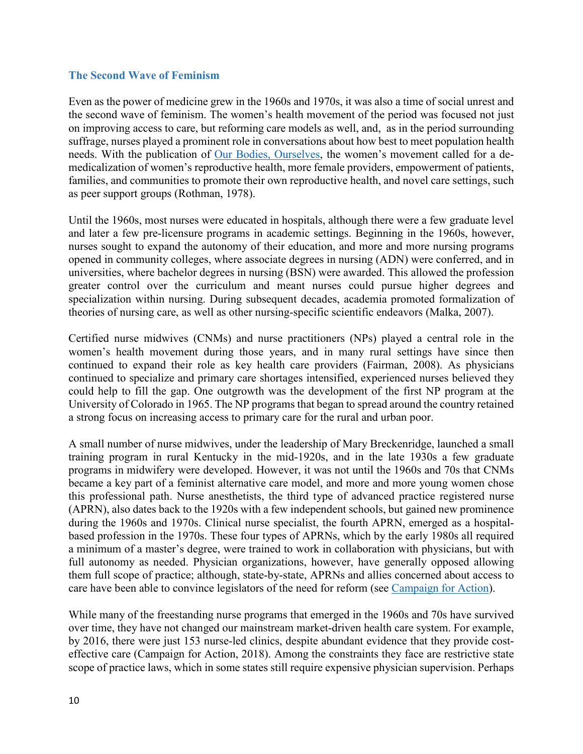### The Second Wave of Feminism

Even as the power of medicine grew in the 1960s and 1970s, it was also a time of social unrest and the second wave of feminism. The women's health movement of the period was focused not just on improving access to care, but reforming care models as well, and, as in the period surrounding suffrage, nurses played a prominent role in conversations about how best to meet population health needs. With the publication of [Our Bodies, Ourselves](), the women's movement called for a de-medicalization of women's reproductive health, more female providers, empowerment of patients, families, and communities to promote their own reproductive health, and novel care settings, such as peer support groups (Rothman, 1978).

Until the 1960s, most nurses were educated in hospitals, although there were a few graduate level and later a few pre-licensure programs in academic settings. Beginning in the 1960s, however, nurses sought to expand the autonomy of their education, and more and more nursing programs opened in community colleges, where associate degrees in nursing (ADN) were conferred, and in universities, where bachelor degrees in nursing (BSN) were awarded. This allowed the profession greater control over the curriculum and meant nurses could pursue higher degrees and specialization within nursing. During subsequent decades, academia promoted formalization of theories of nursing care, as well as other nursing-specific scientific endeavors (Malka, 2007).

Certified nurse midwives (CNMs) and nurse practitioners (NPs) played a central role in the women's health movement during those years, and in many rural settings have since then continued to expand their role as key health care providers (Fairman, 2008). As physicians continued to specialize and primary care shortages intensified, experienced nurses believed they could help to fill the gap. One outgrowth was the development of the first NP program at the University of Colorado in 1965. The NP programs that began to spread around the country retained a strong focus on increasing access to primary care for the rural and urban poor.

A small number of nurse midwives, under the leadership of Mary Breckenridge, launched a small training program in rural Kentucky in the mid-1920s, and in the late 1930s a few graduate programs in midwifery were developed. However, it was not until the 1960s and 70s that CNMs became a key part of a feminist alternative care model, and more and more young women chose this professional path. Nurse anesthetists, the third type of advanced practice registered nurse (APRN), also dates back to the 1920s with a few independent schools, but gained new prominence during the 1960s and 1970s. Clinical nurse specialist, the fourth APRN, emerged as a hospital-based profession in the 1970s. These four types of APRNs, which by the early 1980s all required a minimum of a master's degree, were trained to work in collaboration with physicians, but with full autonomy as needed. Physician organizations, however, have generally opposed allowing them full scope of practice; although, state-by-state, APRNs and allies concerned about access to care have been able to convince legislators of the need for reform (see [Campaign for Action]()).

While many of the freestanding nurse programs that emerged in the 1960s and 70s have survived over time, they have not changed our mainstream market-driven health care system. For example, by 2016, there were just 153 nurse-led clinics, despite abundant evidence that they provide cost-effective care (Campaign for Action, 2018). Among the constraints they face are restrictive state scope of practice laws, which in some states still require expensive physician supervision. Perhaps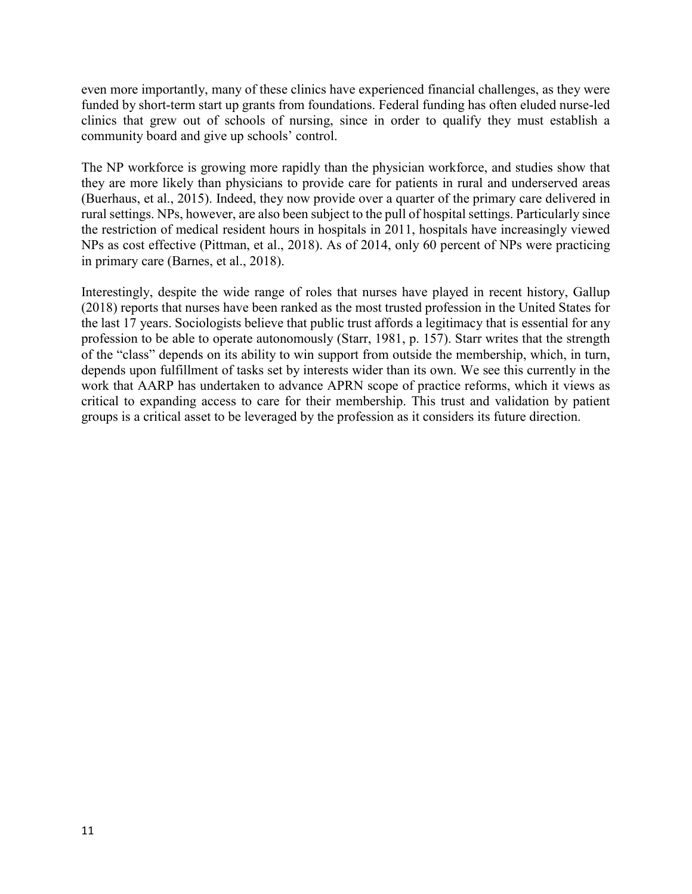even more importantly, many of these clinics have experienced financial challenges, as they were funded by short-term start up grants from foundations. Federal funding has often eluded nurse-led clinics that grew out of schools of nursing, since in order to qualify they must establish a community board and give up schools' control.

The NP workforce is growing more rapidly than the physician workforce, and studies show that they are more likely than physicians to provide care for patients in rural and underserved areas (Buerhaus, et al., 2015). Indeed, they now provide over a quarter of the primary care delivered in rural settings. NPs, however, are also been subject to the pull of hospital settings. Particularly since the restriction of medical resident hours in hospitals in 2011, hospitals have increasingly viewed NPs as cost effective (Pittman, et al., 2018). As of 2014, only 60 percent of NPs were practicing in primary care (Barnes, et al., 2018).

Interestingly, despite the wide range of roles that nurses have played in recent history, Gallup (2018) reports that nurses have been ranked as the most trusted profession in the United States for the last 17 years. Sociologists believe that public trust affords a legitimacy that is essential for any profession to be able to operate autonomously (Starr, 1981, p. 157). Starr writes that the strength of the "class" depends on its ability to win support from outside the membership, which, in turn, depends upon fulfillment of tasks set by interests wider than its own. We see this currently in the work that AARP has undertaken to advance APRN scope of practice reforms, which it views as critical to expanding access to care for their membership. This trust and validation by patient groups is a critical asset to be leveraged by the profession as it considers its future direction.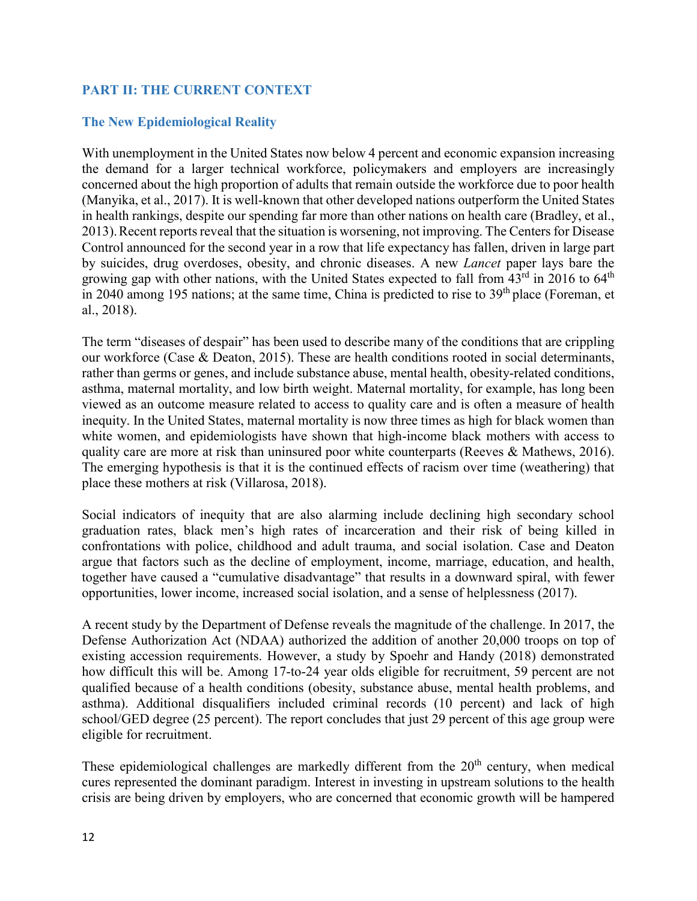## PART II: THE CURRENT CONTEXT

### The New Epidemiological Reality

With unemployment in the United States now below 4 percent and economic expansion increasing the demand for a larger technical workforce, policymakers and employers are increasingly concerned about the high proportion of adults that remain outside the workforce due to poor health (Manyika, et al., 2017). It is well-known that other developed nations outperform the United States in health rankings, despite our spending far more than other nations on health care (Bradley, et al., 2013). Recent reports reveal that the situation is worsening, not improving. The Centers for Disease Control announced for the second year in a row that life expectancy has fallen, driven in large part by suicides, drug overdoses, obesity, and chronic diseases. A new *Lancet* paper lays bare the growing gap with other nations, with the United States expected to fall from 43rd in 2016 to 64th in 2040 among 195 nations; at the same time, China is predicted to rise to 39th place (Foreman, et al., 2018).

The term "diseases of despair" has been used to describe many of the conditions that are crippling our workforce (Case & Deaton, 2015). These are health conditions rooted in social determinants, rather than germs or genes, and include substance abuse, mental health, obesity-related conditions, asthma, maternal mortality, and low birth weight. Maternal mortality, for example, has long been viewed as an outcome measure related to access to quality care and is often a measure of health inequity. In the United States, maternal mortality is now three times as high for black women than white women, and epidemiologists have shown that high-income black mothers with access to quality care are more at risk than uninsured poor white counterparts (Reeves & Mathews, 2016). The emerging hypothesis is that it is the continued effects of racism over time (weathering) that place these mothers at risk (Villarosa, 2018).

Social indicators of inequity that are also alarming include declining high secondary school graduation rates, black men's high rates of incarceration and their risk of being killed in confrontations with police, childhood and adult trauma, and social isolation. Case and Deaton argue that factors such as the decline of employment, income, marriage, education, and health, together have caused a "cumulative disadvantage" that results in a downward spiral, with fewer opportunities, lower income, increased social isolation, and a sense of helplessness (2017).

A recent study by the Department of Defense reveals the magnitude of the challenge. In 2017, the Defense Authorization Act (NDAA) authorized the addition of another 20,000 troops on top of existing accession requirements. However, a study by Spoehr and Handy (2018) demonstrated how difficult this will be. Among 17-to-24 year olds eligible for recruitment, 59 percent are not qualified because of a health conditions (obesity, substance abuse, mental health problems, and asthma). Additional disqualifiers included criminal records (10 percent) and lack of high school/GED degree (25 percent). The report concludes that just 29 percent of this age group were eligible for recruitment.

These epidemiological challenges are markedly different from the 20th century, when medical cures represented the dominant paradigm. Interest in investing in upstream solutions to the health crisis are being driven by employers, who are concerned that economic growth will be hampered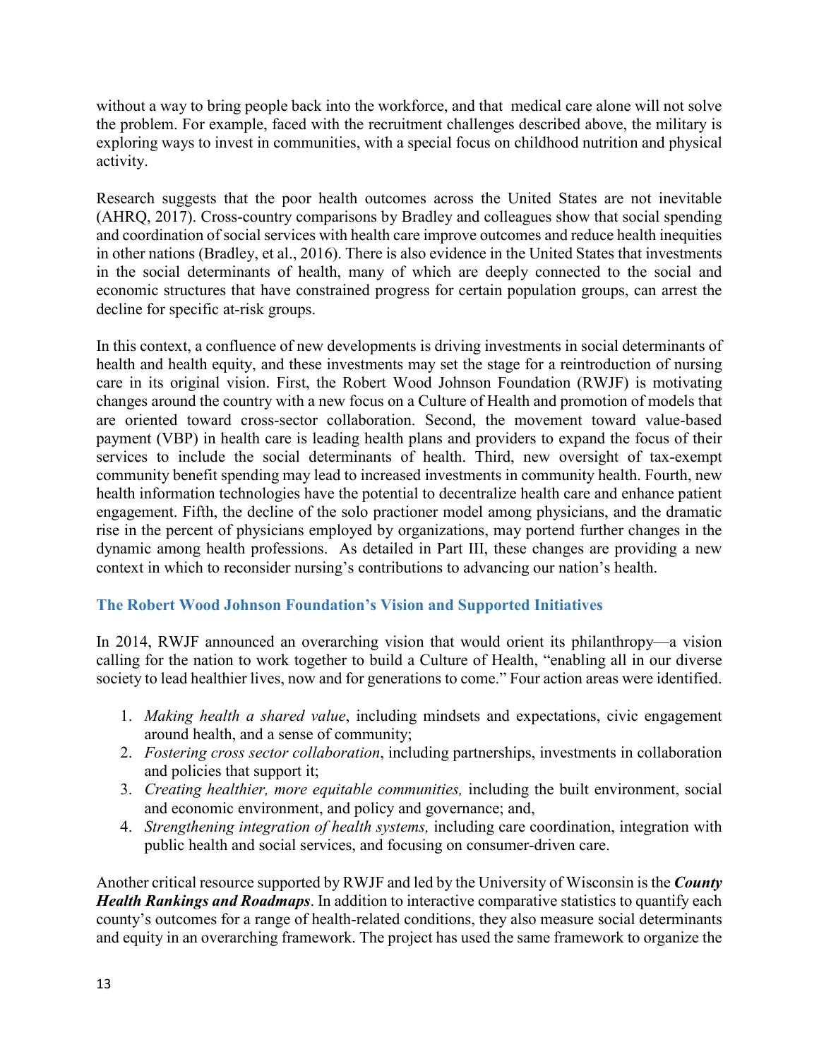without a way to bring people back into the workforce, and that medical care alone will not solve the problem. For example, faced with the recruitment challenges described above, the military is exploring ways to invest in communities, with a special focus on childhood nutrition and physical activity.

Research suggests that the poor health outcomes across the United States are not inevitable (AHRQ, 2017). Cross-country comparisons by Bradley and colleagues show that social spending and coordination of social services with health care improve outcomes and reduce health inequities in other nations (Bradley, et al., 2016). There is also evidence in the United States that investments in the social determinants of health, many of which are deeply connected to the social and economic structures that have constrained progress for certain population groups, can arrest the decline for specific at-risk groups.

In this context, a confluence of new developments is driving investments in social determinants of health and health equity, and these investments may set the stage for a reintroduction of nursing care in its original vision. First, the Robert Wood Johnson Foundation (RWJF) is motivating changes around the country with a new focus on a Culture of Health and promotion of models that are oriented toward cross-sector collaboration. Second, the movement toward value-based payment (VBP) in health care is leading health plans and providers to expand the focus of their services to include the social determinants of health. Third, new oversight of tax-exempt community benefit spending may lead to increased investments in community health. Fourth, new health information technologies have the potential to decentralize health care and enhance patient engagement. Fifth, the decline of the solo practioner model among physicians, and the dramatic rise in the percent of physicians employed by organizations, may portend further changes in the dynamic among health professions. As detailed in Part III, these changes are providing a new context in which to reconsider nursing's contributions to advancing our nation's health.

### The Robert Wood Johnson Foundation's Vision and Supported Initiatives

In 2014, RWJF announced an overarching vision that would orient its philanthropy—a vision calling for the nation to work together to build a Culture of Health, "enabling all in our diverse society to lead healthier lives, now and for generations to come." Four action areas were identified.

1. *Making health a shared value*, including mindsets and expectations, civic engagement around health, and a sense of community;
2. *Fostering cross sector collaboration*, including partnerships, investments in collaboration and policies that support it;
3. *Creating healthier, more equitable communities,* including the built environment, social and economic environment, and policy and governance; and,
4. *Strengthening integration of health systems,* including care coordination, integration with public health and social services, and focusing on consumer-driven care.

Another critical resource supported by RWJF and led by the University of Wisconsin is the ***County Health Rankings and Roadmaps***. In addition to interactive comparative statistics to quantify each county's outcomes for a range of health-related conditions, they also measure social determinants and equity in an overarching framework. The project has used the same framework to organize the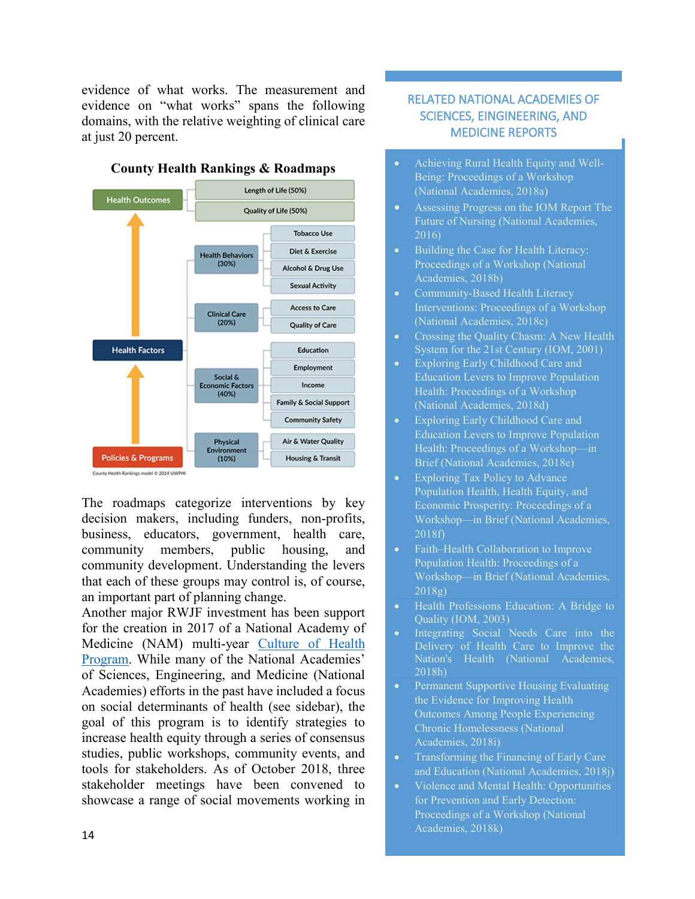evidence of what works. The measurement and evidence on "what works" spans the following domains, with the relative weighting of clinical care at just 20 percent.

**County Health Rankings & Roadmaps**

- Health Outcomes
  - Length of Life (50%)
  - Quality of Life (50%)
- Health Factors
  - Health Behaviors (30%)
    - Tobacco Use
    - Diet & Exercise
    - Alcohol & Drug Use
    - Sexual Activity
  - Clinical Care (20%)
    - Access to Care
    - Quality of Care
  - Social & Economic Factors (40%)
    - Education
    - Employment
    - Income
    - Family & Social Support
    - Community Safety
  - Physical Environment (10%)
    - Air & Water Quality
    - Housing & Transit
- Policies & Programs

County Health Rankings model © 2014 UWPHI

The roadmaps categorize interventions by key decision makers, including funders, non-profits, business, educators, government, health care, community members, public housing, and community development. Understanding the levers that each of these groups may control is, of course, an important part of planning change.

Another major RWJF investment has been support for the creation in 2017 of a National Academy of Medicine (NAM) multi-year Culture of Health Program. While many of the National Academies' of Sciences, Engineering, and Medicine (National Academies) efforts in the past have included a focus on social determinants of health (see sidebar), the goal of this program is to identify strategies to increase health equity through a series of consensus studies, public workshops, community events, and tools for stakeholders. As of October 2018, three stakeholder meetings have been convened to showcase a range of social movements working in

## RELATED NATIONAL ACADEMIES OF SCIENCES, EINGINEERING, AND MEDICINE REPORTS

- Achieving Rural Health Equity and Well-Being: Proceedings of a Workshop (National Academies, 2018a)
- Assessing Progress on the IOM Report The Future of Nursing (National Academies, 2016)
- Building the Case for Health Literacy: Proceedings of a Workshop (National Academies, 2018b)
- Community-Based Health Literacy Interventions: Proceedings of a Workshop (National Academies, 2018c)
- Crossing the Quality Chasm: A New Health System for the 21st Century (IOM, 2001)
- Exploring Early Childhood Care and Education Levers to Improve Population Health: Proceedings of a Workshop (National Academies, 2018d)
- Exploring Early Childhood Care and Education Levers to Improve Population Health: Proceedings of a Workshop—in Brief (National Academies, 2018e)
- Exploring Tax Policy to Advance Population Health, Health Equity, and Economic Prosperity: Proceedings of a Workshop—in Brief (National Academies, 2018f)
- Faith–Health Collaboration to Improve Population Health: Proceedings of a Workshop—in Brief (National Academies, 2018g)
- Health Professions Education: A Bridge to Quality (IOM, 2003)
- Integrating Social Needs Care into the Delivery of Health Care to Improve the Nation's Health (National Academies, 2018h)
- Permanent Supportive Housing Evaluating the Evidence for Improving Health Outcomes Among People Experiencing Chronic Homelessness (National Academies, 2018i)
- Transforming the Financing of Early Care and Education (National Academies, 2018j)
- Violence and Mental Health: Opportunities for Prevention and Early Detection: Proceedings of a Workshop (National Academies, 2018k)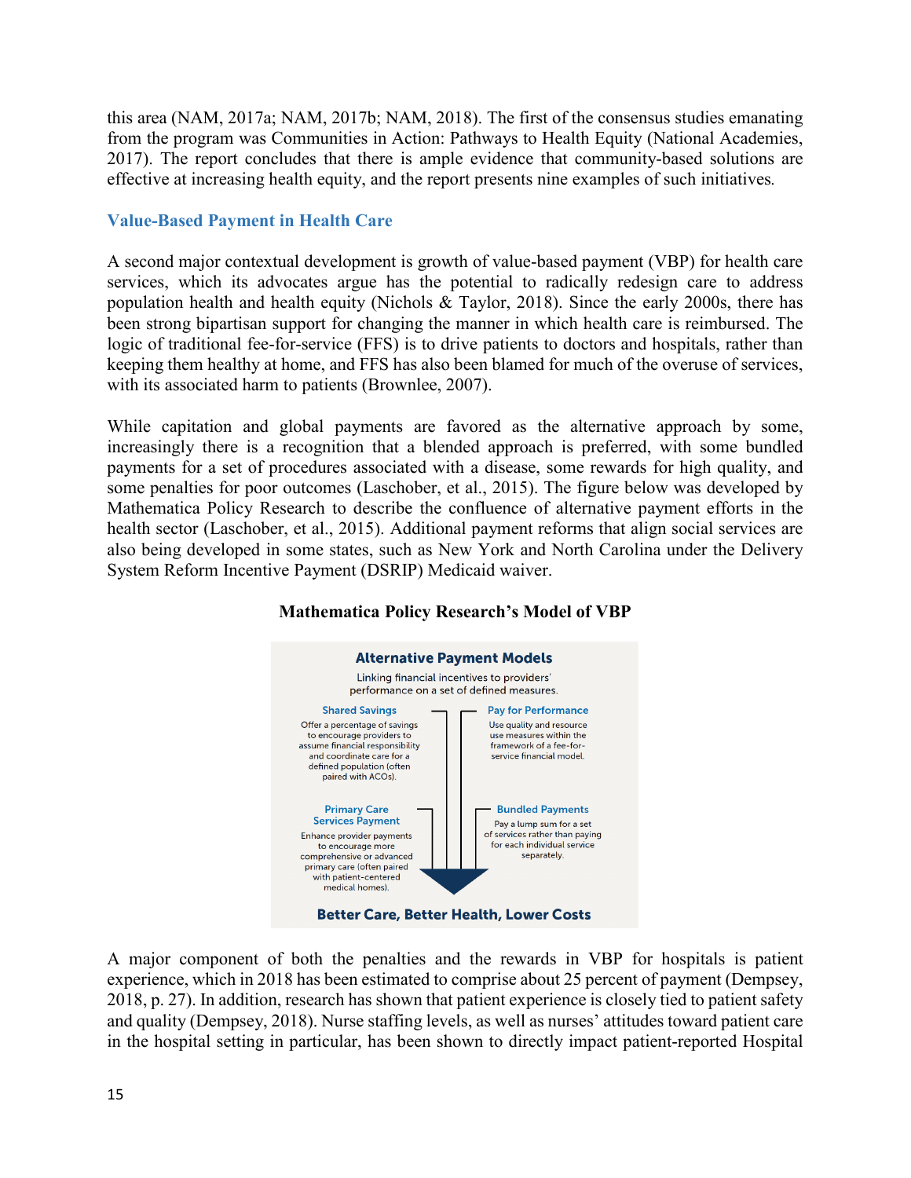this area (NAM, 2017a; NAM, 2017b; NAM, 2018). The first of the consensus studies emanating from the program was Communities in Action: Pathways to Health Equity (National Academies, 2017). The report concludes that there is ample evidence that community-based solutions are effective at increasing health equity, and the report presents nine examples of such initiatives.

### Value-Based Payment in Health Care

A second major contextual development is growth of value-based payment (VBP) for health care services, which its advocates argue has the potential to radically redesign care to address population health and health equity (Nichols & Taylor, 2018). Since the early 2000s, there has been strong bipartisan support for changing the manner in which health care is reimbursed. The logic of traditional fee-for-service (FFS) is to drive patients to doctors and hospitals, rather than keeping them healthy at home, and FFS has also been blamed for much of the overuse of services, with its associated harm to patients (Brownlee, 2007).

While capitation and global payments are favored as the alternative approach by some, increasingly there is a recognition that a blended approach is preferred, with some bundled payments for a set of procedures associated with a disease, some rewards for high quality, and some penalties for poor outcomes (Laschober, et al., 2015). The figure below was developed by Mathematica Policy Research to describe the confluence of alternative payment efforts in the health sector (Laschober, et al., 2015). Additional payment reforms that align social services are also being developed in some states, such as New York and North Carolina under the Delivery System Reform Incentive Payment (DSRIP) Medicaid waiver.

**Mathematica Policy Research's Model of VBP**

**Alternative Payment Models**

Linking financial incentives to providers' performance on a set of defined measures.

**Shared Savings**
Offer a percentage of savings to encourage providers to assume financial responsibility and coordinate care for a defined population (often paired with ACOs).

**Pay for Performance**
Use quality and resource use measures within the framework of a fee-for-service financial model.

**Primary Care Services Payment**
Enhance provider payments to encourage more comprehensive or advanced primary care (often paired with patient-centered medical homes).

**Bundled Payments**
Pay a lump sum for a set of services rather than paying for each individual service separately.

**Better Care, Better Health, Lower Costs**

A major component of both the penalties and the rewards in VBP for hospitals is patient experience, which in 2018 has been estimated to comprise about 25 percent of payment (Dempsey, 2018, p. 27). In addition, research has shown that patient experience is closely tied to patient safety and quality (Dempsey, 2018). Nurse staffing levels, as well as nurses' attitudes toward patient care in the hospital setting in particular, has been shown to directly impact patient-reported Hospital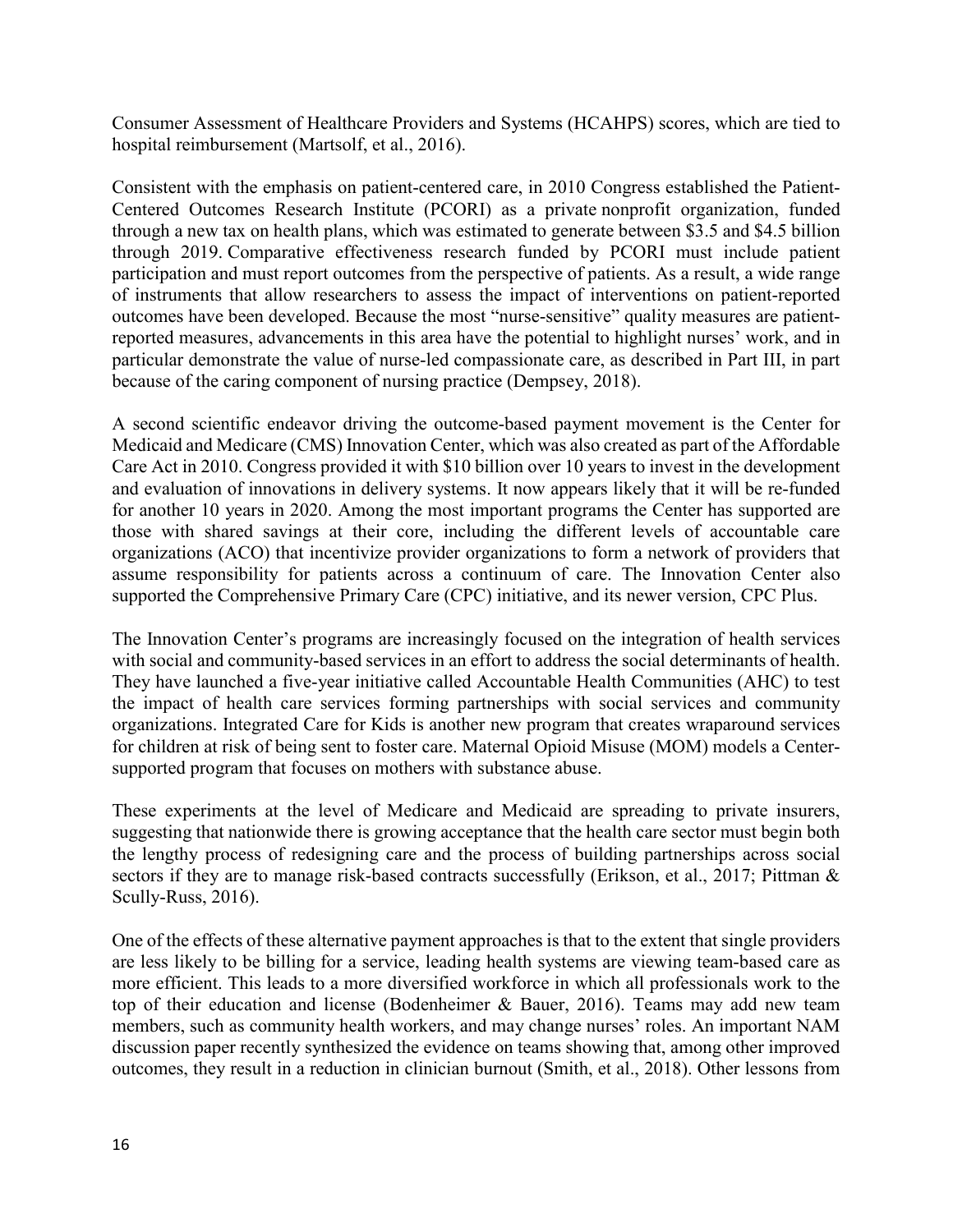Consumer Assessment of Healthcare Providers and Systems (HCAHPS) scores, which are tied to hospital reimbursement (Martsolf, et al., 2016).

Consistent with the emphasis on patient-centered care, in 2010 Congress established the Patient-Centered Outcomes Research Institute (PCORI) as a private nonprofit organization, funded through a new tax on health plans, which was estimated to generate between \$3.5 and \$4.5 billion through 2019. Comparative effectiveness research funded by PCORI must include patient participation and must report outcomes from the perspective of patients. As a result, a wide range of instruments that allow researchers to assess the impact of interventions on patient-reported outcomes have been developed. Because the most "nurse-sensitive" quality measures are patient-reported measures, advancements in this area have the potential to highlight nurses' work, and in particular demonstrate the value of nurse-led compassionate care, as described in Part III, in part because of the caring component of nursing practice (Dempsey, 2018).

A second scientific endeavor driving the outcome-based payment movement is the Center for Medicaid and Medicare (CMS) Innovation Center, which was also created as part of the Affordable Care Act in 2010. Congress provided it with \$10 billion over 10 years to invest in the development and evaluation of innovations in delivery systems. It now appears likely that it will be re-funded for another 10 years in 2020. Among the most important programs the Center has supported are those with shared savings at their core, including the different levels of accountable care organizations (ACO) that incentivize provider organizations to form a network of providers that assume responsibility for patients across a continuum of care. The Innovation Center also supported the Comprehensive Primary Care (CPC) initiative, and its newer version, CPC Plus.

The Innovation Center's programs are increasingly focused on the integration of health services with social and community-based services in an effort to address the social determinants of health. They have launched a five-year initiative called Accountable Health Communities (AHC) to test the impact of health care services forming partnerships with social services and community organizations. Integrated Care for Kids is another new program that creates wraparound services for children at risk of being sent to foster care. Maternal Opioid Misuse (MOM) models a Center-supported program that focuses on mothers with substance abuse.

These experiments at the level of Medicare and Medicaid are spreading to private insurers, suggesting that nationwide there is growing acceptance that the health care sector must begin both the lengthy process of redesigning care and the process of building partnerships across social sectors if they are to manage risk-based contracts successfully (Erikson, et al., 2017; Pittman & Scully-Russ, 2016).

One of the effects of these alternative payment approaches is that to the extent that single providers are less likely to be billing for a service, leading health systems are viewing team-based care as more efficient. This leads to a more diversified workforce in which all professionals work to the top of their education and license (Bodenheimer & Bauer, 2016). Teams may add new team members, such as community health workers, and may change nurses' roles. An important NAM discussion paper recently synthesized the evidence on teams showing that, among other improved outcomes, they result in a reduction in clinician burnout (Smith, et al., 2018). Other lessons from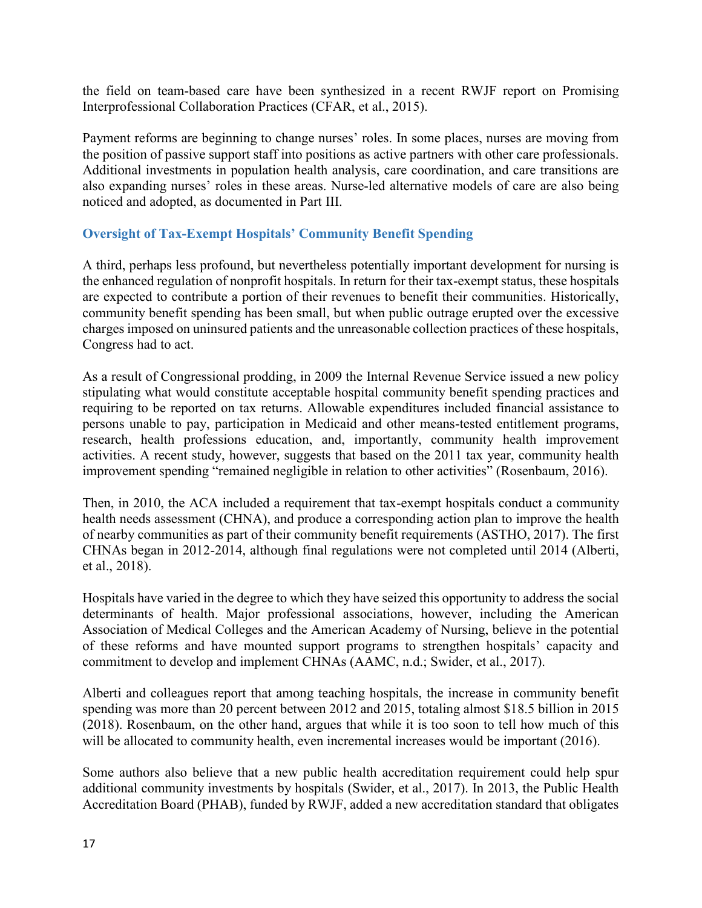the field on team-based care have been synthesized in a recent RWJF report on Promising Interprofessional Collaboration Practices (CFAR, et al., 2015).

Payment reforms are beginning to change nurses' roles. In some places, nurses are moving from the position of passive support staff into positions as active partners with other care professionals. Additional investments in population health analysis, care coordination, and care transitions are also expanding nurses' roles in these areas. Nurse-led alternative models of care are also being noticed and adopted, as documented in Part III.

### Oversight of Tax-Exempt Hospitals' Community Benefit Spending

A third, perhaps less profound, but nevertheless potentially important development for nursing is the enhanced regulation of nonprofit hospitals. In return for their tax-exempt status, these hospitals are expected to contribute a portion of their revenues to benefit their communities. Historically, community benefit spending has been small, but when public outrage erupted over the excessive charges imposed on uninsured patients and the unreasonable collection practices of these hospitals, Congress had to act.

As a result of Congressional prodding, in 2009 the Internal Revenue Service issued a new policy stipulating what would constitute acceptable hospital community benefit spending practices and requiring to be reported on tax returns. Allowable expenditures included financial assistance to persons unable to pay, participation in Medicaid and other means-tested entitlement programs, research, health professions education, and, importantly, community health improvement activities. A recent study, however, suggests that based on the 2011 tax year, community health improvement spending "remained negligible in relation to other activities" (Rosenbaum, 2016).

Then, in 2010, the ACA included a requirement that tax-exempt hospitals conduct a community health needs assessment (CHNA), and produce a corresponding action plan to improve the health of nearby communities as part of their community benefit requirements (ASTHO, 2017). The first CHNAs began in 2012-2014, although final regulations were not completed until 2014 (Alberti, et al., 2018).

Hospitals have varied in the degree to which they have seized this opportunity to address the social determinants of health. Major professional associations, however, including the American Association of Medical Colleges and the American Academy of Nursing, believe in the potential of these reforms and have mounted support programs to strengthen hospitals' capacity and commitment to develop and implement CHNAs (AAMC, n.d.; Swider, et al., 2017).

Alberti and colleagues report that among teaching hospitals, the increase in community benefit spending was more than 20 percent between 2012 and 2015, totaling almost $18.5 billion in 2015 (2018). Rosenbaum, on the other hand, argues that while it is too soon to tell how much of this will be allocated to community health, even incremental increases would be important (2016).

Some authors also believe that a new public health accreditation requirement could help spur additional community investments by hospitals (Swider, et al., 2017). In 2013, the Public Health Accreditation Board (PHAB), funded by RWJF, added a new accreditation standard that obligates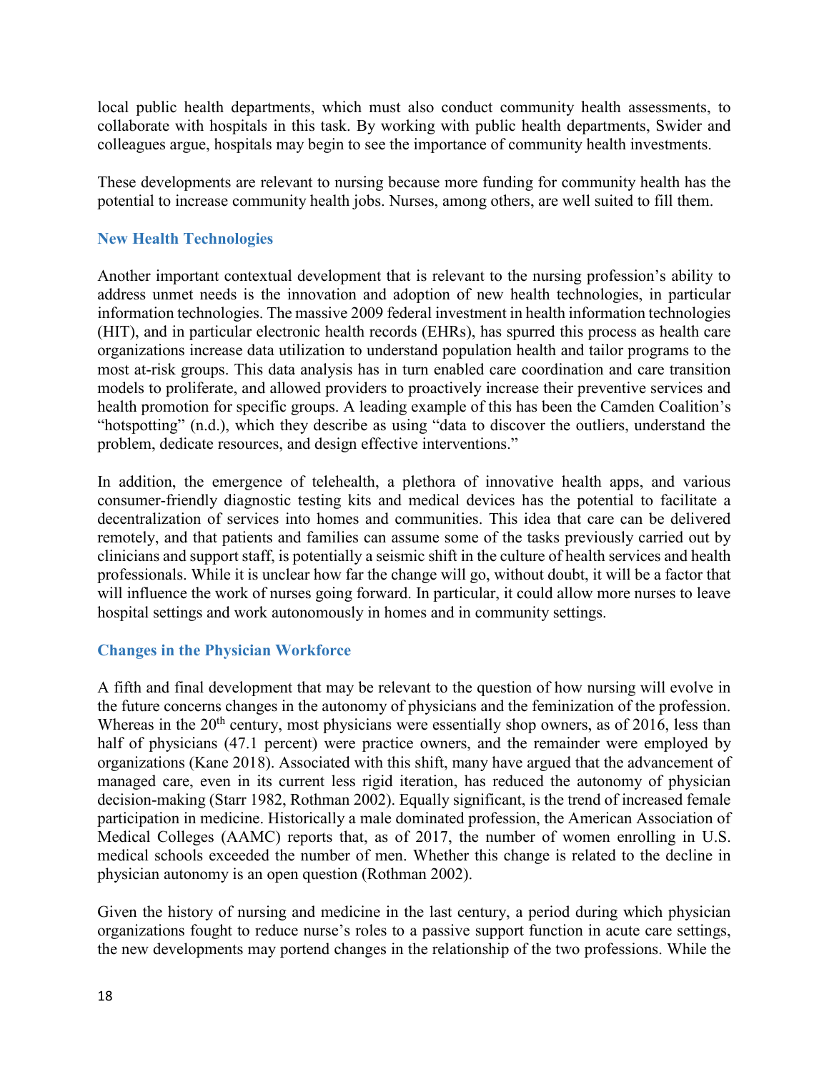local public health departments, which must also conduct community health assessments, to collaborate with hospitals in this task. By working with public health departments, Swider and colleagues argue, hospitals may begin to see the importance of community health investments.

These developments are relevant to nursing because more funding for community health has the potential to increase community health jobs. Nurses, among others, are well suited to fill them.

### New Health Technologies

Another important contextual development that is relevant to the nursing profession's ability to address unmet needs is the innovation and adoption of new health technologies, in particular information technologies. The massive 2009 federal investment in health information technologies (HIT), and in particular electronic health records (EHRs), has spurred this process as health care organizations increase data utilization to understand population health and tailor programs to the most at-risk groups. This data analysis has in turn enabled care coordination and care transition models to proliferate, and allowed providers to proactively increase their preventive services and health promotion for specific groups. A leading example of this has been the Camden Coalition's "hotspotting" (n.d.), which they describe as using "data to discover the outliers, understand the problem, dedicate resources, and design effective interventions."

In addition, the emergence of telehealth, a plethora of innovative health apps, and various consumer-friendly diagnostic testing kits and medical devices has the potential to facilitate a decentralization of services into homes and communities. This idea that care can be delivered remotely, and that patients and families can assume some of the tasks previously carried out by clinicians and support staff, is potentially a seismic shift in the culture of health services and health professionals. While it is unclear how far the change will go, without doubt, it will be a factor that will influence the work of nurses going forward. In particular, it could allow more nurses to leave hospital settings and work autonomously in homes and in community settings.

### Changes in the Physician Workforce

A fifth and final development that may be relevant to the question of how nursing will evolve in the future concerns changes in the autonomy of physicians and the feminization of the profession. Whereas in the 20th century, most physicians were essentially shop owners, as of 2016, less than half of physicians (47.1 percent) were practice owners, and the remainder were employed by organizations (Kane 2018). Associated with this shift, many have argued that the advancement of managed care, even in its current less rigid iteration, has reduced the autonomy of physician decision-making (Starr 1982, Rothman 2002). Equally significant, is the trend of increased female participation in medicine. Historically a male dominated profession, the American Association of Medical Colleges (AAMC) reports that, as of 2017, the number of women enrolling in U.S. medical schools exceeded the number of men. Whether this change is related to the decline in physician autonomy is an open question (Rothman 2002).

Given the history of nursing and medicine in the last century, a period during which physician organizations fought to reduce nurse's roles to a passive support function in acute care settings, the new developments may portend changes in the relationship of the two professions. While the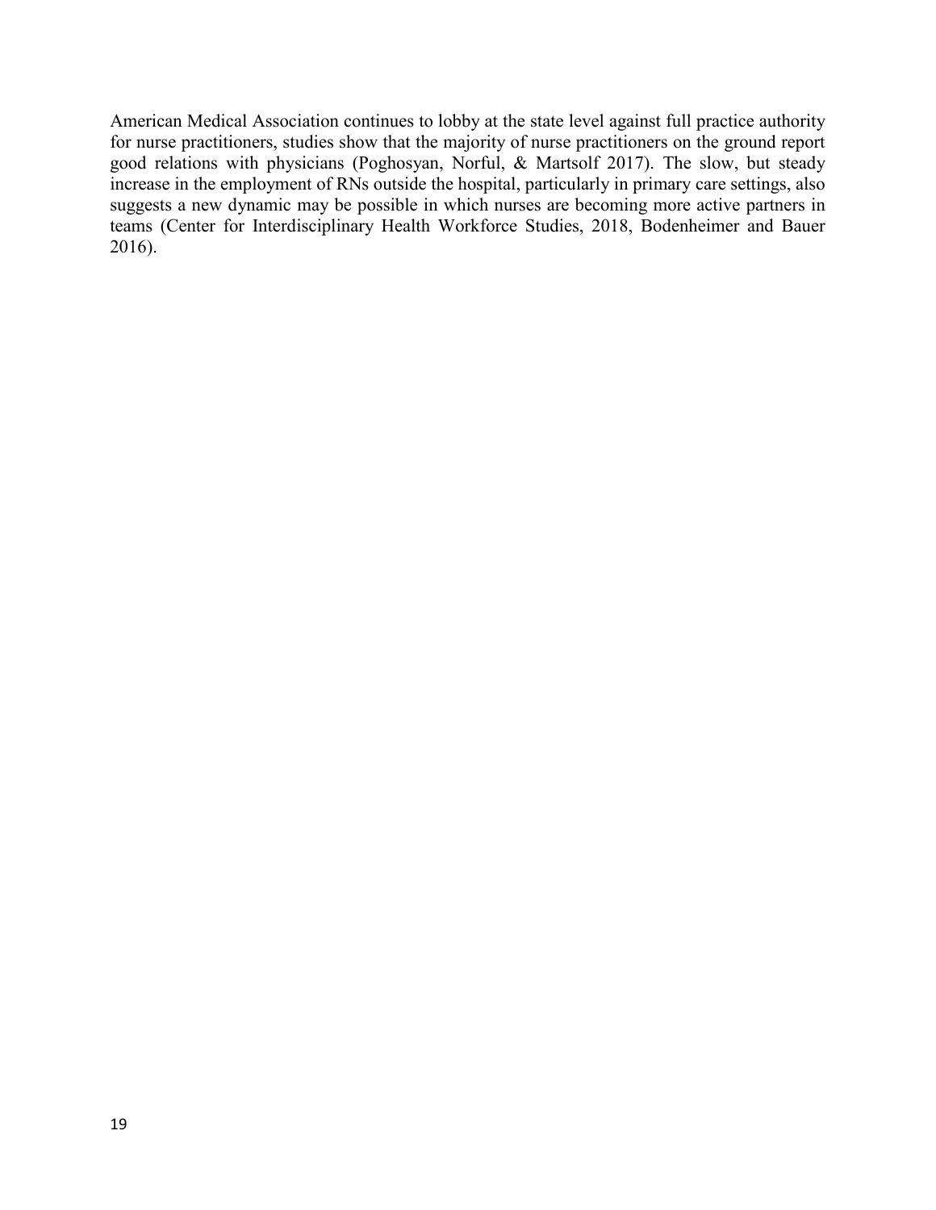American Medical Association continues to lobby at the state level against full practice authority for nurse practitioners, studies show that the majority of nurse practitioners on the ground report good relations with physicians (Poghosyan, Norful, & Martsolf 2017). The slow, but steady increase in the employment of RNs outside the hospital, particularly in primary care settings, also suggests a new dynamic may be possible in which nurses are becoming more active partners in teams (Center for Interdisciplinary Health Workforce Studies, 2018, Bodenheimer and Bauer 2016).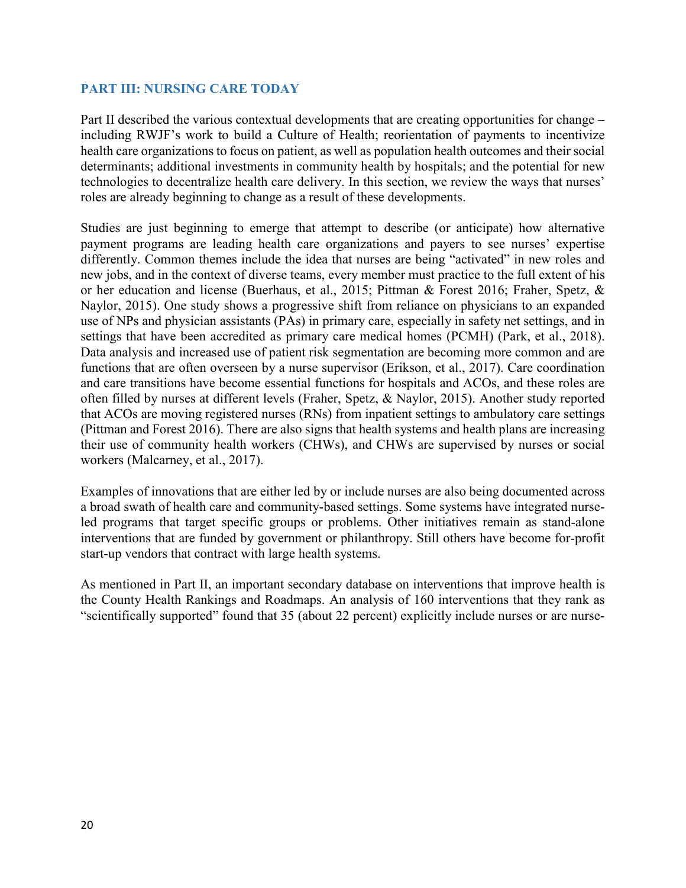## PART III: NURSING CARE TODAY

Part II described the various contextual developments that are creating opportunities for change – including RWJF's work to build a Culture of Health; reorientation of payments to incentivize health care organizations to focus on patient, as well as population health outcomes and their social determinants; additional investments in community health by hospitals; and the potential for new technologies to decentralize health care delivery. In this section, we review the ways that nurses' roles are already beginning to change as a result of these developments.

Studies are just beginning to emerge that attempt to describe (or anticipate) how alternative payment programs are leading health care organizations and payers to see nurses' expertise differently. Common themes include the idea that nurses are being "activated" in new roles and new jobs, and in the context of diverse teams, every member must practice to the full extent of his or her education and license (Buerhaus, et al., 2015; Pittman & Forest 2016; Fraher, Spetz, & Naylor, 2015). One study shows a progressive shift from reliance on physicians to an expanded use of NPs and physician assistants (PAs) in primary care, especially in safety net settings, and in settings that have been accredited as primary care medical homes (PCMH) (Park, et al., 2018). Data analysis and increased use of patient risk segmentation are becoming more common and are functions that are often overseen by a nurse supervisor (Erikson, et al., 2017). Care coordination and care transitions have become essential functions for hospitals and ACOs, and these roles are often filled by nurses at different levels (Fraher, Spetz, & Naylor, 2015). Another study reported that ACOs are moving registered nurses (RNs) from inpatient settings to ambulatory care settings (Pittman and Forest 2016). There are also signs that health systems and health plans are increasing their use of community health workers (CHWs), and CHWs are supervised by nurses or social workers (Malcarney, et al., 2017).

Examples of innovations that are either led by or include nurses are also being documented across a broad swath of health care and community-based settings. Some systems have integrated nurse-led programs that target specific groups or problems. Other initiatives remain as stand-alone interventions that are funded by government or philanthropy. Still others have become for-profit start-up vendors that contract with large health systems.

As mentioned in Part II, an important secondary database on interventions that improve health is the County Health Rankings and Roadmaps. An analysis of 160 interventions that they rank as "scientifically supported" found that 35 (about 22 percent) explicitly include nurses or are nurse-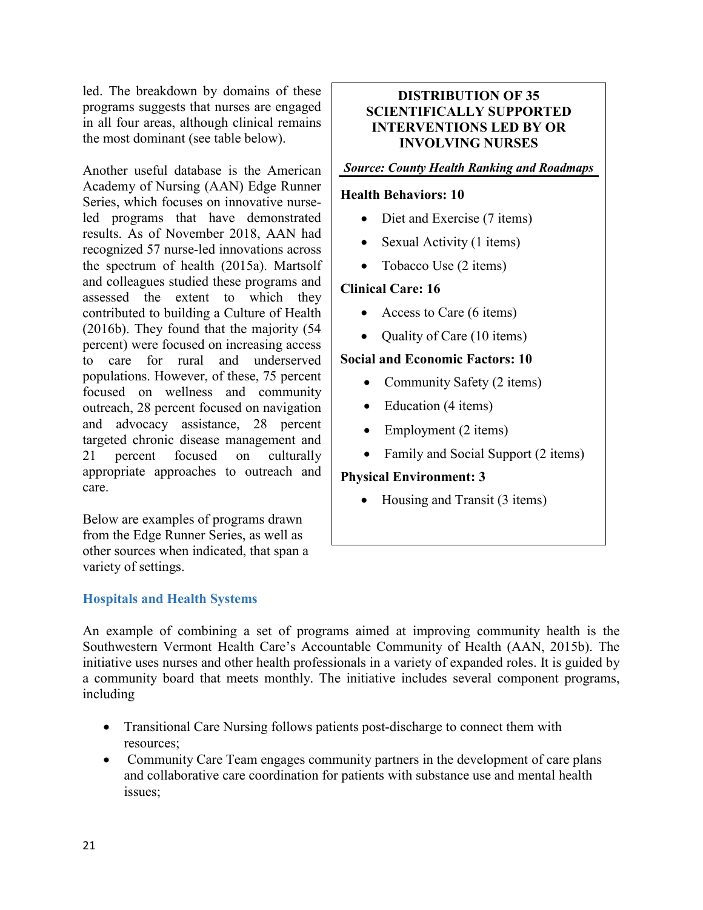led. The breakdown by domains of these programs suggests that nurses are engaged in all four areas, although clinical remains the most dominant (see table below).

Another useful database is the American Academy of Nursing (AAN) Edge Runner Series, which focuses on innovative nurse-led programs that have demonstrated results. As of November 2018, AAN had recognized 57 nurse-led innovations across the spectrum of health (2015a). Martsolf and colleagues studied these programs and assessed the extent to which they contributed to building a Culture of Health (2016b). They found that the majority (54 percent) were focused on increasing access to care for rural and underserved populations. However, of these, 75 percent focused on wellness and community outreach, 28 percent focused on navigation and advocacy assistance, 28 percent targeted chronic disease management and 21 percent focused on culturally appropriate approaches to outreach and care.

Below are examples of programs drawn from the Edge Runner Series, as well as other sources when indicated, that span a variety of settings.

**DISTRIBUTION OF 35 SCIENTIFICALLY SUPPORTED INTERVENTIONS LED BY OR INVOLVING NURSES**

***Source: County Health Ranking and Roadmaps***

**Health Behaviors: 10**

- Diet and Exercise (7 items)
- Sexual Activity (1 items)
- Tobacco Use (2 items)

**Clinical Care: 16**

- Access to Care (6 items)
- Quality of Care (10 items)

**Social and Economic Factors: 10**

- Community Safety (2 items)
- Education (4 items)
- Employment (2 items)
- Family and Social Support (2 items)

**Physical Environment: 3**

- Housing and Transit (3 items)

### Hospitals and Health Systems

An example of combining a set of programs aimed at improving community health is the Southwestern Vermont Health Care's Accountable Community of Health (AAN, 2015b). The initiative uses nurses and other health professionals in a variety of expanded roles. It is guided by a community board that meets monthly. The initiative includes several component programs, including

- Transitional Care Nursing follows patients post-discharge to connect them with resources;
- Community Care Team engages community partners in the development of care plans and collaborative care coordination for patients with substance use and mental health issues;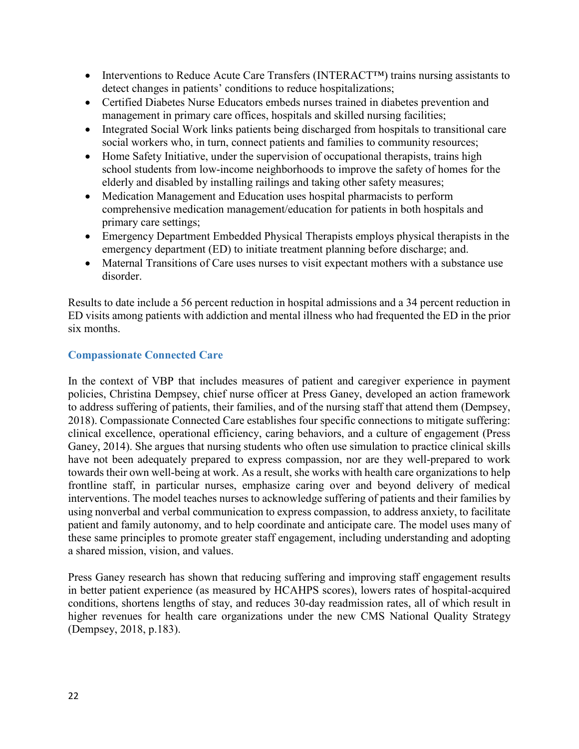- Interventions to Reduce Acute Care Transfers (INTERACT™) trains nursing assistants to detect changes in patients' conditions to reduce hospitalizations;
- Certified Diabetes Nurse Educators embeds nurses trained in diabetes prevention and management in primary care offices, hospitals and skilled nursing facilities;
- Integrated Social Work links patients being discharged from hospitals to transitional care social workers who, in turn, connect patients and families to community resources;
- Home Safety Initiative, under the supervision of occupational therapists, trains high school students from low-income neighborhoods to improve the safety of homes for the elderly and disabled by installing railings and taking other safety measures;
- Medication Management and Education uses hospital pharmacists to perform comprehensive medication management/education for patients in both hospitals and primary care settings;
- Emergency Department Embedded Physical Therapists employs physical therapists in the emergency department (ED) to initiate treatment planning before discharge; and.
- Maternal Transitions of Care uses nurses to visit expectant mothers with a substance use disorder.

Results to date include a 56 percent reduction in hospital admissions and a 34 percent reduction in ED visits among patients with addiction and mental illness who had frequented the ED in the prior six months.

### Compassionate Connected Care

In the context of VBP that includes measures of patient and caregiver experience in payment policies, Christina Dempsey, chief nurse officer at Press Ganey, developed an action framework to address suffering of patients, their families, and of the nursing staff that attend them (Dempsey, 2018). Compassionate Connected Care establishes four specific connections to mitigate suffering: clinical excellence, operational efficiency, caring behaviors, and a culture of engagement (Press Ganey, 2014). She argues that nursing students who often use simulation to practice clinical skills have not been adequately prepared to express compassion, nor are they well-prepared to work towards their own well-being at work. As a result, she works with health care organizations to help frontline staff, in particular nurses, emphasize caring over and beyond delivery of medical interventions. The model teaches nurses to acknowledge suffering of patients and their families by using nonverbal and verbal communication to express compassion, to address anxiety, to facilitate patient and family autonomy, and to help coordinate and anticipate care. The model uses many of these same principles to promote greater staff engagement, including understanding and adopting a shared mission, vision, and values.

Press Ganey research has shown that reducing suffering and improving staff engagement results in better patient experience (as measured by HCAHPS scores), lowers rates of hospital-acquired conditions, shortens lengths of stay, and reduces 30-day readmission rates, all of which result in higher revenues for health care organizations under the new CMS National Quality Strategy (Dempsey, 2018, p.183).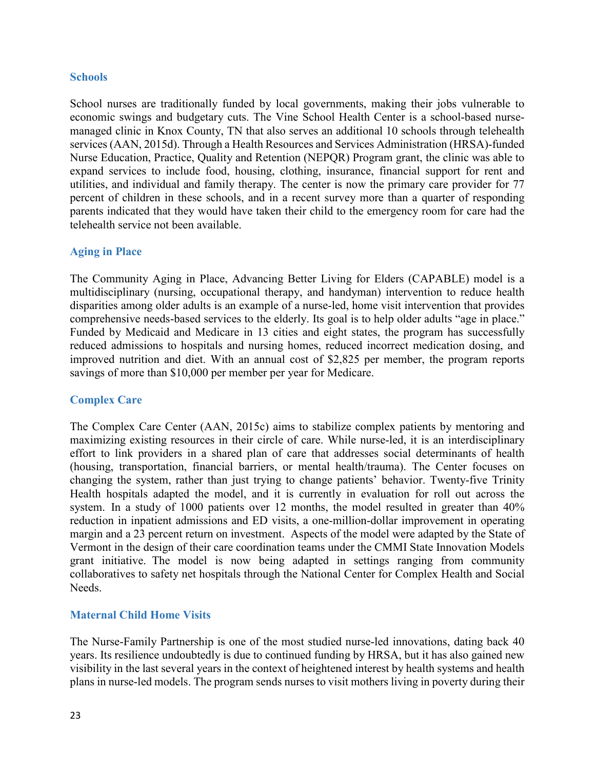### Schools

School nurses are traditionally funded by local governments, making their jobs vulnerable to economic swings and budgetary cuts. The Vine School Health Center is a school-based nurse-managed clinic in Knox County, TN that also serves an additional 10 schools through telehealth services (AAN, 2015d). Through a Health Resources and Services Administration (HRSA)-funded Nurse Education, Practice, Quality and Retention (NEPQR) Program grant, the clinic was able to expand services to include food, housing, clothing, insurance, financial support for rent and utilities, and individual and family therapy. The center is now the primary care provider for 77 percent of children in these schools, and in a recent survey more than a quarter of responding parents indicated that they would have taken their child to the emergency room for care had the telehealth service not been available.

### Aging in Place

The Community Aging in Place, Advancing Better Living for Elders (CAPABLE) model is a multidisciplinary (nursing, occupational therapy, and handyman) intervention to reduce health disparities among older adults is an example of a nurse-led, home visit intervention that provides comprehensive needs-based services to the elderly. Its goal is to help older adults "age in place." Funded by Medicaid and Medicare in 13 cities and eight states, the program has successfully reduced admissions to hospitals and nursing homes, reduced incorrect medication dosing, and improved nutrition and diet. With an annual cost of $2,825 per member, the program reports savings of more than $10,000 per member per year for Medicare.

### Complex Care

The Complex Care Center (AAN, 2015c) aims to stabilize complex patients by mentoring and maximizing existing resources in their circle of care. While nurse-led, it is an interdisciplinary effort to link providers in a shared plan of care that addresses social determinants of health (housing, transportation, financial barriers, or mental health/trauma). The Center focuses on changing the system, rather than just trying to change patients' behavior. Twenty-five Trinity Health hospitals adapted the model, and it is currently in evaluation for roll out across the system. In a study of 1000 patients over 12 months, the model resulted in greater than 40% reduction in inpatient admissions and ED visits, a one-million-dollar improvement in operating margin and a 23 percent return on investment. Aspects of the model were adapted by the State of Vermont in the design of their care coordination teams under the CMMI State Innovation Models grant initiative. The model is now being adapted in settings ranging from community collaboratives to safety net hospitals through the National Center for Complex Health and Social Needs.

### Maternal Child Home Visits

The Nurse-Family Partnership is one of the most studied nurse-led innovations, dating back 40 years. Its resilience undoubtedly is due to continued funding by HRSA, but it has also gained new visibility in the last several years in the context of heightened interest by health systems and health plans in nurse-led models. The program sends nurses to visit mothers living in poverty during their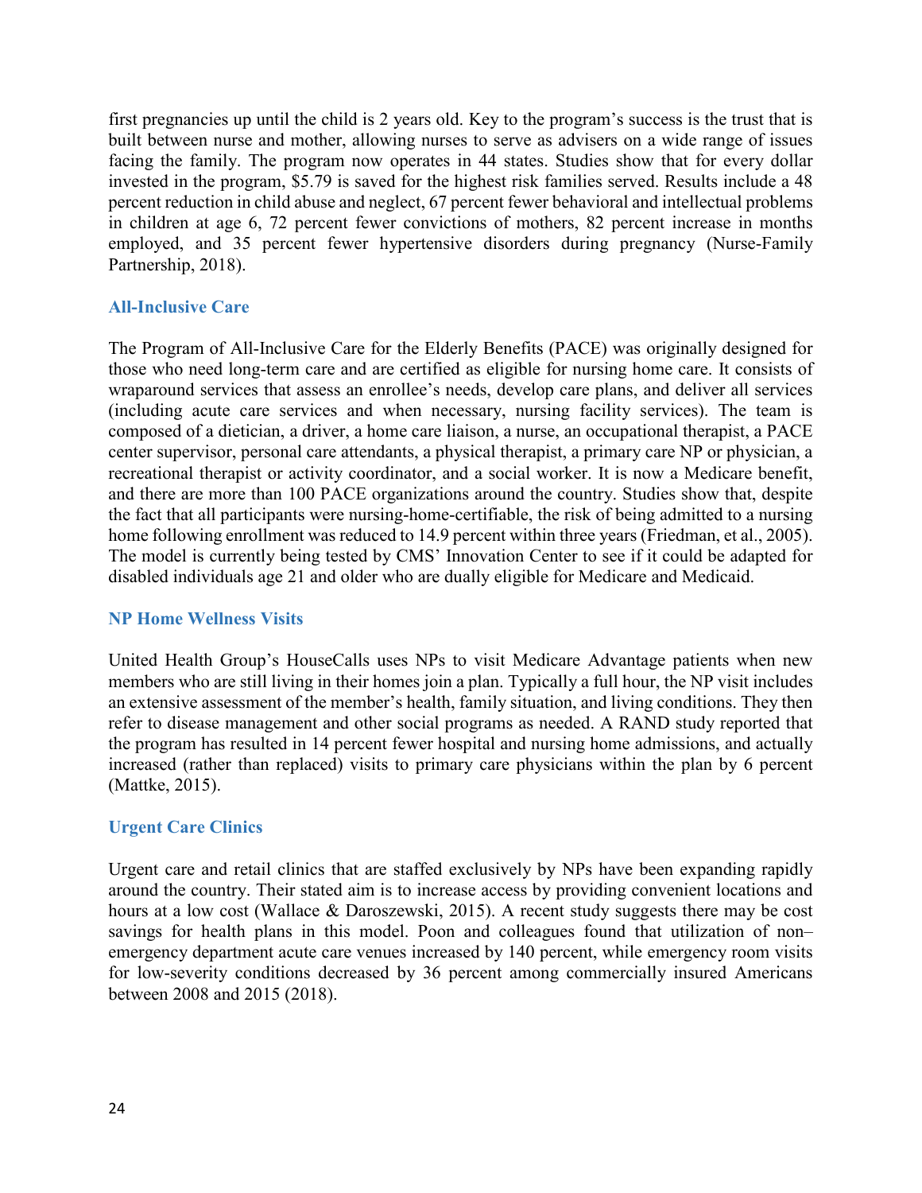first pregnancies up until the child is 2 years old. Key to the program's success is the trust that is built between nurse and mother, allowing nurses to serve as advisers on a wide range of issues facing the family. The program now operates in 44 states. Studies show that for every dollar invested in the program, $5.79 is saved for the highest risk families served. Results include a 48 percent reduction in child abuse and neglect, 67 percent fewer behavioral and intellectual problems in children at age 6, 72 percent fewer convictions of mothers, 82 percent increase in months employed, and 35 percent fewer hypertensive disorders during pregnancy (Nurse-Family Partnership, 2018).

### All-Inclusive Care

The Program of All-Inclusive Care for the Elderly Benefits (PACE) was originally designed for those who need long-term care and are certified as eligible for nursing home care. It consists of wraparound services that assess an enrollee's needs, develop care plans, and deliver all services (including acute care services and when necessary, nursing facility services). The team is composed of a dietician, a driver, a home care liaison, a nurse, an occupational therapist, a PACE center supervisor, personal care attendants, a physical therapist, a primary care NP or physician, a recreational therapist or activity coordinator, and a social worker. It is now a Medicare benefit, and there are more than 100 PACE organizations around the country. Studies show that, despite the fact that all participants were nursing-home-certifiable, the risk of being admitted to a nursing home following enrollment was reduced to 14.9 percent within three years (Friedman, et al., 2005). The model is currently being tested by CMS' Innovation Center to see if it could be adapted for disabled individuals age 21 and older who are dually eligible for Medicare and Medicaid.

### NP Home Wellness Visits

United Health Group's HouseCalls uses NPs to visit Medicare Advantage patients when new members who are still living in their homes join a plan. Typically a full hour, the NP visit includes an extensive assessment of the member's health, family situation, and living conditions. They then refer to disease management and other social programs as needed. A RAND study reported that the program has resulted in 14 percent fewer hospital and nursing home admissions, and actually increased (rather than replaced) visits to primary care physicians within the plan by 6 percent (Mattke, 2015).

### Urgent Care Clinics

Urgent care and retail clinics that are staffed exclusively by NPs have been expanding rapidly around the country. Their stated aim is to increase access by providing convenient locations and hours at a low cost (Wallace & Daroszewski, 2015). A recent study suggests there may be cost savings for health plans in this model. Poon and colleagues found that utilization of non–emergency department acute care venues increased by 140 percent, while emergency room visits for low-severity conditions decreased by 36 percent among commercially insured Americans between 2008 and 2015 (2018).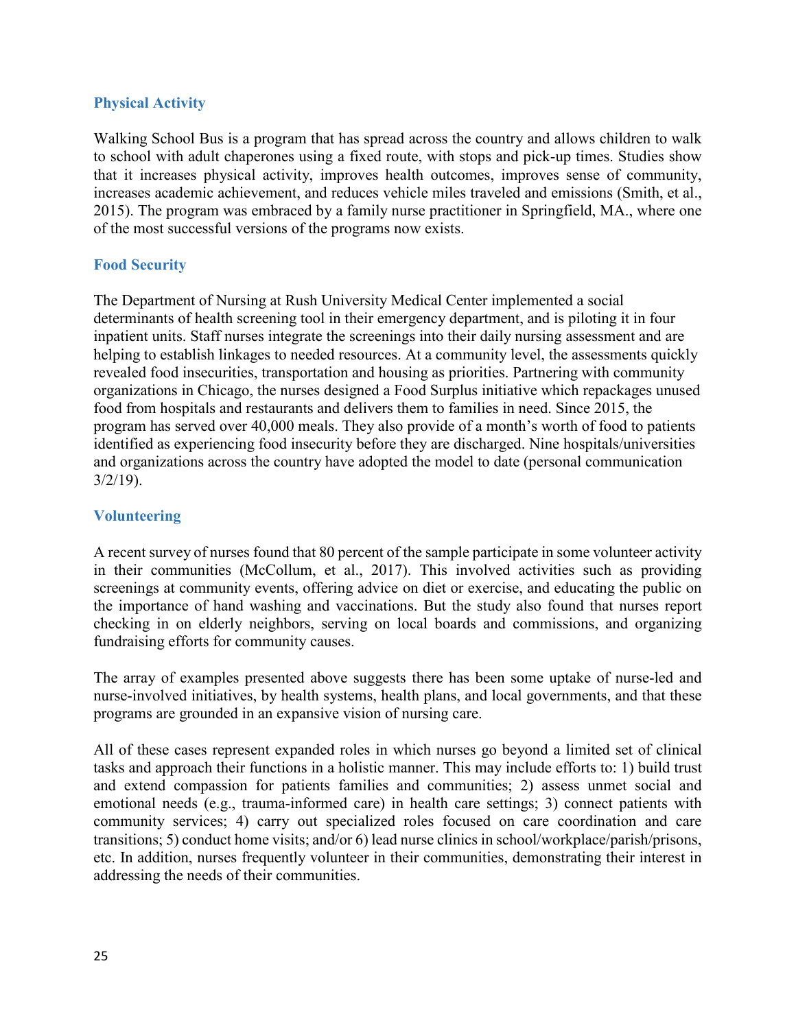### Physical Activity

Walking School Bus is a program that has spread across the country and allows children to walk to school with adult chaperones using a fixed route, with stops and pick-up times. Studies show that it increases physical activity, improves health outcomes, improves sense of community, increases academic achievement, and reduces vehicle miles traveled and emissions (Smith, et al., 2015). The program was embraced by a family nurse practitioner in Springfield, MA., where one of the most successful versions of the programs now exists.

### Food Security

The Department of Nursing at Rush University Medical Center implemented a social determinants of health screening tool in their emergency department, and is piloting it in four inpatient units. Staff nurses integrate the screenings into their daily nursing assessment and are helping to establish linkages to needed resources. At a community level, the assessments quickly revealed food insecurities, transportation and housing as priorities. Partnering with community organizations in Chicago, the nurses designed a Food Surplus initiative which repackages unused food from hospitals and restaurants and delivers them to families in need. Since 2015, the program has served over 40,000 meals. They also provide of a month's worth of food to patients identified as experiencing food insecurity before they are discharged. Nine hospitals/universities and organizations across the country have adopted the model to date (personal communication 3/2/19).

### Volunteering

A recent survey of nurses found that 80 percent of the sample participate in some volunteer activity in their communities (McCollum, et al., 2017). This involved activities such as providing screenings at community events, offering advice on diet or exercise, and educating the public on the importance of hand washing and vaccinations. But the study also found that nurses report checking in on elderly neighbors, serving on local boards and commissions, and organizing fundraising efforts for community causes.

The array of examples presented above suggests there has been some uptake of nurse-led and nurse-involved initiatives, by health systems, health plans, and local governments, and that these programs are grounded in an expansive vision of nursing care.

All of these cases represent expanded roles in which nurses go beyond a limited set of clinical tasks and approach their functions in a holistic manner. This may include efforts to: 1) build trust and extend compassion for patients families and communities; 2) assess unmet social and emotional needs (e.g., trauma-informed care) in health care settings; 3) connect patients with community services; 4) carry out specialized roles focused on care coordination and care transitions; 5) conduct home visits; and/or 6) lead nurse clinics in school/workplace/parish/prisons, etc. In addition, nurses frequently volunteer in their communities, demonstrating their interest in addressing the needs of their communities.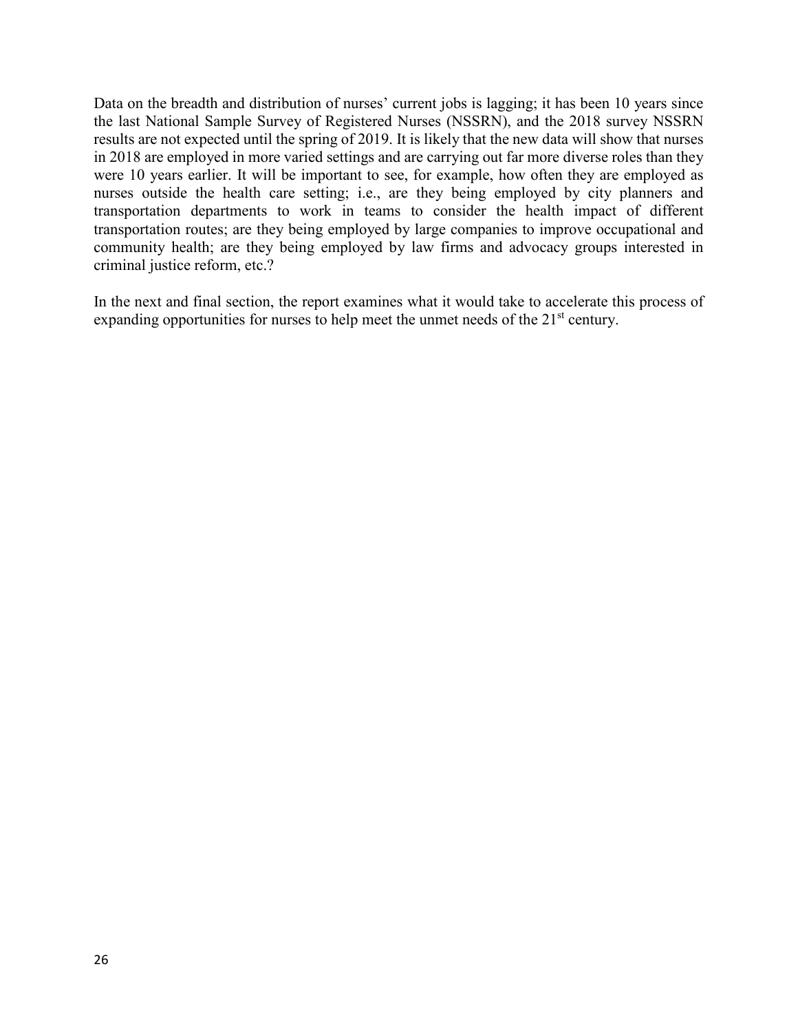Data on the breadth and distribution of nurses' current jobs is lagging; it has been 10 years since the last National Sample Survey of Registered Nurses (NSSRN), and the 2018 survey NSSRN results are not expected until the spring of 2019. It is likely that the new data will show that nurses in 2018 are employed in more varied settings and are carrying out far more diverse roles than they were 10 years earlier. It will be important to see, for example, how often they are employed as nurses outside the health care setting; i.e., are they being employed by city planners and transportation departments to work in teams to consider the health impact of different transportation routes; are they being employed by large companies to improve occupational and community health; are they being employed by law firms and advocacy groups interested in criminal justice reform, etc.?

In the next and final section, the report examines what it would take to accelerate this process of expanding opportunities for nurses to help meet the unmet needs of the 21st century.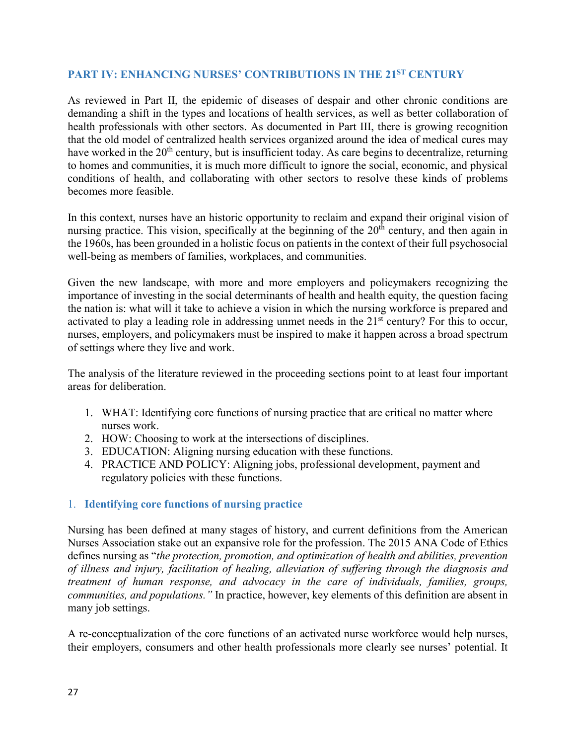## PART IV: ENHANCING NURSES' CONTRIBUTIONS IN THE 21ST CENTURY

As reviewed in Part II, the epidemic of diseases of despair and other chronic conditions are demanding a shift in the types and locations of health services, as well as better collaboration of health professionals with other sectors. As documented in Part III, there is growing recognition that the old model of centralized health services organized around the idea of medical cures may have worked in the 20th century, but is insufficient today. As care begins to decentralize, returning to homes and communities, it is much more difficult to ignore the social, economic, and physical conditions of health, and collaborating with other sectors to resolve these kinds of problems becomes more feasible.

In this context, nurses have an historic opportunity to reclaim and expand their original vision of nursing practice. This vision, specifically at the beginning of the 20th century, and then again in the 1960s, has been grounded in a holistic focus on patients in the context of their full psychosocial well-being as members of families, workplaces, and communities.

Given the new landscape, with more and more employers and policymakers recognizing the importance of investing in the social determinants of health and health equity, the question facing the nation is: what will it take to achieve a vision in which the nursing workforce is prepared and activated to play a leading role in addressing unmet needs in the 21st century? For this to occur, nurses, employers, and policymakers must be inspired to make it happen across a broad spectrum of settings where they live and work.

The analysis of the literature reviewed in the proceeding sections point to at least four important areas for deliberation.

1. WHAT: Identifying core functions of nursing practice that are critical no matter where nurses work.
2. HOW: Choosing to work at the intersections of disciplines.
3. EDUCATION: Aligning nursing education with these functions.
4. PRACTICE AND POLICY: Aligning jobs, professional development, payment and regulatory policies with these functions.

### 1. Identifying core functions of nursing practice

Nursing has been defined at many stages of history, and current definitions from the American Nurses Association stake out an expansive role for the profession. The 2015 ANA Code of Ethics defines nursing as "*the protection, promotion, and optimization of health and abilities, prevention of illness and injury, facilitation of healing, alleviation of suffering through the diagnosis and treatment of human response, and advocacy in the care of individuals, families, groups, communities, and populations.*" In practice, however, key elements of this definition are absent in many job settings.

A re-conceptualization of the core functions of an activated nurse workforce would help nurses, their employers, consumers and other health professionals more clearly see nurses' potential. It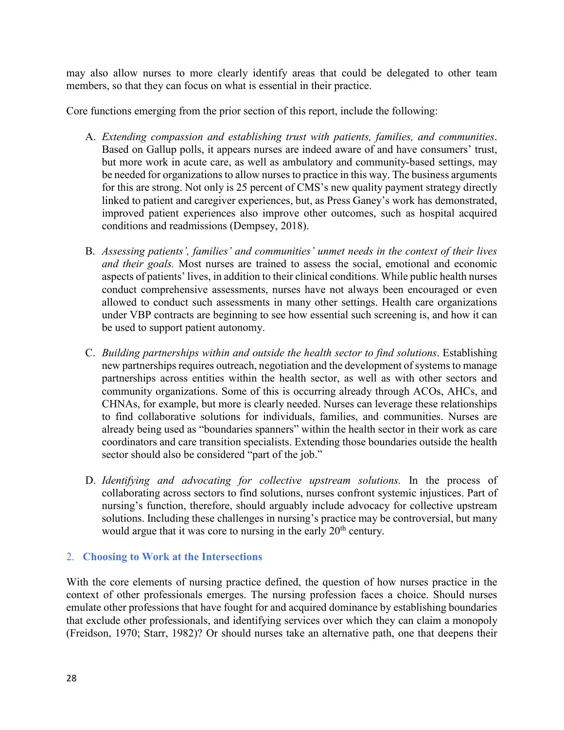may also allow nurses to more clearly identify areas that could be delegated to other team members, so that they can focus on what is essential in their practice.

Core functions emerging from the prior section of this report, include the following:

A. *Extending compassion and establishing trust with patients, families, and communities*. Based on Gallup polls, it appears nurses are indeed aware of and have consumers' trust, but more work in acute care, as well as ambulatory and community-based settings, may be needed for organizations to allow nurses to practice in this way. The business arguments for this are strong. Not only is 25 percent of CMS's new quality payment strategy directly linked to patient and caregiver experiences, but, as Press Ganey's work has demonstrated, improved patient experiences also improve other outcomes, such as hospital acquired conditions and readmissions (Dempsey, 2018).

B. *Assessing patients', families' and communities' unmet needs in the context of their lives and their goals.* Most nurses are trained to assess the social, emotional and economic aspects of patients' lives, in addition to their clinical conditions. While public health nurses conduct comprehensive assessments, nurses have not always been encouraged or even allowed to conduct such assessments in many other settings. Health care organizations under VBP contracts are beginning to see how essential such screening is, and how it can be used to support patient autonomy.

C. *Building partnerships within and outside the health sector to find solutions*. Establishing new partnerships requires outreach, negotiation and the development of systems to manage partnerships across entities within the health sector, as well as with other sectors and community organizations. Some of this is occurring already through ACOs, AHCs, and CHNAs, for example, but more is clearly needed. Nurses can leverage these relationships to find collaborative solutions for individuals, families, and communities. Nurses are already being used as "boundaries spanners" within the health sector in their work as care coordinators and care transition specialists. Extending those boundaries outside the health sector should also be considered "part of the job."

D. *Identifying and advocating for collective upstream solutions.* In the process of collaborating across sectors to find solutions, nurses confront systemic injustices. Part of nursing's function, therefore, should arguably include advocacy for collective upstream solutions. Including these challenges in nursing's practice may be controversial, but many would argue that it was core to nursing in the early 20th century.

### 2. **Choosing to Work at the Intersections**

With the core elements of nursing practice defined, the question of how nurses practice in the context of other professionals emerges. The nursing profession faces a choice. Should nurses emulate other professions that have fought for and acquired dominance by establishing boundaries that exclude other professionals, and identifying services over which they can claim a monopoly (Freidson, 1970; Starr, 1982)? Or should nurses take an alternative path, one that deepens their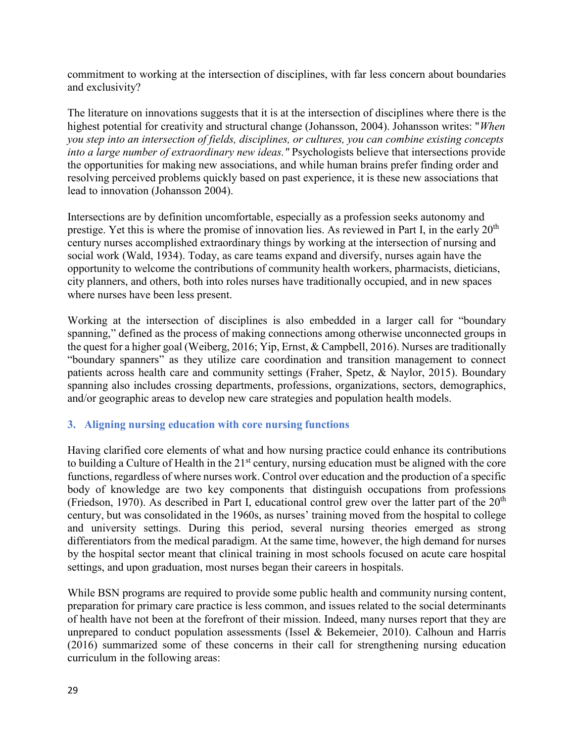commitment to working at the intersection of disciplines, with far less concern about boundaries and exclusivity?

The literature on innovations suggests that it is at the intersection of disciplines where there is the highest potential for creativity and structural change (Johansson, 2004). Johansson writes: "*When you step into an intersection of fields, disciplines, or cultures, you can combine existing concepts into a large number of extraordinary new ideas."* Psychologists believe that intersections provide the opportunities for making new associations, and while human brains prefer finding order and resolving perceived problems quickly based on past experience, it is these new associations that lead to innovation (Johansson 2004).

Intersections are by definition uncomfortable, especially as a profession seeks autonomy and prestige. Yet this is where the promise of innovation lies. As reviewed in Part I, in the early 20th century nurses accomplished extraordinary things by working at the intersection of nursing and social work (Wald, 1934). Today, as care teams expand and diversify, nurses again have the opportunity to welcome the contributions of community health workers, pharmacists, dieticians, city planners, and others, both into roles nurses have traditionally occupied, and in new spaces where nurses have been less present.

Working at the intersection of disciplines is also embedded in a larger call for "boundary spanning," defined as the process of making connections among otherwise unconnected groups in the quest for a higher goal (Weiberg, 2016; Yip, Ernst, & Campbell, 2016). Nurses are traditionally "boundary spanners" as they utilize care coordination and transition management to connect patients across health care and community settings (Fraher, Spetz, & Naylor, 2015). Boundary spanning also includes crossing departments, professions, organizations, sectors, demographics, and/or geographic areas to develop new care strategies and population health models.

### 3. Aligning nursing education with core nursing functions

Having clarified core elements of what and how nursing practice could enhance its contributions to building a Culture of Health in the 21st century, nursing education must be aligned with the core functions, regardless of where nurses work. Control over education and the production of a specific body of knowledge are two key components that distinguish occupations from professions (Friedson, 1970). As described in Part I, educational control grew over the latter part of the 20th century, but was consolidated in the 1960s, as nurses' training moved from the hospital to college and university settings. During this period, several nursing theories emerged as strong differentiators from the medical paradigm. At the same time, however, the high demand for nurses by the hospital sector meant that clinical training in most schools focused on acute care hospital settings, and upon graduation, most nurses began their careers in hospitals.

While BSN programs are required to provide some public health and community nursing content, preparation for primary care practice is less common, and issues related to the social determinants of health have not been at the forefront of their mission. Indeed, many nurses report that they are unprepared to conduct population assessments (Issel & Bekemeier, 2010). Calhoun and Harris (2016) summarized some of these concerns in their call for strengthening nursing education curriculum in the following areas: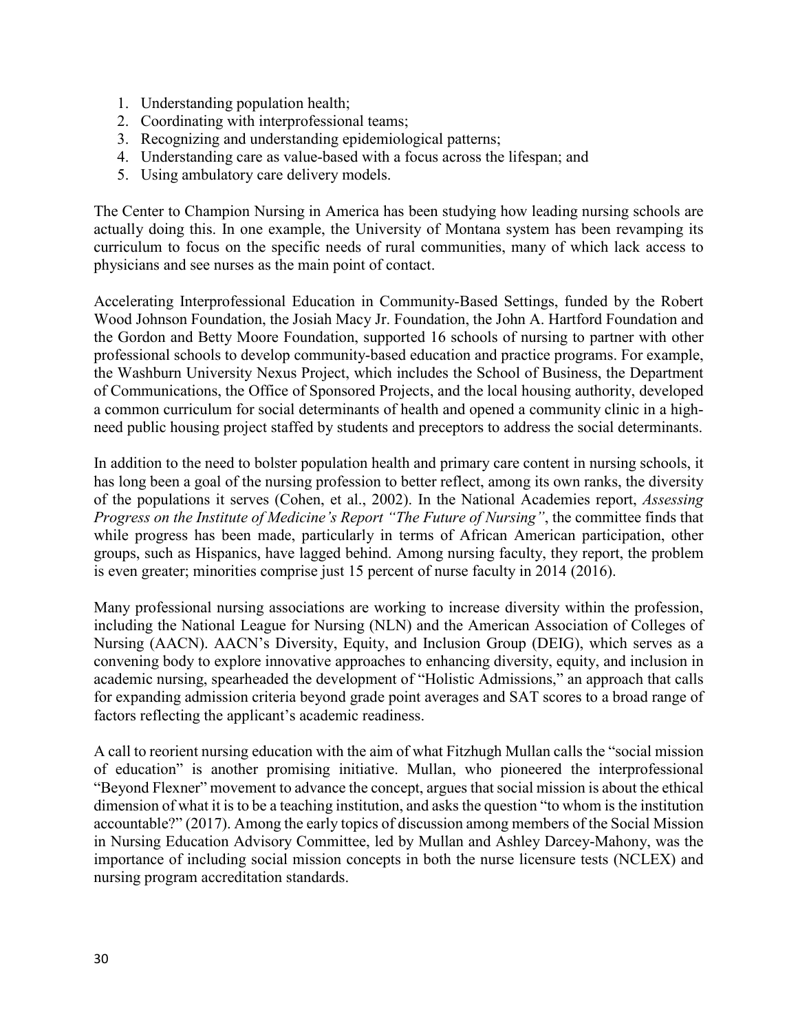1. Understanding population health;
2. Coordinating with interprofessional teams;
3. Recognizing and understanding epidemiological patterns;
4. Understanding care as value-based with a focus across the lifespan; and
5. Using ambulatory care delivery models.

The Center to Champion Nursing in America has been studying how leading nursing schools are actually doing this. In one example, the University of Montana system has been revamping its curriculum to focus on the specific needs of rural communities, many of which lack access to physicians and see nurses as the main point of contact.

Accelerating Interprofessional Education in Community-Based Settings, funded by the Robert Wood Johnson Foundation, the Josiah Macy Jr. Foundation, the John A. Hartford Foundation and the Gordon and Betty Moore Foundation, supported 16 schools of nursing to partner with other professional schools to develop community-based education and practice programs. For example, the Washburn University Nexus Project, which includes the School of Business, the Department of Communications, the Office of Sponsored Projects, and the local housing authority, developed a common curriculum for social determinants of health and opened a community clinic in a high-need public housing project staffed by students and preceptors to address the social determinants.

In addition to the need to bolster population health and primary care content in nursing schools, it has long been a goal of the nursing profession to better reflect, among its own ranks, the diversity of the populations it serves (Cohen, et al., 2002). In the National Academies report, *Assessing Progress on the Institute of Medicine's Report "The Future of Nursing"*, the committee finds that while progress has been made, particularly in terms of African American participation, other groups, such as Hispanics, have lagged behind. Among nursing faculty, they report, the problem is even greater; minorities comprise just 15 percent of nurse faculty in 2014 (2016).

Many professional nursing associations are working to increase diversity within the profession, including the National League for Nursing (NLN) and the American Association of Colleges of Nursing (AACN). AACN's Diversity, Equity, and Inclusion Group (DEIG), which serves as a convening body to explore innovative approaches to enhancing diversity, equity, and inclusion in academic nursing, spearheaded the development of "Holistic Admissions," an approach that calls for expanding admission criteria beyond grade point averages and SAT scores to a broad range of factors reflecting the applicant's academic readiness.

A call to reorient nursing education with the aim of what Fitzhugh Mullan calls the "social mission of education" is another promising initiative. Mullan, who pioneered the interprofessional "Beyond Flexner" movement to advance the concept, argues that social mission is about the ethical dimension of what it is to be a teaching institution, and asks the question "to whom is the institution accountable?" (2017). Among the early topics of discussion among members of the Social Mission in Nursing Education Advisory Committee, led by Mullan and Ashley Darcey-Mahony, was the importance of including social mission concepts in both the nurse licensure tests (NCLEX) and nursing program accreditation standards.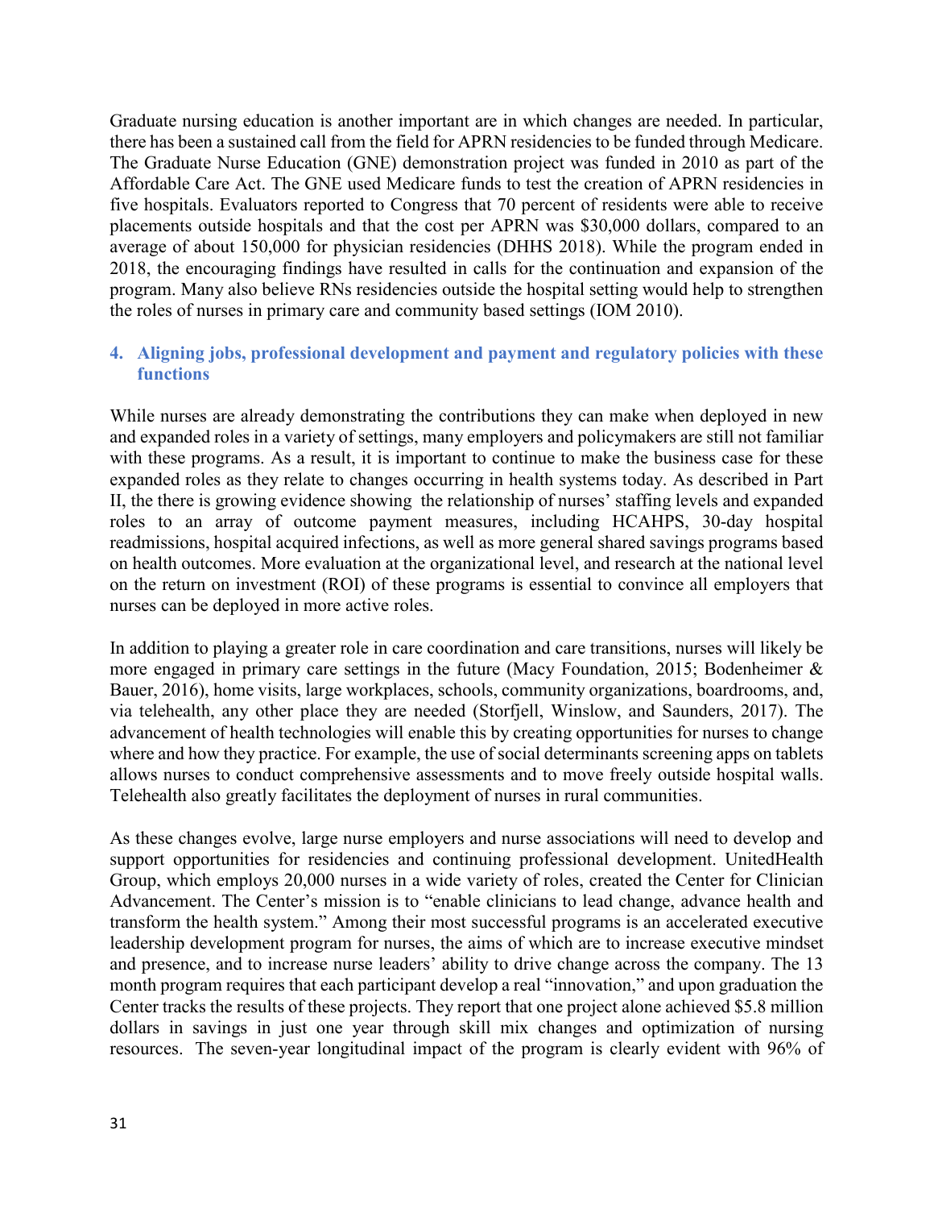Graduate nursing education is another important are in which changes are needed. In particular, there has been a sustained call from the field for APRN residencies to be funded through Medicare. The Graduate Nurse Education (GNE) demonstration project was funded in 2010 as part of the Affordable Care Act. The GNE used Medicare funds to test the creation of APRN residencies in five hospitals. Evaluators reported to Congress that 70 percent of residents were able to receive placements outside hospitals and that the cost per APRN was $30,000 dollars, compared to an average of about 150,000 for physician residencies (DHHS 2018). While the program ended in 2018, the encouraging findings have resulted in calls for the continuation and expansion of the program. Many also believe RNs residencies outside the hospital setting would help to strengthen the roles of nurses in primary care and community based settings (IOM 2010).

### 4. Aligning jobs, professional development and payment and regulatory policies with these functions

While nurses are already demonstrating the contributions they can make when deployed in new and expanded roles in a variety of settings, many employers and policymakers are still not familiar with these programs. As a result, it is important to continue to make the business case for these expanded roles as they relate to changes occurring in health systems today. As described in Part II, the there is growing evidence showing the relationship of nurses' staffing levels and expanded roles to an array of outcome payment measures, including HCAHPS, 30-day hospital readmissions, hospital acquired infections, as well as more general shared savings programs based on health outcomes. More evaluation at the organizational level, and research at the national level on the return on investment (ROI) of these programs is essential to convince all employers that nurses can be deployed in more active roles.

In addition to playing a greater role in care coordination and care transitions, nurses will likely be more engaged in primary care settings in the future (Macy Foundation, 2015; Bodenheimer & Bauer, 2016), home visits, large workplaces, schools, community organizations, boardrooms, and, via telehealth, any other place they are needed (Storfjell, Winslow, and Saunders, 2017). The advancement of health technologies will enable this by creating opportunities for nurses to change where and how they practice. For example, the use of social determinants screening apps on tablets allows nurses to conduct comprehensive assessments and to move freely outside hospital walls. Telehealth also greatly facilitates the deployment of nurses in rural communities.

As these changes evolve, large nurse employers and nurse associations will need to develop and support opportunities for residencies and continuing professional development. UnitedHealth Group, which employs 20,000 nurses in a wide variety of roles, created the Center for Clinician Advancement. The Center's mission is to "enable clinicians to lead change, advance health and transform the health system." Among their most successful programs is an accelerated executive leadership development program for nurses, the aims of which are to increase executive mindset and presence, and to increase nurse leaders' ability to drive change across the company. The 13 month program requires that each participant develop a real "innovation," and upon graduation the Center tracks the results of these projects. They report that one project alone achieved $5.8 million dollars in savings in just one year through skill mix changes and optimization of nursing resources. The seven-year longitudinal impact of the program is clearly evident with 96% of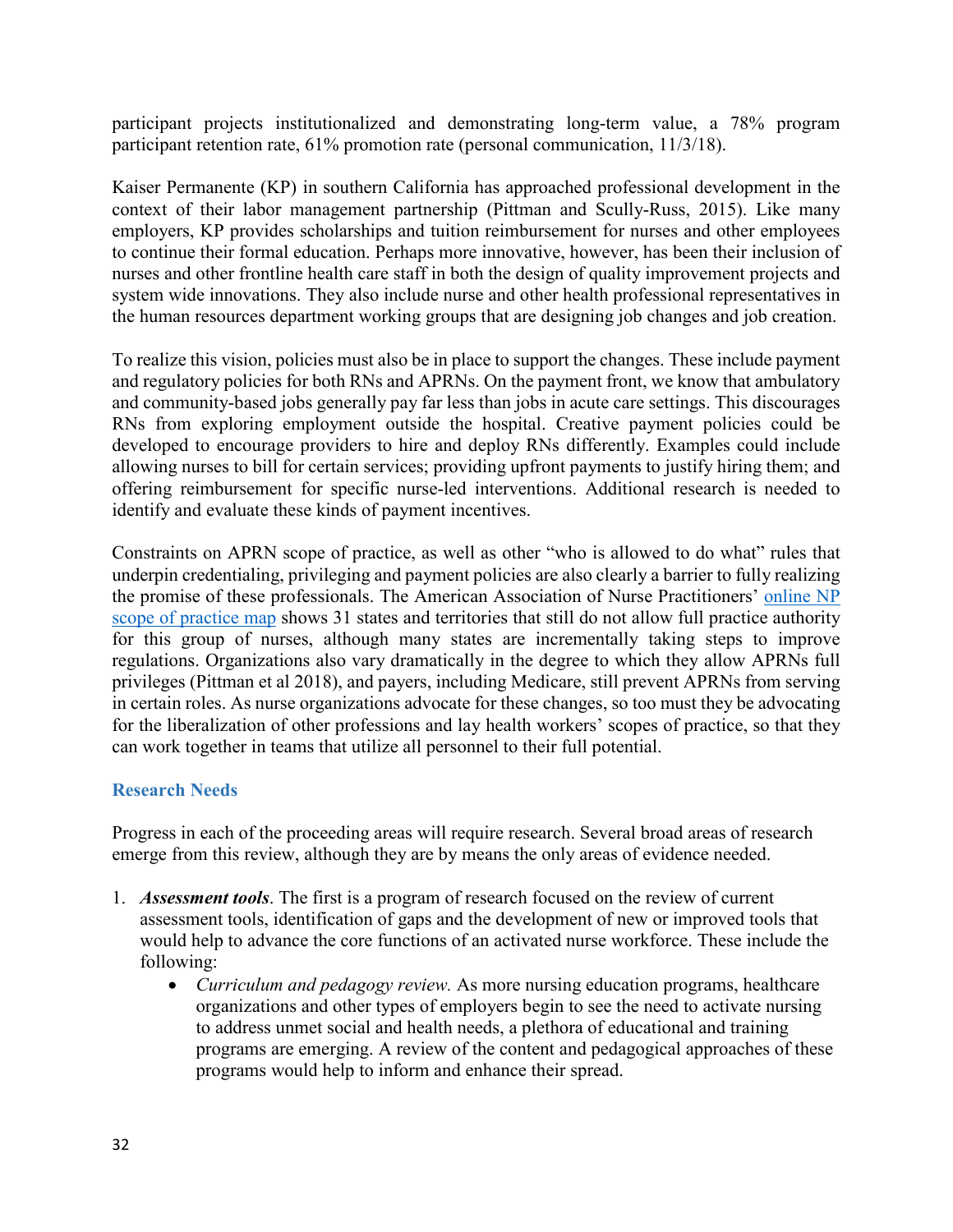participant projects institutionalized and demonstrating long-term value, a 78% program participant retention rate, 61% promotion rate (personal communication, 11/3/18).

Kaiser Permanente (KP) in southern California has approached professional development in the context of their labor management partnership (Pittman and Scully-Russ, 2015). Like many employers, KP provides scholarships and tuition reimbursement for nurses and other employees to continue their formal education. Perhaps more innovative, however, has been their inclusion of nurses and other frontline health care staff in both the design of quality improvement projects and system wide innovations. They also include nurse and other health professional representatives in the human resources department working groups that are designing job changes and job creation.

To realize this vision, policies must also be in place to support the changes. These include payment and regulatory policies for both RNs and APRNs. On the payment front, we know that ambulatory and community-based jobs generally pay far less than jobs in acute care settings. This discourages RNs from exploring employment outside the hospital. Creative payment policies could be developed to encourage providers to hire and deploy RNs differently. Examples could include allowing nurses to bill for certain services; providing upfront payments to justify hiring them; and offering reimbursement for specific nurse-led interventions. Additional research is needed to identify and evaluate these kinds of payment incentives.

Constraints on APRN scope of practice, as well as other "who is allowed to do what" rules that underpin credentialing, privileging and payment policies are also clearly a barrier to fully realizing the promise of these professionals. The American Association of Nurse Practitioners' online NP scope of practice map shows 31 states and territories that still do not allow full practice authority for this group of nurses, although many states are incrementally taking steps to improve regulations. Organizations also vary dramatically in the degree to which they allow APRNs full privileges (Pittman et al 2018), and payers, including Medicare, still prevent APRNs from serving in certain roles. As nurse organizations advocate for these changes, so too must they be advocating for the liberalization of other professions and lay health workers' scopes of practice, so that they can work together in teams that utilize all personnel to their full potential.

## Research Needs

Progress in each of the proceeding areas will require research. Several broad areas of research emerge from this review, although they are by means the only areas of evidence needed.

1. ***Assessment tools***. The first is a program of research focused on the review of current assessment tools, identification of gaps and the development of new or improved tools that would help to advance the core functions of an activated nurse workforce. These include the following:
    - *Curriculum and pedagogy review.* As more nursing education programs, healthcare organizations and other types of employers begin to see the need to activate nursing to address unmet social and health needs, a plethora of educational and training programs are emerging. A review of the content and pedagogical approaches of these programs would help to inform and enhance their spread.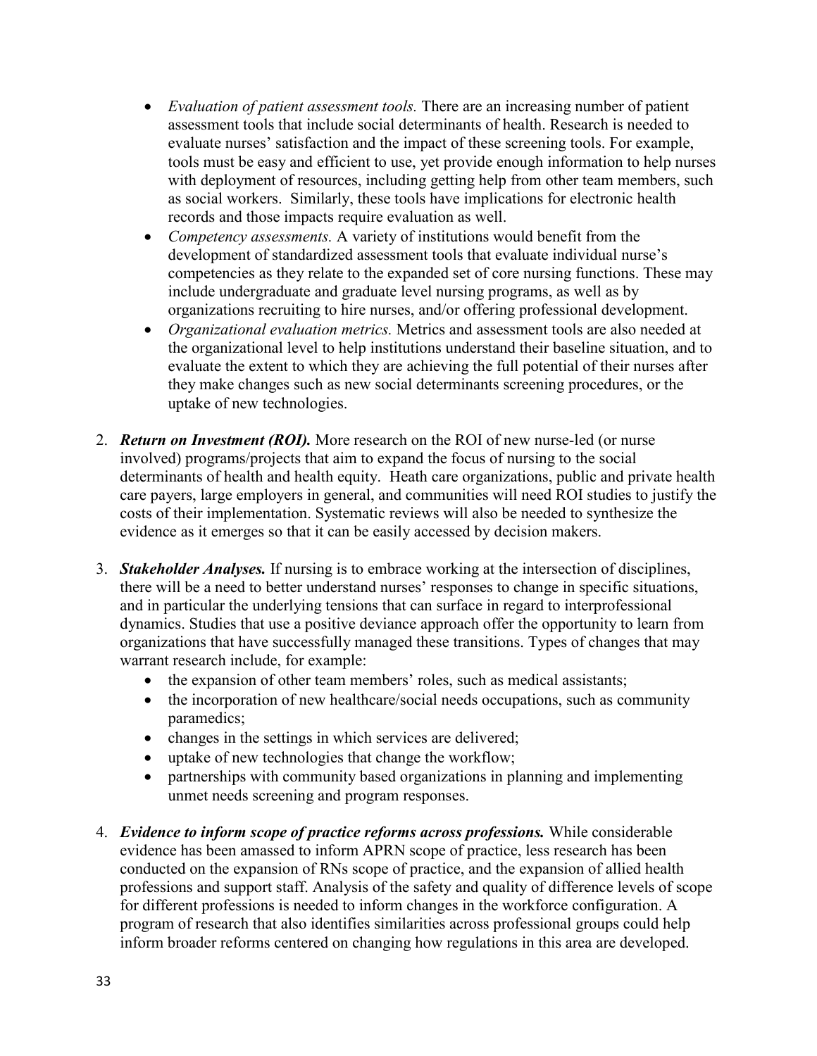- *Evaluation of patient assessment tools.* There are an increasing number of patient assessment tools that include social determinants of health. Research is needed to evaluate nurses' satisfaction and the impact of these screening tools. For example, tools must be easy and efficient to use, yet provide enough information to help nurses with deployment of resources, including getting help from other team members, such as social workers. Similarly, these tools have implications for electronic health records and those impacts require evaluation as well.
- *Competency assessments.* A variety of institutions would benefit from the development of standardized assessment tools that evaluate individual nurse's competencies as they relate to the expanded set of core nursing functions. These may include undergraduate and graduate level nursing programs, as well as by organizations recruiting to hire nurses, and/or offering professional development.
- *Organizational evaluation metrics.* Metrics and assessment tools are also needed at the organizational level to help institutions understand their baseline situation, and to evaluate the extent to which they are achieving the full potential of their nurses after they make changes such as new social determinants screening procedures, or the uptake of new technologies.

2. ***Return on Investment (ROI).*** More research on the ROI of new nurse-led (or nurse involved) programs/projects that aim to expand the focus of nursing to the social determinants of health and health equity. Heath care organizations, public and private health care payers, large employers in general, and communities will need ROI studies to justify the costs of their implementation. Systematic reviews will also be needed to synthesize the evidence as it emerges so that it can be easily accessed by decision makers.

3. ***Stakeholder Analyses.*** If nursing is to embrace working at the intersection of disciplines, there will be a need to better understand nurses' responses to change in specific situations, and in particular the underlying tensions that can surface in regard to interprofessional dynamics. Studies that use a positive deviance approach offer the opportunity to learn from organizations that have successfully managed these transitions. Types of changes that may warrant research include, for example:
   - the expansion of other team members' roles, such as medical assistants;
   - the incorporation of new healthcare/social needs occupations, such as community paramedics;
   - changes in the settings in which services are delivered;
   - uptake of new technologies that change the workflow;
   - partnerships with community based organizations in planning and implementing unmet needs screening and program responses.

4. ***Evidence to inform scope of practice reforms across professions.*** While considerable evidence has been amassed to inform APRN scope of practice, less research has been conducted on the expansion of RNs scope of practice, and the expansion of allied health professions and support staff. Analysis of the safety and quality of difference levels of scope for different professions is needed to inform changes in the workforce configuration. A program of research that also identifies similarities across professional groups could help inform broader reforms centered on changing how regulations in this area are developed.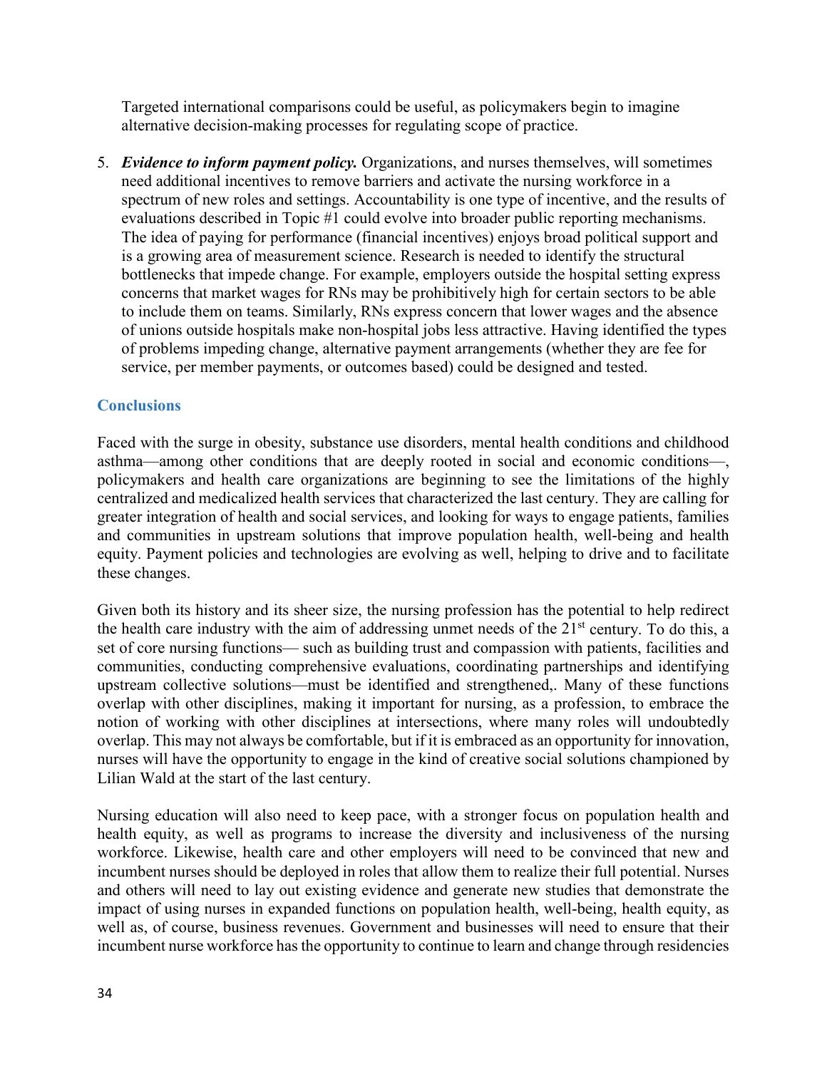Targeted international comparisons could be useful, as policymakers begin to imagine alternative decision-making processes for regulating scope of practice.

5. ***Evidence to inform payment policy.*** Organizations, and nurses themselves, will sometimes need additional incentives to remove barriers and activate the nursing workforce in a spectrum of new roles and settings. Accountability is one type of incentive, and the results of evaluations described in Topic #1 could evolve into broader public reporting mechanisms. The idea of paying for performance (financial incentives) enjoys broad political support and is a growing area of measurement science. Research is needed to identify the structural bottlenecks that impede change. For example, employers outside the hospital setting express concerns that market wages for RNs may be prohibitively high for certain sectors to be able to include them on teams. Similarly, RNs express concern that lower wages and the absence of unions outside hospitals make non-hospital jobs less attractive. Having identified the types of problems impeding change, alternative payment arrangements (whether they are fee for service, per member payments, or outcomes based) could be designed and tested.

## Conclusions

Faced with the surge in obesity, substance use disorders, mental health conditions and childhood asthma—among other conditions that are deeply rooted in social and economic conditions—, policymakers and health care organizations are beginning to see the limitations of the highly centralized and medicalized health services that characterized the last century. They are calling for greater integration of health and social services, and looking for ways to engage patients, families and communities in upstream solutions that improve population health, well-being and health equity. Payment policies and technologies are evolving as well, helping to drive and to facilitate these changes.

Given both its history and its sheer size, the nursing profession has the potential to help redirect the health care industry with the aim of addressing unmet needs of the 21st century. To do this, a set of core nursing functions— such as building trust and compassion with patients, facilities and communities, conducting comprehensive evaluations, coordinating partnerships and identifying upstream collective solutions—must be identified and strengthened,. Many of these functions overlap with other disciplines, making it important for nursing, as a profession, to embrace the notion of working with other disciplines at intersections, where many roles will undoubtedly overlap. This may not always be comfortable, but if it is embraced as an opportunity for innovation, nurses will have the opportunity to engage in the kind of creative social solutions championed by Lilian Wald at the start of the last century.

Nursing education will also need to keep pace, with a stronger focus on population health and health equity, as well as programs to increase the diversity and inclusiveness of the nursing workforce. Likewise, health care and other employers will need to be convinced that new and incumbent nurses should be deployed in roles that allow them to realize their full potential. Nurses and others will need to lay out existing evidence and generate new studies that demonstrate the impact of using nurses in expanded functions on population health, well-being, health equity, as well as, of course, business revenues. Government and businesses will need to ensure that their incumbent nurse workforce has the opportunity to continue to learn and change through residencies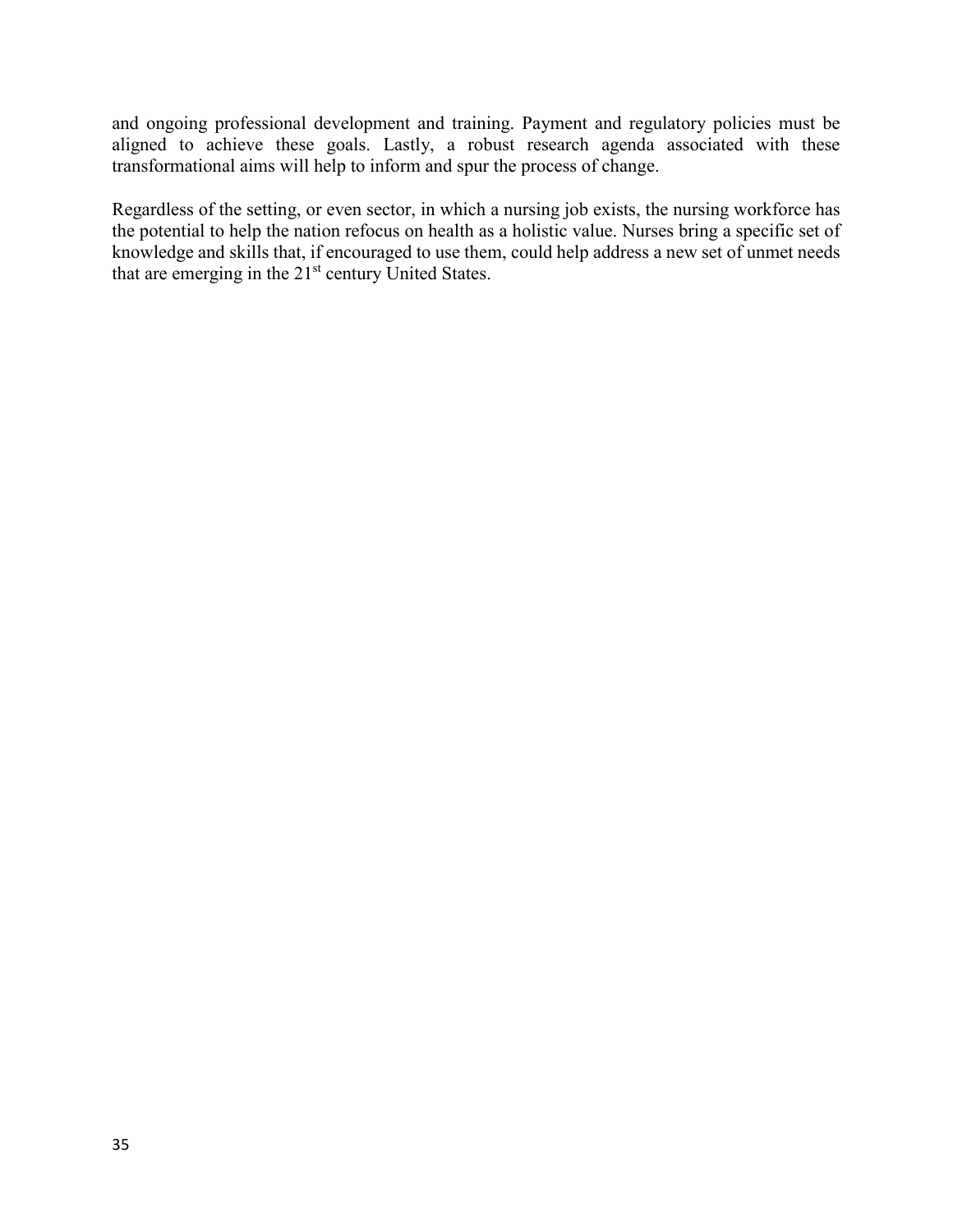and ongoing professional development and training. Payment and regulatory policies must be aligned to achieve these goals. Lastly, a robust research agenda associated with these transformational aims will help to inform and spur the process of change.

Regardless of the setting, or even sector, in which a nursing job exists, the nursing workforce has the potential to help the nation refocus on health as a holistic value. Nurses bring a specific set of knowledge and skills that, if encouraged to use them, could help address a new set of unmet needs that are emerging in the 21st century United States.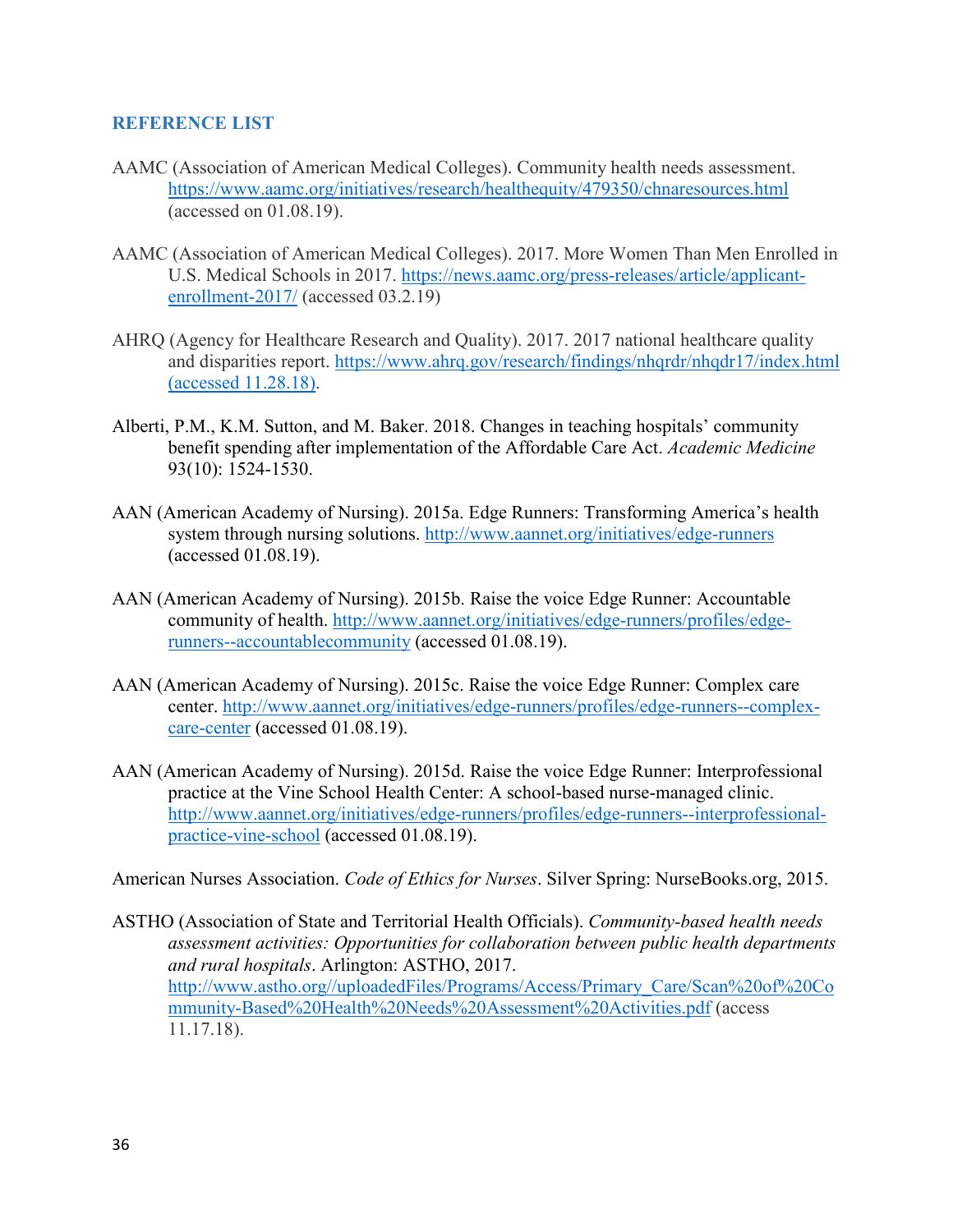## REFERENCE LIST

AAMC (Association of American Medical Colleges). Community health needs assessment. https://www.aamc.org/initiatives/research/healthequity/479350/chnaresources.html (accessed on 01.08.19).

AAMC (Association of American Medical Colleges). 2017. More Women Than Men Enrolled in U.S. Medical Schools in 2017. https://news.aamc.org/press-releases/article/applicant-enrollment-2017/ (accessed 03.2.19)

AHRQ (Agency for Healthcare Research and Quality). 2017. 2017 national healthcare quality and disparities report. https://www.ahrq.gov/research/findings/nhqrdr/nhqdr17/index.html (accessed 11.28.18).

Alberti, P.M., K.M. Sutton, and M. Baker. 2018. Changes in teaching hospitals' community benefit spending after implementation of the Affordable Care Act. *Academic Medicine* 93(10): 1524-1530.

AAN (American Academy of Nursing). 2015a. Edge Runners: Transforming America's health system through nursing solutions. http://www.aannet.org/initiatives/edge-runners (accessed 01.08.19).

AAN (American Academy of Nursing). 2015b. Raise the voice Edge Runner: Accountable community of health. http://www.aannet.org/initiatives/edge-runners/profiles/edge-runners--accountablecommunity (accessed 01.08.19).

AAN (American Academy of Nursing). 2015c. Raise the voice Edge Runner: Complex care center. http://www.aannet.org/initiatives/edge-runners/profiles/edge-runners--complex-care-center (accessed 01.08.19).

AAN (American Academy of Nursing). 2015d. Raise the voice Edge Runner: Interprofessional practice at the Vine School Health Center: A school-based nurse-managed clinic. http://www.aannet.org/initiatives/edge-runners/profiles/edge-runners--interprofessional-practice-vine-school (accessed 01.08.19).

American Nurses Association. *Code of Ethics for Nurses*. Silver Spring: NurseBooks.org, 2015.

ASTHO (Association of State and Territorial Health Officials). *Community-based health needs assessment activities: Opportunities for collaboration between public health departments and rural hospitals*. Arlington: ASTHO, 2017. http://www.astho.org//uploadedFiles/Programs/Access/Primary_Care/Scan%20of%20Community-Based%20Health%20Needs%20Assessment%20Activities.pdf (access 11.17.18).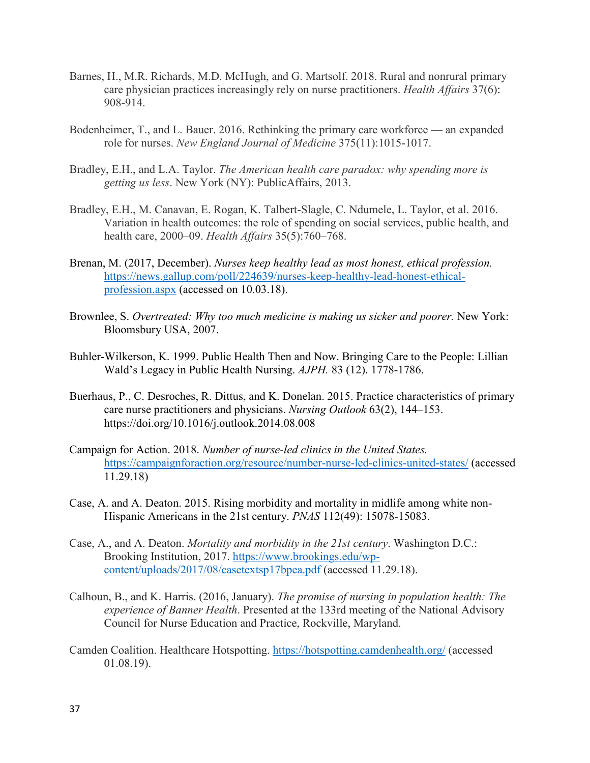Barnes, H., M.R. Richards, M.D. McHugh, and G. Martsolf. 2018. Rural and nonrural primary care physician practices increasingly rely on nurse practitioners. *Health Affairs* 37(6): 908-914.

Bodenheimer, T., and L. Bauer. 2016. Rethinking the primary care workforce — an expanded role for nurses. *New England Journal of Medicine* 375(11):1015-1017.

Bradley, E.H., and L.A. Taylor. *The American health care paradox: why spending more is getting us less*. New York (NY): PublicAffairs, 2013.

Bradley, E.H., M. Canavan, E. Rogan, K. Talbert-Slagle, C. Ndumele, L. Taylor, et al. 2016. Variation in health outcomes: the role of spending on social services, public health, and health care, 2000–09. *Health Affairs* 35(5):760–768.

Brenan, M. (2017, December). *Nurses keep healthy lead as most honest, ethical profession.* https://news.gallup.com/poll/224639/nurses-keep-healthy-lead-honest-ethical-profession.aspx (accessed on 10.03.18).

Brownlee, S. *Overtreated: Why too much medicine is making us sicker and poorer.* New York: Bloomsbury USA, 2007.

Buhler-Wilkerson, K. 1999. Public Health Then and Now. Bringing Care to the People: Lillian Wald's Legacy in Public Health Nursing. *AJPH.* 83 (12). 1778-1786.

Buerhaus, P., C. Desroches, R. Dittus, and K. Donelan. 2015. Practice characteristics of primary care nurse practitioners and physicians. *Nursing Outlook* 63(2), 144–153. https://doi.org/10.1016/j.outlook.2014.08.008

Campaign for Action. 2018. *Number of nurse-led clinics in the United States.* https://campaignforaction.org/resource/number-nurse-led-clinics-united-states/ (accessed 11.29.18)

Case, A. and A. Deaton. 2015. Rising morbidity and mortality in midlife among white non-Hispanic Americans in the 21st century. *PNAS* 112(49): 15078-15083.

Case, A., and A. Deaton. *Mortality and morbidity in the 21st century*. Washington D.C.: Brooking Institution, 2017. https://www.brookings.edu/wp-content/uploads/2017/08/casetextsp17bpea.pdf (accessed 11.29.18).

Calhoun, B., and K. Harris. (2016, January). *The promise of nursing in population health: The experience of Banner Health*. Presented at the 133rd meeting of the National Advisory Council for Nurse Education and Practice, Rockville, Maryland.

Camden Coalition. Healthcare Hotspotting. https://hotspotting.camdenhealth.org/ (accessed 01.08.19).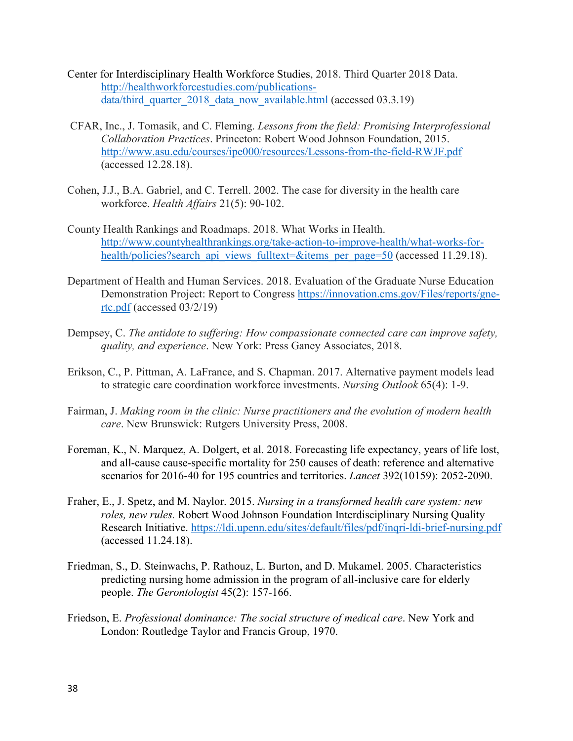Center for Interdisciplinary Health Workforce Studies, 2018. Third Quarter 2018 Data. http://healthworkforcestudies.com/publications-data/third_quarter_2018_data_now_available.html (accessed 03.3.19)

CFAR, Inc., J. Tomasik, and C. Fleming. *Lessons from the field: Promising Interprofessional Collaboration Practices*. Princeton: Robert Wood Johnson Foundation, 2015. http://www.asu.edu/courses/ipe000/resources/Lessons-from-the-field-RWJF.pdf (accessed 12.28.18).

Cohen, J.J., B.A. Gabriel, and C. Terrell. 2002. The case for diversity in the health care workforce. *Health Affairs* 21(5): 90-102.

County Health Rankings and Roadmaps. 2018. What Works in Health. http://www.countyhealthrankings.org/take-action-to-improve-health/what-works-for-health/policies?search_api_views_fulltext=&items_per_page=50 (accessed 11.29.18).

Department of Health and Human Services. 2018. Evaluation of the Graduate Nurse Education Demonstration Project: Report to Congress https://innovation.cms.gov/Files/reports/gne-rtc.pdf (accessed 03/2/19)

Dempsey, C. *The antidote to suffering: How compassionate connected care can improve safety, quality, and experience*. New York: Press Ganey Associates, 2018.

Erikson, C., P. Pittman, A. LaFrance, and S. Chapman. 2017. Alternative payment models lead to strategic care coordination workforce investments. *Nursing Outlook* 65(4): 1-9.

Fairman, J. *Making room in the clinic: Nurse practitioners and the evolution of modern health care*. New Brunswick: Rutgers University Press, 2008.

Foreman, K., N. Marquez, A. Dolgert, et al. 2018. Forecasting life expectancy, years of life lost, and all-cause cause-specific mortality for 250 causes of death: reference and alternative scenarios for 2016-40 for 195 countries and territories. *Lancet* 392(10159): 2052-2090.

Fraher, E., J. Spetz, and M. Naylor. 2015. *Nursing in a transformed health care system: new roles, new rules.* Robert Wood Johnson Foundation Interdisciplinary Nursing Quality Research Initiative. https://ldi.upenn.edu/sites/default/files/pdf/inqri-ldi-brief-nursing.pdf (accessed 11.24.18).

Friedman, S., D. Steinwachs, P. Rathouz, L. Burton, and D. Mukamel. 2005. Characteristics predicting nursing home admission in the program of all-inclusive care for elderly people. *The Gerontologist* 45(2): 157-166.

Friedson, E. *Professional dominance: The social structure of medical care*. New York and London: Routledge Taylor and Francis Group, 1970.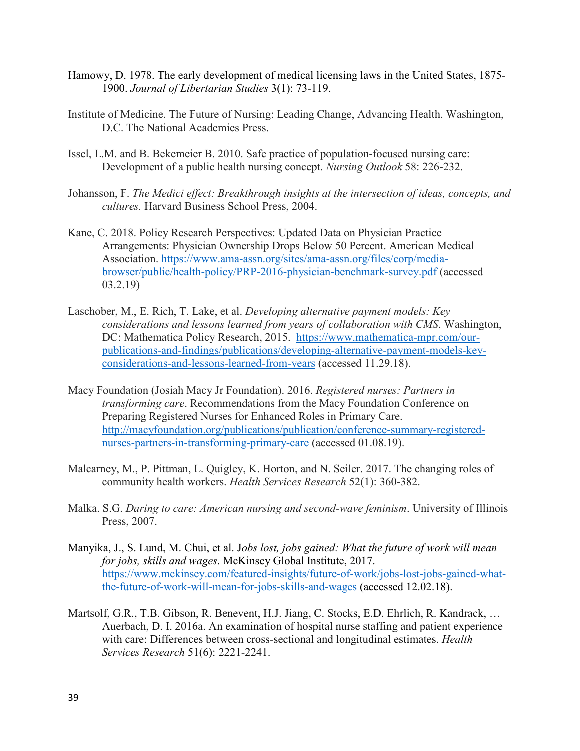Hamowy, D. 1978. The early development of medical licensing laws in the United States, 1875-1900. *Journal of Libertarian Studies* 3(1): 73-119.

Institute of Medicine. The Future of Nursing: Leading Change, Advancing Health. Washington, D.C. The National Academies Press.

Issel, L.M. and B. Bekemeier B. 2010. Safe practice of population-focused nursing care: Development of a public health nursing concept. *Nursing Outlook* 58: 226-232.

Johansson, F. *The Medici effect: Breakthrough insights at the intersection of ideas, concepts, and cultures.* Harvard Business School Press, 2004.

Kane, C. 2018. Policy Research Perspectives: Updated Data on Physician Practice Arrangements: Physician Ownership Drops Below 50 Percent. American Medical Association. https://www.ama-assn.org/sites/ama-assn.org/files/corp/media-browser/public/health-policy/PRP-2016-physician-benchmark-survey.pdf (accessed 03.2.19)

Laschober, M., E. Rich, T. Lake, et al. *Developing alternative payment models: Key considerations and lessons learned from years of collaboration with CMS*. Washington, DC: Mathematica Policy Research, 2015. https://www.mathematica-mpr.com/our-publications-and-findings/publications/developing-alternative-payment-models-key-considerations-and-lessons-learned-from-years (accessed 11.29.18).

Macy Foundation (Josiah Macy Jr Foundation). 2016. *Registered nurses: Partners in transforming care*. Recommendations from the Macy Foundation Conference on Preparing Registered Nurses for Enhanced Roles in Primary Care. http://macyfoundation.org/publications/publication/conference-summary-registered-nurses-partners-in-transforming-primary-care (accessed 01.08.19).

Malcarney, M., P. Pittman, L. Quigley, K. Horton, and N. Seiler. 2017. The changing roles of community health workers. *Health Services Research* 52(1): 360-382.

Malka. S.G. *Daring to care: American nursing and second-wave feminism*. University of Illinois Press, 2007.

Manyika, J., S. Lund, M. Chui, et al. J*obs lost, jobs gained: What the future of work will mean for jobs, skills and wages*. McKinsey Global Institute, 2017. https://www.mckinsey.com/featured-insights/future-of-work/jobs-lost-jobs-gained-what-the-future-of-work-will-mean-for-jobs-skills-and-wages (accessed 12.02.18).

Martsolf, G.R., T.B. Gibson, R. Benevent, H.J. Jiang, C. Stocks, E.D. Ehrlich, R. Kandrack, … Auerbach, D. I. 2016a. An examination of hospital nurse staffing and patient experience with care: Differences between cross-sectional and longitudinal estimates. *Health Services Research* 51(6): 2221-2241.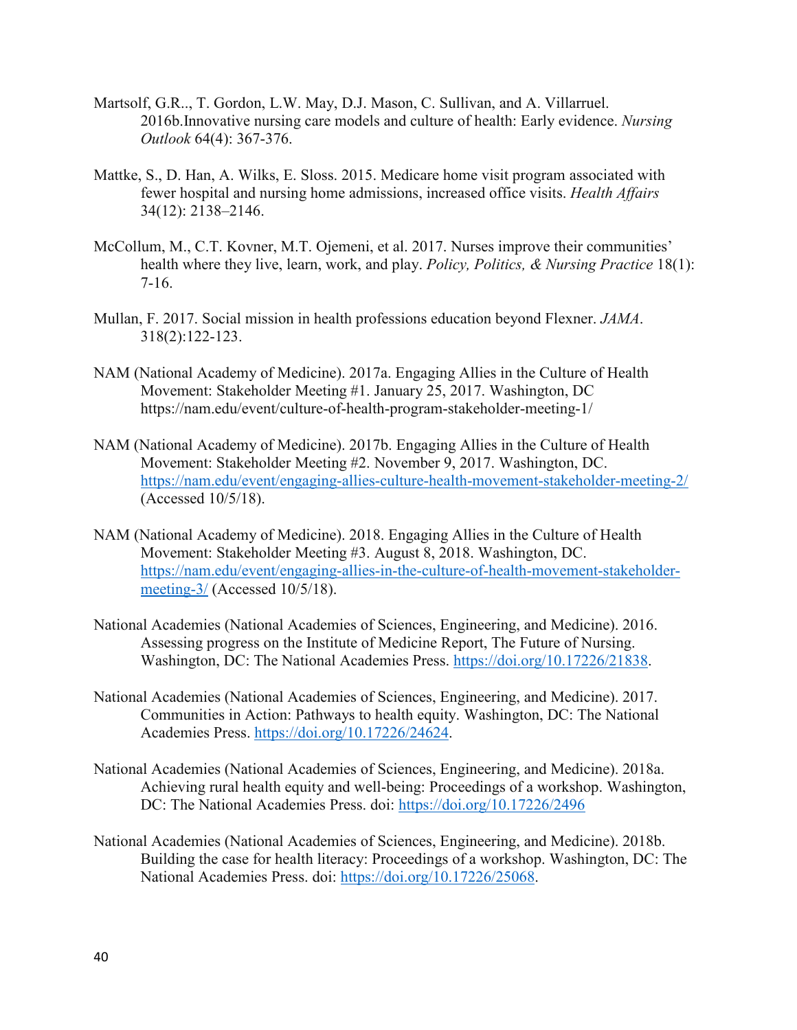Martsolf, G.R.., T. Gordon, L.W. May, D.J. Mason, C. Sullivan, and A. Villarruel. 2016b.Innovative nursing care models and culture of health: Early evidence. *Nursing Outlook* 64(4): 367-376.

Mattke, S., D. Han, A. Wilks, E. Sloss. 2015. Medicare home visit program associated with fewer hospital and nursing home admissions, increased office visits. *Health Affairs* 34(12): 2138–2146.

McCollum, M., C.T. Kovner, M.T. Ojemeni, et al. 2017. Nurses improve their communities' health where they live, learn, work, and play. *Policy, Politics, & Nursing Practice* 18(1): 7-16.

Mullan, F. 2017. Social mission in health professions education beyond Flexner. *JAMA*. 318(2):122-123.

NAM (National Academy of Medicine). 2017a. Engaging Allies in the Culture of Health Movement: Stakeholder Meeting #1. January 25, 2017. Washington, DC https://nam.edu/event/culture-of-health-program-stakeholder-meeting-1/

NAM (National Academy of Medicine). 2017b. Engaging Allies in the Culture of Health Movement: Stakeholder Meeting #2. November 9, 2017. Washington, DC. https://nam.edu/event/engaging-allies-culture-health-movement-stakeholder-meeting-2/ (Accessed 10/5/18).

NAM (National Academy of Medicine). 2018. Engaging Allies in the Culture of Health Movement: Stakeholder Meeting #3. August 8, 2018. Washington, DC. https://nam.edu/event/engaging-allies-in-the-culture-of-health-movement-stakeholder-meeting-3/ (Accessed 10/5/18).

National Academies (National Academies of Sciences, Engineering, and Medicine). 2016. Assessing progress on the Institute of Medicine Report, The Future of Nursing. Washington, DC: The National Academies Press. https://doi.org/10.17226/21838.

National Academies (National Academies of Sciences, Engineering, and Medicine). 2017. Communities in Action: Pathways to health equity. Washington, DC: The National Academies Press. https://doi.org/10.17226/24624.

National Academies (National Academies of Sciences, Engineering, and Medicine). 2018a. Achieving rural health equity and well-being: Proceedings of a workshop. Washington, DC: The National Academies Press. doi: https://doi.org/10.17226/2496

National Academies (National Academies of Sciences, Engineering, and Medicine). 2018b. Building the case for health literacy: Proceedings of a workshop. Washington, DC: The National Academies Press. doi: https://doi.org/10.17226/25068.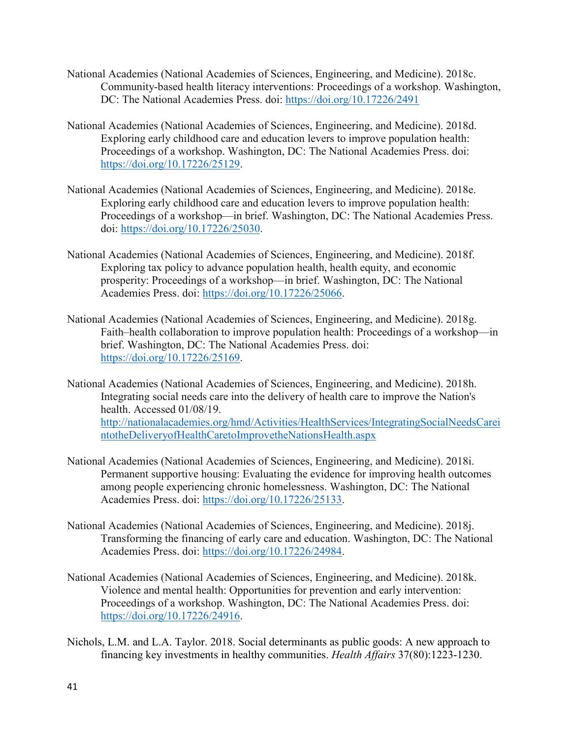National Academies (National Academies of Sciences, Engineering, and Medicine). 2018c. Community-based health literacy interventions: Proceedings of a workshop. Washington, DC: The National Academies Press. doi: https://doi.org/10.17226/2491

National Academies (National Academies of Sciences, Engineering, and Medicine). 2018d. Exploring early childhood care and education levers to improve population health: Proceedings of a workshop. Washington, DC: The National Academies Press. doi: https://doi.org/10.17226/25129.

National Academies (National Academies of Sciences, Engineering, and Medicine). 2018e. Exploring early childhood care and education levers to improve population health: Proceedings of a workshop—in brief. Washington, DC: The National Academies Press. doi: https://doi.org/10.17226/25030.

National Academies (National Academies of Sciences, Engineering, and Medicine). 2018f. Exploring tax policy to advance population health, health equity, and economic prosperity: Proceedings of a workshop—in brief. Washington, DC: The National Academies Press. doi: https://doi.org/10.17226/25066.

National Academies (National Academies of Sciences, Engineering, and Medicine). 2018g. Faith–health collaboration to improve population health: Proceedings of a workshop—in brief. Washington, DC: The National Academies Press. doi: https://doi.org/10.17226/25169.

National Academies (National Academies of Sciences, Engineering, and Medicine). 2018h. Integrating social needs care into the delivery of health care to improve the Nation's health. Accessed 01/08/19. http://nationalacademies.org/hmd/Activities/HealthServices/IntegratingSocialNeedsCareintotheDeliveryofHealthCaretoImprovetheNationsHealth.aspx

National Academies (National Academies of Sciences, Engineering, and Medicine). 2018i. Permanent supportive housing: Evaluating the evidence for improving health outcomes among people experiencing chronic homelessness. Washington, DC: The National Academies Press. doi: https://doi.org/10.17226/25133.

National Academies (National Academies of Sciences, Engineering, and Medicine). 2018j. Transforming the financing of early care and education. Washington, DC: The National Academies Press. doi: https://doi.org/10.17226/24984.

National Academies (National Academies of Sciences, Engineering, and Medicine). 2018k. Violence and mental health: Opportunities for prevention and early intervention: Proceedings of a workshop. Washington, DC: The National Academies Press. doi: https://doi.org/10.17226/24916.

Nichols, L.M. and L.A. Taylor. 2018. Social determinants as public goods: A new approach to financing key investments in healthy communities. *Health Affairs* 37(80):1223-1230.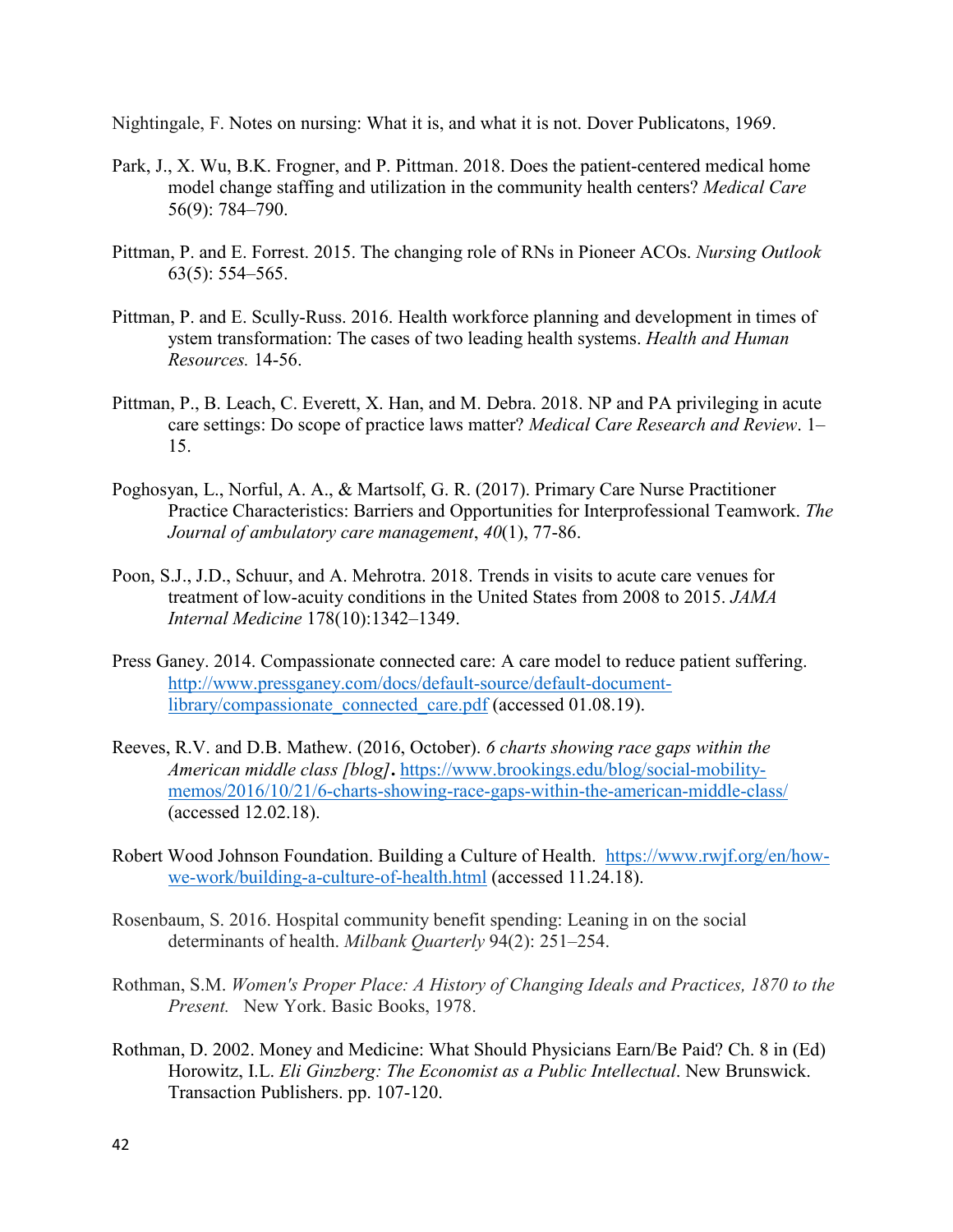Nightingale, F. Notes on nursing: What it is, and what it is not. Dover Publicatons, 1969.

Park, J., X. Wu, B.K. Frogner, and P. Pittman. 2018. Does the patient-centered medical home model change staffing and utilization in the community health centers? *Medical Care* 56(9): 784–790.

Pittman, P. and E. Forrest. 2015. The changing role of RNs in Pioneer ACOs. *Nursing Outlook* 63(5): 554–565.

Pittman, P. and E. Scully-Russ. 2016. Health workforce planning and development in times of ystem transformation: The cases of two leading health systems. *Health and Human Resources.* 14-56.

Pittman, P., B. Leach, C. Everett, X. Han, and M. Debra. 2018. NP and PA privileging in acute care settings: Do scope of practice laws matter? *Medical Care Research and Review*. 1–15.

Poghosyan, L., Norful, A. A., & Martsolf, G. R. (2017). Primary Care Nurse Practitioner Practice Characteristics: Barriers and Opportunities for Interprofessional Teamwork. *The Journal of ambulatory care management*, *40*(1), 77-86.

Poon, S.J., J.D., Schuur, and A. Mehrotra. 2018. Trends in visits to acute care venues for treatment of low-acuity conditions in the United States from 2008 to 2015. *JAMA Internal Medicine* 178(10):1342–1349.

Press Ganey. 2014. Compassionate connected care: A care model to reduce patient suffering. http://www.pressganey.com/docs/default-source/default-document-library/compassionate_connected_care.pdf (accessed 01.08.19).

Reeves, R.V. and D.B. Mathew. (2016, October). *6 charts showing race gaps within the American middle class [blog]***.** https://www.brookings.edu/blog/social-mobility-memos/2016/10/21/6-charts-showing-race-gaps-within-the-american-middle-class/ (accessed 12.02.18).

Robert Wood Johnson Foundation. Building a Culture of Health. https://www.rwjf.org/en/how-we-work/building-a-culture-of-health.html (accessed 11.24.18).

Rosenbaum, S. 2016. Hospital community benefit spending: Leaning in on the social determinants of health. *Milbank Quarterly* 94(2): 251–254.

Rothman, S.M. *Women's Proper Place: A History of Changing Ideals and Practices, 1870 to the Present.* New York. Basic Books, 1978.

Rothman, D. 2002. Money and Medicine: What Should Physicians Earn/Be Paid? Ch. 8 in (Ed) Horowitz, I.L. *Eli Ginzberg: The Economist as a Public Intellectual*. New Brunswick. Transaction Publishers. pp. 107-120.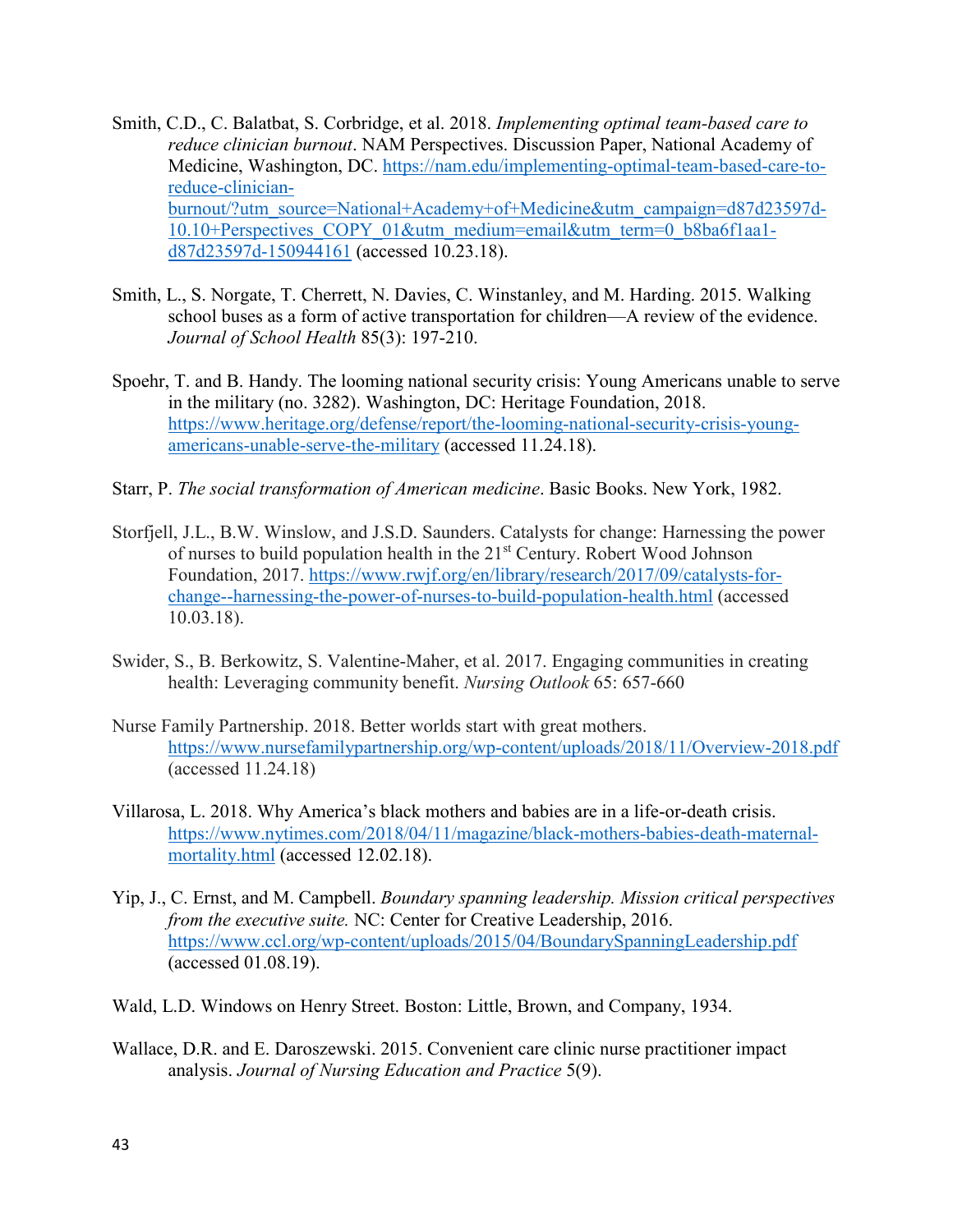Smith, C.D., C. Balatbat, S. Corbridge, et al. 2018. *Implementing optimal team-based care to reduce clinician burnout*. NAM Perspectives. Discussion Paper, National Academy of Medicine, Washington, DC. https://nam.edu/implementing-optimal-team-based-care-to-reduce-clinician-burnout/?utm_source=National+Academy+of+Medicine&utm_campaign=d87d23597d-10.10+Perspectives_COPY_01&utm_medium=email&utm_term=0_b8ba6f1aa1-d87d23597d-150944161 (accessed 10.23.18).

Smith, L., S. Norgate, T. Cherrett, N. Davies, C. Winstanley, and M. Harding. 2015. Walking school buses as a form of active transportation for children—A review of the evidence. *Journal of School Health* 85(3): 197-210.

Spoehr, T. and B. Handy. The looming national security crisis: Young Americans unable to serve in the military (no. 3282). Washington, DC: Heritage Foundation, 2018. https://www.heritage.org/defense/report/the-looming-national-security-crisis-young-americans-unable-serve-the-military (accessed 11.24.18).

Starr, P. *The social transformation of American medicine*. Basic Books. New York, 1982.

Storfjell, J.L., B.W. Winslow, and J.S.D. Saunders. Catalysts for change: Harnessing the power of nurses to build population health in the 21st Century. Robert Wood Johnson Foundation, 2017. https://www.rwjf.org/en/library/research/2017/09/catalysts-for-change--harnessing-the-power-of-nurses-to-build-population-health.html (accessed 10.03.18).

Swider, S., B. Berkowitz, S. Valentine-Maher, et al. 2017. Engaging communities in creating health: Leveraging community benefit. *Nursing Outlook* 65: 657-660

Nurse Family Partnership. 2018. Better worlds start with great mothers. https://www.nursefamilypartnership.org/wp-content/uploads/2018/11/Overview-2018.pdf (accessed 11.24.18)

Villarosa, L. 2018. Why America's black mothers and babies are in a life-or-death crisis. https://www.nytimes.com/2018/04/11/magazine/black-mothers-babies-death-maternal-mortality.html (accessed 12.02.18).

Yip, J., C. Ernst, and M. Campbell. *Boundary spanning leadership. Mission critical perspectives from the executive suite.* NC: Center for Creative Leadership, 2016. https://www.ccl.org/wp-content/uploads/2015/04/BoundarySpanningLeadership.pdf (accessed 01.08.19).

Wald, L.D. Windows on Henry Street. Boston: Little, Brown, and Company, 1934.

Wallace, D.R. and E. Daroszewski. 2015. Convenient care clinic nurse practitioner impact analysis. *Journal of Nursing Education and Practice* 5(9).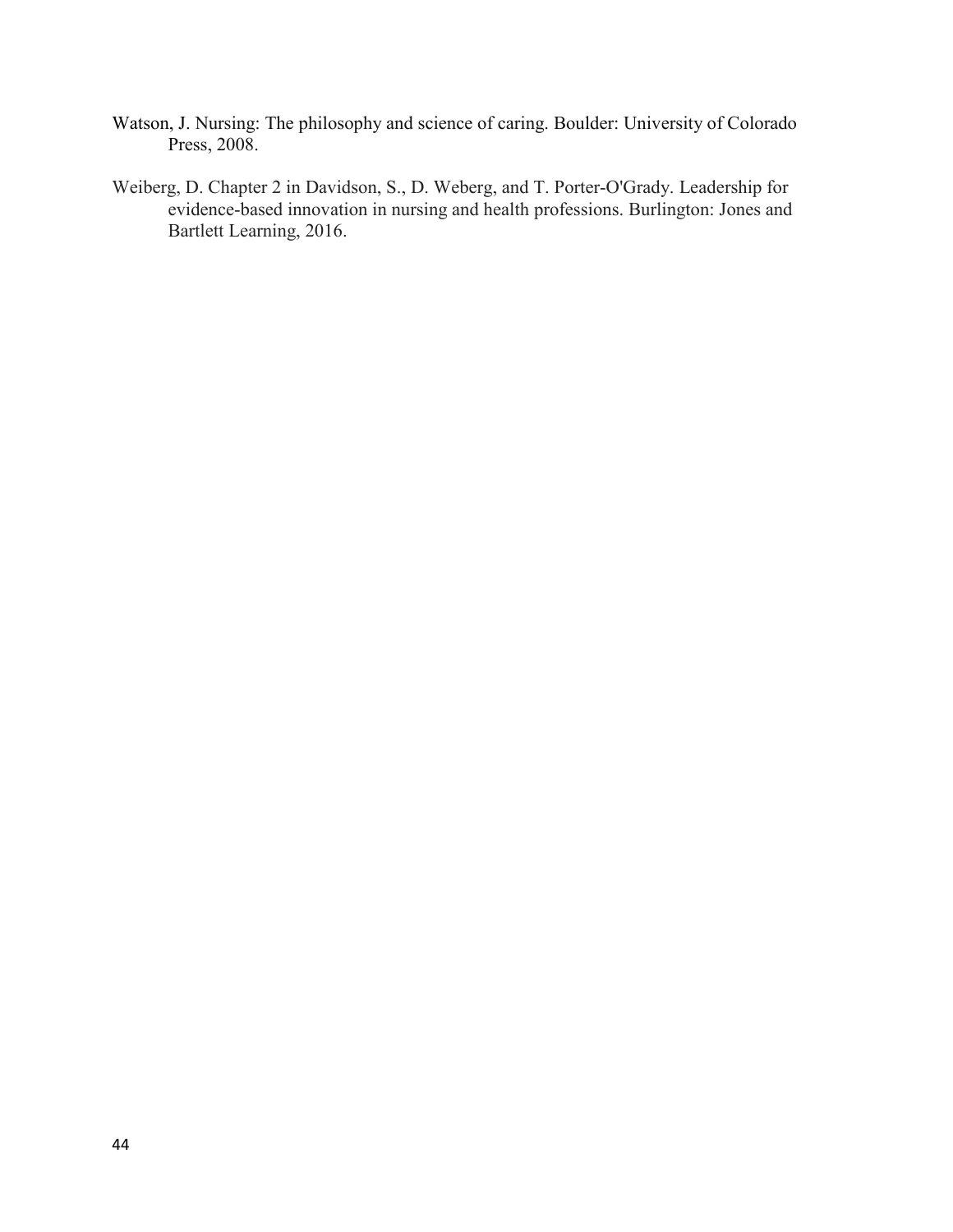Watson, J. Nursing: The philosophy and science of caring. Boulder: University of Colorado Press, 2008.

Weiberg, D. Chapter 2 in Davidson, S., D. Weberg, and T. Porter-O'Grady. Leadership for evidence-based innovation in nursing and health professions. Burlington: Jones and Bartlett Learning, 2016.